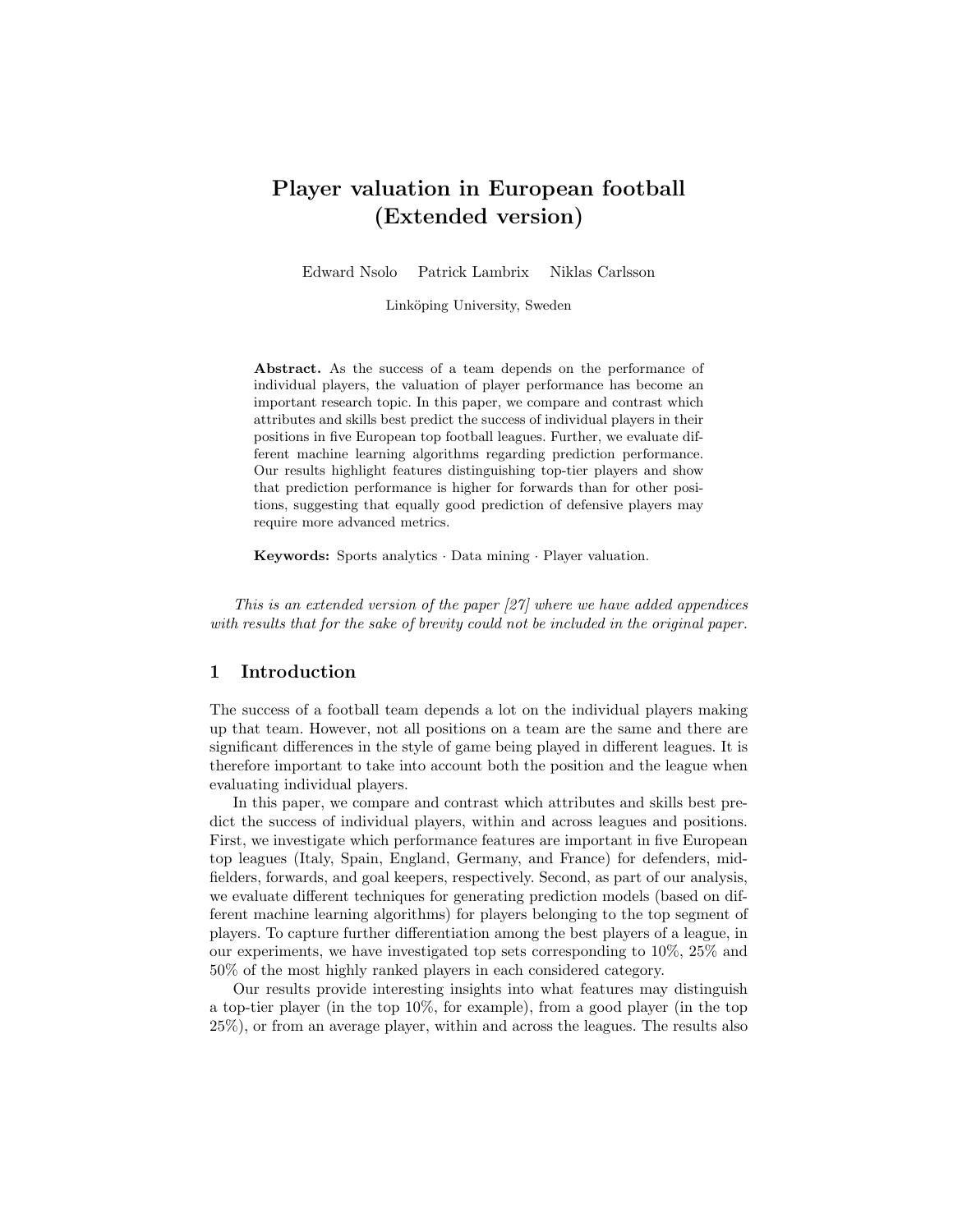# Player valuation in European football (Extended version)

Edward Nsolo  Patrick Lambrix  Niklas Carlsson

Linköping University, Sweden

**Abstract.** As the success of a team depends on the performance of individual players, the valuation of player performance has become an important research topic. In this paper, we compare and contrast which attributes and skills best predict the success of individual players in their positions in five European top football leagues. Further, we evaluate different machine learning algorithms regarding prediction performance. Our results highlight features distinguishing top-tier players and show that prediction performance is higher for forwards than for other positions, suggesting that equally good prediction of defensive players may require more advanced metrics.

**Keywords:** Sports analytics · Data mining · Player valuation.

*This is an extended version of the paper [27] where we have added appendices with results that for the sake of brevity could not be included in the original paper.*

## 1 Introduction

The success of a football team depends a lot on the individual players making up that team. However, not all positions on a team are the same and there are significant differences in the style of game being played in different leagues. It is therefore important to take into account both the position and the league when evaluating individual players.

In this paper, we compare and contrast which attributes and skills best predict the success of individual players, within and across leagues and positions. First, we investigate which performance features are important in five European top leagues (Italy, Spain, England, Germany, and France) for defenders, midfielders, forwards, and goal keepers, respectively. Second, as part of our analysis, we evaluate different techniques for generating prediction models (based on different machine learning algorithms) for players belonging to the top segment of players. To capture further differentiation among the best players of a league, in our experiments, we have investigated top sets corresponding to 10%, 25% and 50% of the most highly ranked players in each considered category.

Our results provide interesting insights into what features may distinguish a top-tier player (in the top 10%, for example), from a good player (in the top 25%), or from an average player, within and across the leagues. The results also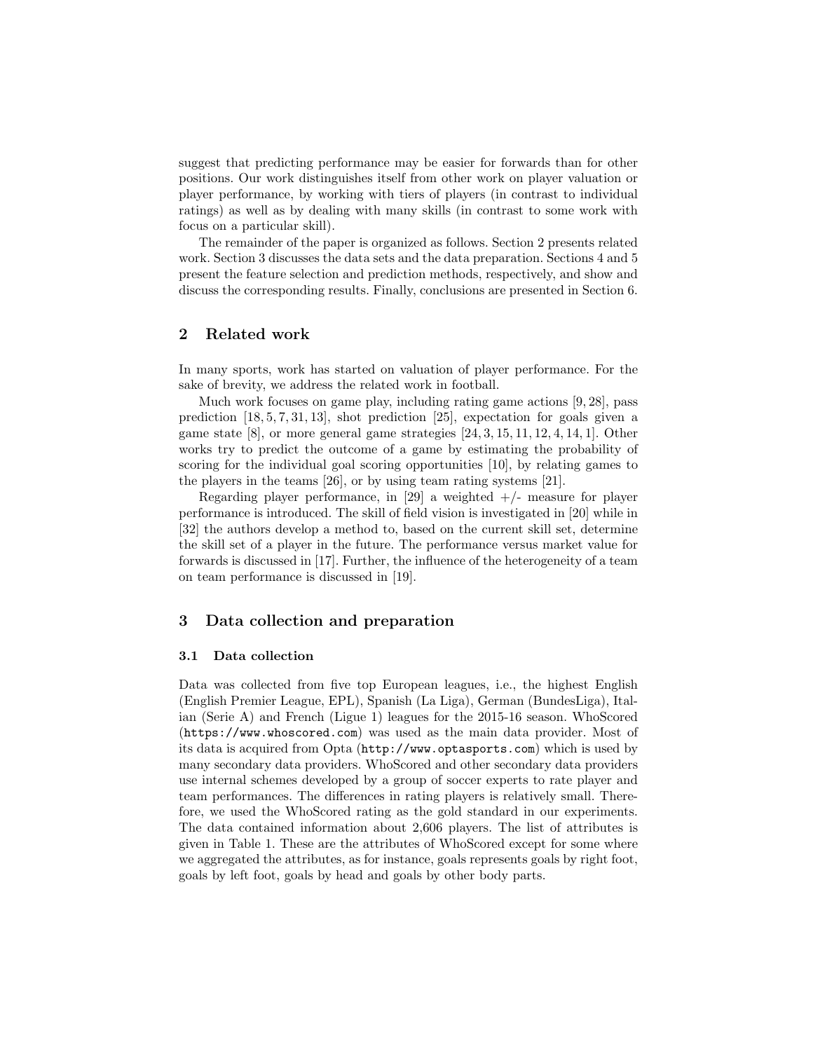suggest that predicting performance may be easier for forwards than for other positions. Our work distinguishes itself from other work on player valuation or player performance, by working with tiers of players (in contrast to individual ratings) as well as by dealing with many skills (in contrast to some work with focus on a particular skill).

The remainder of the paper is organized as follows. Section 2 presents related work. Section 3 discusses the data sets and the data preparation. Sections 4 and 5 present the feature selection and prediction methods, respectively, and show and discuss the corresponding results. Finally, conclusions are presented in Section 6.

## 2 Related work

In many sports, work has started on valuation of player performance. For the sake of brevity, we address the related work in football.

Much work focuses on game play, including rating game actions [9, 28], pass prediction [18, 5, 7, 31, 13], shot prediction [25], expectation for goals given a game state [8], or more general game strategies [24, 3, 15, 11, 12, 4, 14, 1]. Other works try to predict the outcome of a game by estimating the probability of scoring for the individual goal scoring opportunities [10], by relating games to the players in the teams [26], or by using team rating systems [21].

Regarding player performance, in [29] a weighted +/- measure for player performance is introduced. The skill of field vision is investigated in [20] while in [32] the authors develop a method to, based on the current skill set, determine the skill set of a player in the future. The performance versus market value for forwards is discussed in [17]. Further, the influence of the heterogeneity of a team on team performance is discussed in [19].

## 3 Data collection and preparation

### 3.1 Data collection

Data was collected from five top European leagues, i.e., the highest English (English Premier League, EPL), Spanish (La Liga), German (BundesLiga), Italian (Serie A) and French (Ligue 1) leagues for the 2015-16 season. WhoScored (`https://www.whoscored.com`) was used as the main data provider. Most of its data is acquired from Opta (`http://www.optasports.com`) which is used by many secondary data providers. WhoScored and other secondary data providers use internal schemes developed by a group of soccer experts to rate player and team performances. The differences in rating players is relatively small. Therefore, we used the WhoScored rating as the gold standard in our experiments. The data contained information about 2,606 players. The list of attributes is given in Table 1. These are the attributes of WhoScored except for some where we aggregated the attributes, as for instance, goals represents goals by right foot, goals by left foot, goals by head and goals by other body parts.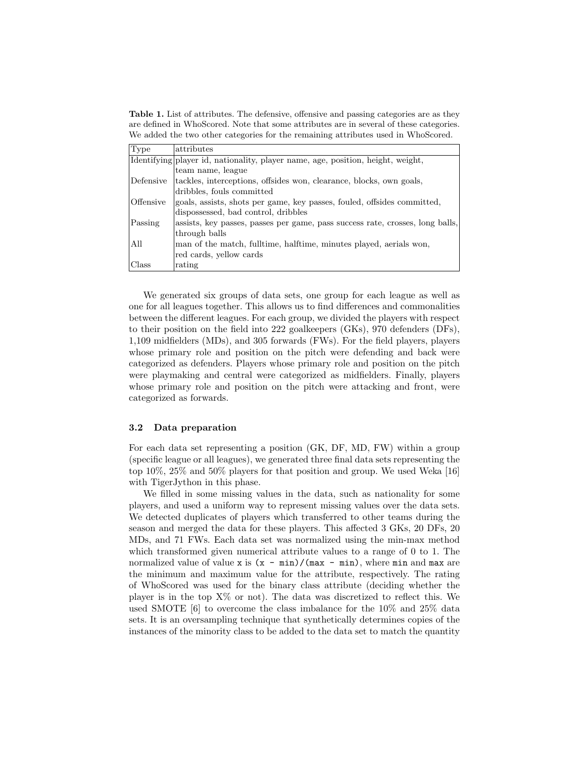**Table 1.** List of attributes. The defensive, offensive and passing categories are as they are defined in WhoScored. Note that some attributes are in several of these categories. We added the two other categories for the remaining attributes used in WhoScored.

| Type | attributes |
|---|---|
| Identifying | player id, nationality, player name, age, position, height, weight, team name, league |
| Defensive | tackles, interceptions, offsides won, clearance, blocks, own goals, dribbles, fouls committed |
| Offensive | goals, assists, shots per game, key passes, fouled, offsides committed, dispossessed, bad control, dribbles |
| Passing | assists, key passes, passes per game, pass success rate, crosses, long balls, through balls |
| All | man of the match, fulltime, halftime, minutes played, aerials won, red cards, yellow cards |
| Class | rating |

We generated six groups of data sets, one group for each league as well as one for all leagues together. This allows us to find differences and commonalities between the different leagues. For each group, we divided the players with respect to their position on the field into 222 goalkeepers (GKs), 970 defenders (DFs), 1,109 midfielders (MDs), and 305 forwards (FWs). For the field players, players whose primary role and position on the pitch were defending and back were categorized as defenders. Players whose primary role and position on the pitch were playmaking and central were categorized as midfielders. Finally, players whose primary role and position on the pitch were attacking and front, were categorized as forwards.

### 3.2 Data preparation

For each data set representing a position (GK, DF, MD, FW) within a group (specific league or all leagues), we generated three final data sets representing the top 10%, 25% and 50% players for that position and group. We used Weka [16] with TigerJython in this phase.

We filled in some missing values in the data, such as nationality for some players, and used a uniform way to represent missing values over the data sets. We detected duplicates of players which transferred to other teams during the season and merged the data for these players. This affected 3 GKs, 20 DFs, 20 MDs, and 71 FWs. Each data set was normalized using the min-max method which transformed given numerical attribute values to a range of 0 to 1. The normalized value of value `x` is `(x - min)/(max - min)`, where `min` and `max` are the minimum and maximum value for the attribute, respectively. The rating of WhoScored was used for the binary class attribute (deciding whether the player is in the top X% or not). The data was discretized to reflect this. We used SMOTE [6] to overcome the class imbalance for the 10% and 25% data sets. It is an oversampling technique that synthetically determines copies of the instances of the minority class to be added to the data set to match the quantity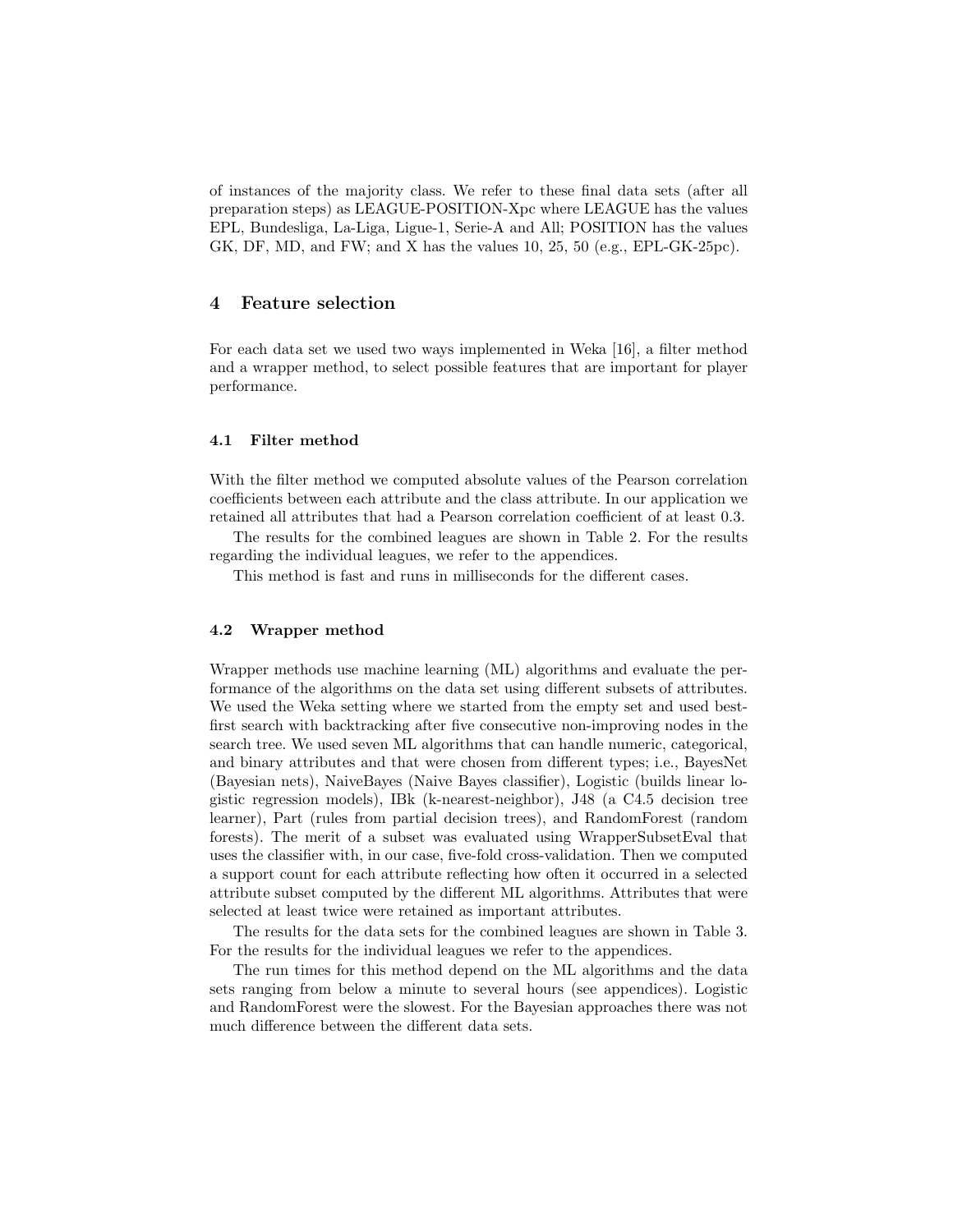of instances of the majority class. We refer to these final data sets (after all preparation steps) as LEAGUE-POSITION-Xpc where LEAGUE has the values EPL, Bundesliga, La-Liga, Ligue-1, Serie-A and All; POSITION has the values GK, DF, MD, and FW; and X has the values 10, 25, 50 (e.g., EPL-GK-25pc).

## 4 Feature selection

For each data set we used two ways implemented in Weka [16], a filter method and a wrapper method, to select possible features that are important for player performance.

### 4.1 Filter method

With the filter method we computed absolute values of the Pearson correlation coefficients between each attribute and the class attribute. In our application we retained all attributes that had a Pearson correlation coefficient of at least 0.3.

The results for the combined leagues are shown in Table 2. For the results regarding the individual leagues, we refer to the appendices.

This method is fast and runs in milliseconds for the different cases.

### 4.2 Wrapper method

Wrapper methods use machine learning (ML) algorithms and evaluate the performance of the algorithms on the data set using different subsets of attributes. We used the Weka setting where we started from the empty set and used best-first search with backtracking after five consecutive non-improving nodes in the search tree. We used seven ML algorithms that can handle numeric, categorical, and binary attributes and that were chosen from different types; i.e., BayesNet (Bayesian nets), NaiveBayes (Naive Bayes classifier), Logistic (builds linear logistic regression models), IBk (k-nearest-neighbor), J48 (a C4.5 decision tree learner), Part (rules from partial decision trees), and RandomForest (random forests). The merit of a subset was evaluated using WrapperSubsetEval that uses the classifier with, in our case, five-fold cross-validation. Then we computed a support count for each attribute reflecting how often it occurred in a selected attribute subset computed by the different ML algorithms. Attributes that were selected at least twice were retained as important attributes.

The results for the data sets for the combined leagues are shown in Table 3. For the results for the individual leagues we refer to the appendices.

The run times for this method depend on the ML algorithms and the data sets ranging from below a minute to several hours (see appendices). Logistic and RandomForest were the slowest. For the Bayesian approaches there was not much difference between the different data sets.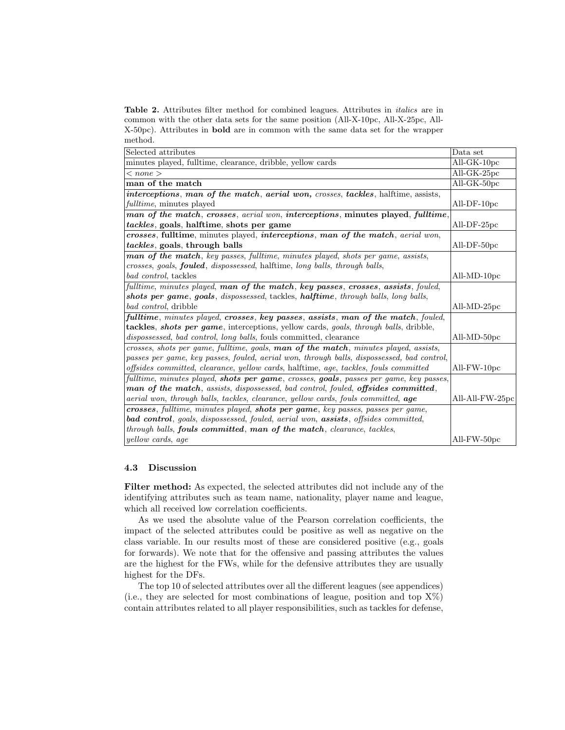**Table 2.** Attributes filter method for combined leagues. Attributes in *italics* are in common with the other data sets for the same position (All-X-10pc, All-X-25pc, All-X-50pc). Attributes in **bold** are in common with the same data set for the wrapper method.

| Selected attributes | Data set |
|---|---|
| minutes played, fulltime, clearance, dribble, yellow cards | All-GK-10pc |
| *< none >* | All-GK-25pc |
| **man of the match** | All-GK-50pc |
| ***interceptions***, ***man of the match***, ***aerial won,*** *crosses*, ***tackles***, halftime, assists, *fulltime*, minutes played | All-DF-10pc |
| ***man of the match***, ***crosses***, *aerial won*, ***interceptions***, **minutes played**, ***fulltime***, ***tackles***, **goals**, **halftime**, **shots per game** | All-DF-25pc |
| ***crosses***, **fulltime**, minutes played, ***interceptions***, ***man of the match***, *aerial won*, ***tackles***, **goals**, **through balls** | All-DF-50pc |
| ***man of the match***, *key passes*, *fulltime*, *minutes played*, *shots per game*, *assists*, *crosses*, *goals*, ***fouled***, *dispossessed*, halftime, *long balls*, *through balls*, *bad control*, tackles | All-MD-10pc |
| *fulltime*, *minutes played*, ***man of the match***, ***key passes***, ***crosses***, ***assists***, *fouled*, ***shots per game***, ***goals***, *dispossessed*, tackles, ***halftime***, *through balls*, *long balls*, *bad control*, dribble | All-MD-25pc |
| ***fulltime***, *minutes played*, ***crosses***, ***key passes***, ***assists***, ***man of the match***, *fouled*, **tackles**, ***shots per game***, interceptions, yellow cards, *goals*, *through balls*, dribble, *dispossessed*, *bad control*, *long balls*, fouls committed, clearance | All-MD-50pc |
| *crosses*, *shots per game*, *fulltime*, *goals*, ***man of the match***, *minutes played*, *assists*, *passes per game*, *key passes*, *fouled*, *aerial won*, *through balls*, *dispossessed*, *bad control*, *offsides committed*, *clearance*, *yellow cards*, halftime, *age*, *tackles*, *fouls committed* | All-FW-10pc |
| *fulltime*, *minutes played*, ***shots per game***, *crosses*, ***goals***, *passes per game*, *key passes*, ***man of the match***, *assists*, *dispossessed*, *bad control*, *fouled*, ***offsides committed***, *aerial won*, *through balls*, *tackles*, *clearance*, *yellow cards*, *fouls committed*, ***age*** | All-All-FW-25pc |
| ***crosses***, *fulltime*, *minutes played*, ***shots per game***, *key passes*, *passes per game*, ***bad control***, *goals*, *dispossessed*, *fouled*, *aerial won*, ***assists***, *offsides committed*, *through balls*, ***fouls committed***, ***man of the match***, *clearance*, *tackles*, *yellow cards*, *age* | All-FW-50pc |

### 4.3 Discussion

**Filter method:** As expected, the selected attributes did not include any of the identifying attributes such as team name, nationality, player name and league, which all received low correlation coefficients.

As we used the absolute value of the Pearson correlation coefficients, the impact of the selected attributes could be positive as well as negative on the class variable. In our results most of these are considered positive (e.g., goals for forwards). We note that for the offensive and passing attributes the values are the highest for the FWs, while for the defensive attributes they are usually highest for the DFs.

The top 10 of selected attributes over all the different leagues (see appendices) (i.e., they are selected for most combinations of league, position and top X%) contain attributes related to all player responsibilities, such as tackles for defense,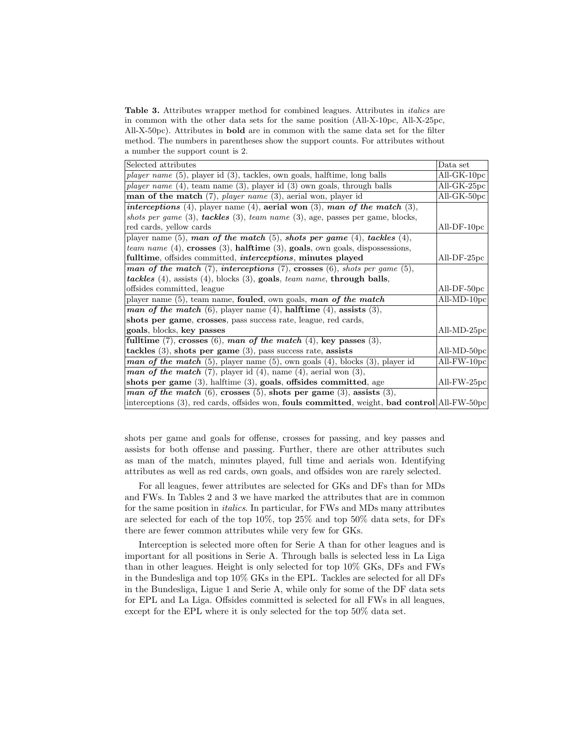**Table 3.** Attributes wrapper method for combined leagues. Attributes in *italics* are in common with the other data sets for the same position (All-X-10pc, All-X-25pc, All-X-50pc). Attributes in **bold** are in common with the same data set for the filter method. The numbers in parentheses show the support counts. For attributes without a number the support count is 2.

| Selected attributes | Data set |
|---|---|
| *player name* (5), player id (3), tackles, own goals, halftime, long balls | All-GK-10pc |
| *player name* (4), team name (3), player id (3) own goals, through balls | All-GK-25pc |
| **man of the match** (7), *player name* (3), aerial won, player id | All-GK-50pc |
| ***interceptions*** (4), player name (4), **aerial won** (3), ***man of the match*** (3), *shots per game* (3), ***tackles*** (3), *team name* (3), age, passes per game, blocks, red cards, yellow cards | All-DF-10pc |
| player name (5), ***man of the match*** (5), ***shots per game*** (4), ***tackles*** (4), *team name* (4), **crosses** (3), **halftime** (3), **goals**, own goals, dispossessions, **fulltime**, offsides committed, *interceptions*, **minutes played** | All-DF-25pc |
| ***man of the match*** (7), ***interceptions*** (7), **crosses** (6), *shots per game* (5), ***tackles*** (4), assists (4), blocks (3), **goals**, *team name*, **through balls**, offsides committed, league | All-DF-50pc |
| player name (5), team name, **fouled**, own goals, ***man of the match*** | All-MD-10pc |
| ***man of the match*** (6), player name (4), **halftime** (4), **assists** (3), **shots per game**, **crosses**, pass success rate, league, red cards, **goals**, blocks, **key passes** | All-MD-25pc |
| **fulltime** (7), **crosses** (6), ***man of the match*** (4), **key passes** (3), **tackles** (3), **shots per game** (3), pass success rate, **assists** | All-MD-50pc |
| ***man of the match*** (5), player name (5), own goals (4), blocks (3), player id | All-FW-10pc |
| ***man of the match*** (7), player id (4), name (4), aerial won (3), **shots per game** (3), halftime (3), **goals**, **offsides committed**, age | All-FW-25pc |
| ***man of the match*** (6), **crosses** (5), **shots per game** (3), **assists** (3), interceptions (3), red cards, offsides won, **fouls committed**, weight, **bad control** | All-FW-50pc |

shots per game and goals for offense, crosses for passing, and key passes and assists for both offense and passing. Further, there are other attributes such as man of the match, minutes played, full time and aerials won. Identifying attributes as well as red cards, own goals, and offsides won are rarely selected.

For all leagues, fewer attributes are selected for GKs and DFs than for MDs and FWs. In Tables 2 and 3 we have marked the attributes that are in common for the same position in *italics*. In particular, for FWs and MDs many attributes are selected for each of the top 10%, top 25% and top 50% data sets, for DFs there are fewer common attributes while very few for GKs.

Interception is selected more often for Serie A than for other leagues and is important for all positions in Serie A. Through balls is selected less in La Liga than in other leagues. Height is only selected for top 10% GKs, DFs and FWs in the Bundesliga and top 10% GKs in the EPL. Tackles are selected for all DFs in the Bundesliga, Ligue 1 and Serie A, while only for some of the DF data sets for EPL and La Liga. Offsides committed is selected for all FWs in all leagues, except for the EPL where it is only selected for the top 50% data set.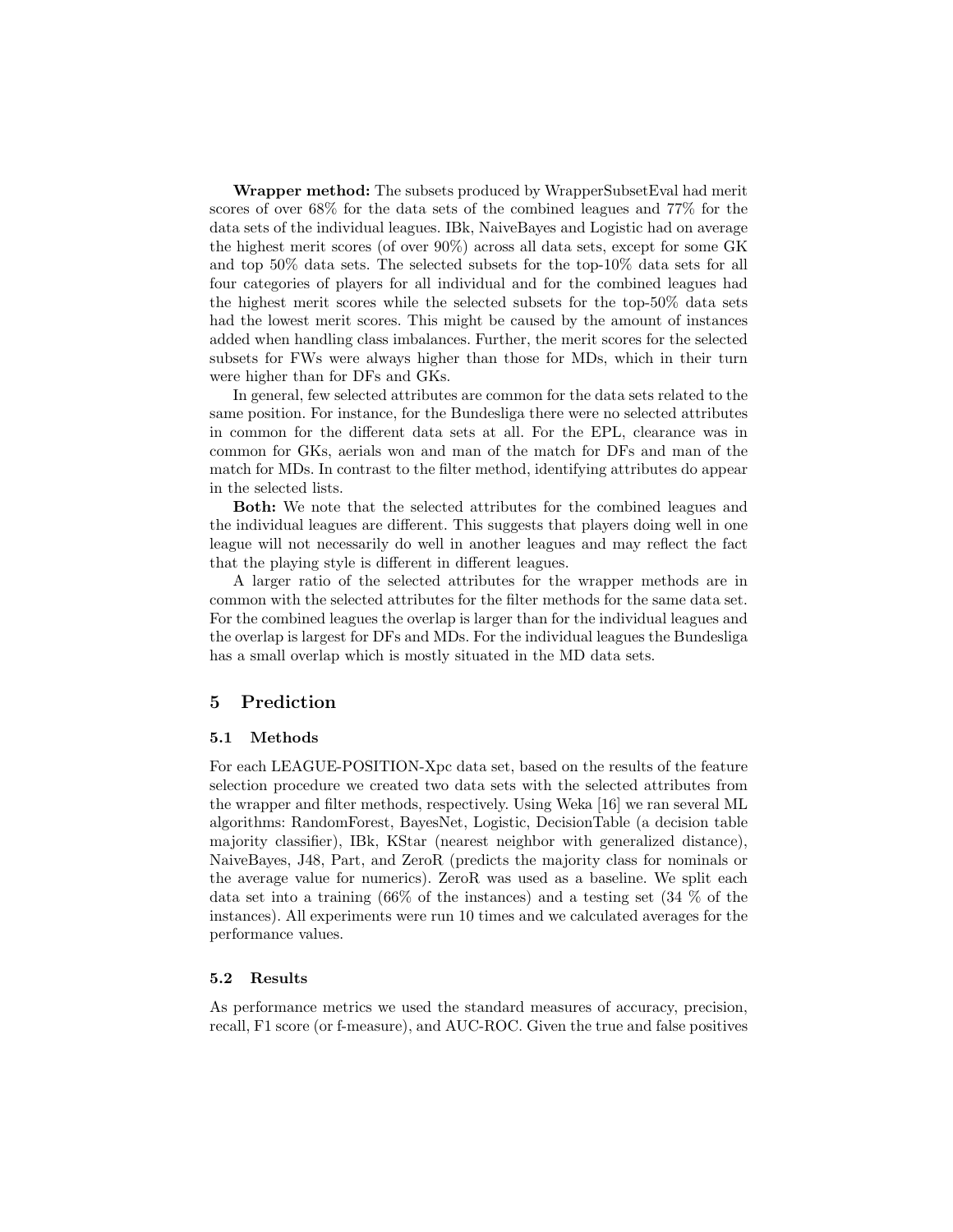**Wrapper method:** The subsets produced by WrapperSubsetEval had merit scores of over 68% for the data sets of the combined leagues and 77% for the data sets of the individual leagues. IBk, NaiveBayes and Logistic had on average the highest merit scores (of over 90%) across all data sets, except for some GK and top 50% data sets. The selected subsets for the top-10% data sets for all four categories of players for all individual and for the combined leagues had the highest merit scores while the selected subsets for the top-50% data sets had the lowest merit scores. This might be caused by the amount of instances added when handling class imbalances. Further, the merit scores for the selected subsets for FWs were always higher than those for MDs, which in their turn were higher than for DFs and GKs.

In general, few selected attributes are common for the data sets related to the same position. For instance, for the Bundesliga there were no selected attributes in common for the different data sets at all. For the EPL, clearance was in common for GKs, aerials won and man of the match for DFs and man of the match for MDs. In contrast to the filter method, identifying attributes do appear in the selected lists.

**Both:** We note that the selected attributes for the combined leagues and the individual leagues are different. This suggests that players doing well in one league will not necessarily do well in another leagues and may reflect the fact that the playing style is different in different leagues.

A larger ratio of the selected attributes for the wrapper methods are in common with the selected attributes for the filter methods for the same data set. For the combined leagues the overlap is larger than for the individual leagues and the overlap is largest for DFs and MDs. For the individual leagues the Bundesliga has a small overlap which is mostly situated in the MD data sets.

## 5 Prediction

### 5.1 Methods

For each LEAGUE-POSITION-Xpc data set, based on the results of the feature selection procedure we created two data sets with the selected attributes from the wrapper and filter methods, respectively. Using Weka [16] we ran several ML algorithms: RandomForest, BayesNet, Logistic, DecisionTable (a decision table majority classifier), IBk, KStar (nearest neighbor with generalized distance), NaiveBayes, J48, Part, and ZeroR (predicts the majority class for nominals or the average value for numerics). ZeroR was used as a baseline. We split each data set into a training (66% of the instances) and a testing set (34 % of the instances). All experiments were run 10 times and we calculated averages for the performance values.

### 5.2 Results

As performance metrics we used the standard measures of accuracy, precision, recall, F1 score (or f-measure), and AUC-ROC. Given the true and false positives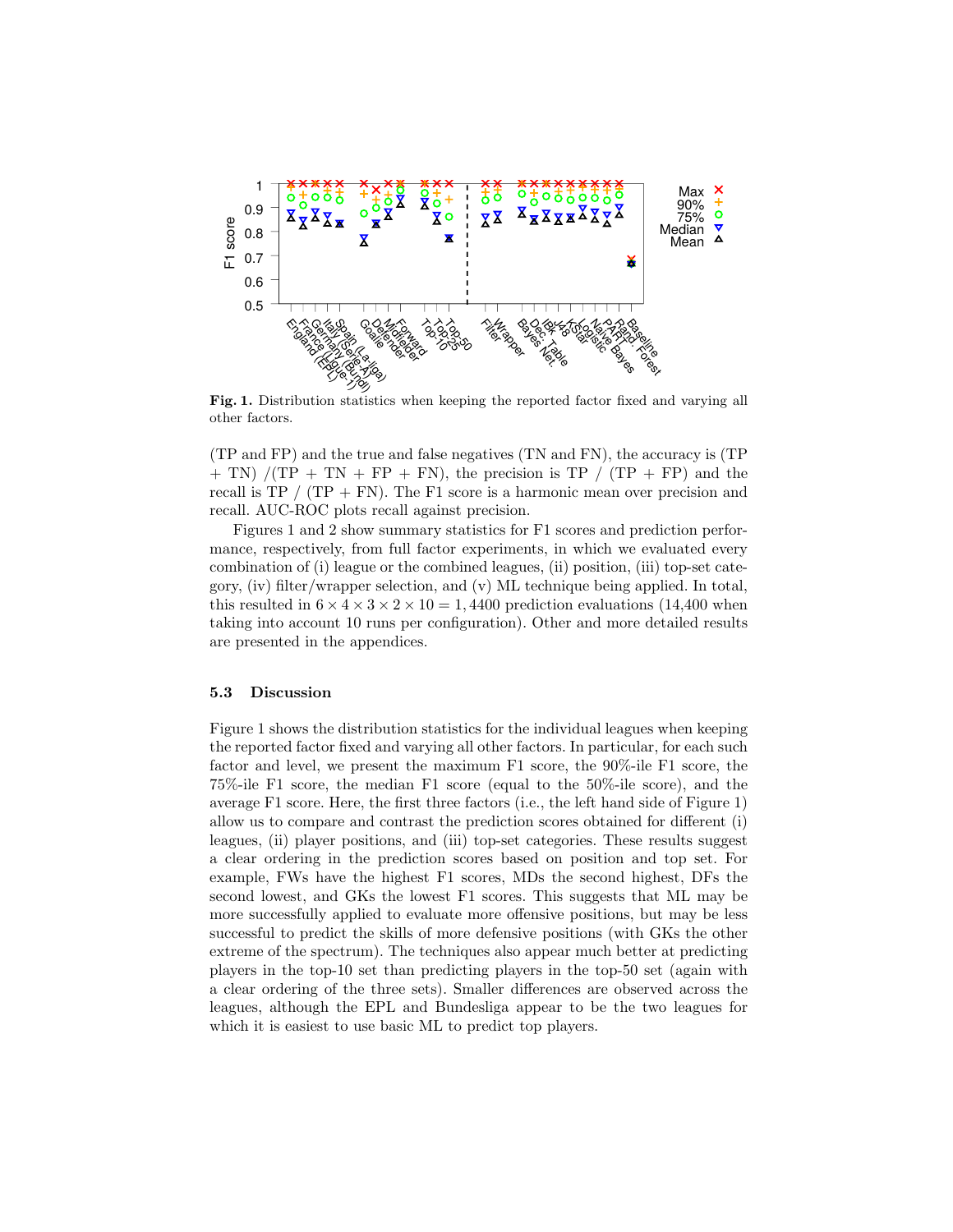**Fig. 1.** Distribution statistics when keeping the reported factor fixed and varying all other factors.

(TP and FP) and the true and false negatives (TN and FN), the accuracy is (TP + TN) /(TP + TN + FP + FN), the precision is TP / (TP + FP) and the recall is TP / (TP + FN). The F1 score is a harmonic mean over precision and recall. AUC-ROC plots recall against precision.

Figures 1 and 2 show summary statistics for F1 scores and prediction performance, respectively, from full factor experiments, in which we evaluated every combination of (i) league or the combined leagues, (ii) position, (iii) top-set category, (iv) filter/wrapper selection, and (v) ML technique being applied. In total, this resulted in $6 \times 4 \times 3 \times 2 \times 10 = 1,4400$ prediction evaluations (14,400 when taking into account 10 runs per configuration). Other and more detailed results are presented in the appendices.

### 5.3 Discussion

Figure 1 shows the distribution statistics for the individual leagues when keeping the reported factor fixed and varying all other factors. In particular, for each such factor and level, we present the maximum F1 score, the 90%-ile F1 score, the 75%-ile F1 score, the median F1 score (equal to the 50%-ile score), and the average F1 score. Here, the first three factors (i.e., the left hand side of Figure 1) allow us to compare and contrast the prediction scores obtained for different (i) leagues, (ii) player positions, and (iii) top-set categories. These results suggest a clear ordering in the prediction scores based on position and top set. For example, FWs have the highest F1 scores, MDs the second highest, DFs the second lowest, and GKs the lowest F1 scores. This suggests that ML may be more successfully applied to evaluate more offensive positions, but may be less successful to predict the skills of more defensive positions (with GKs the other extreme of the spectrum). The techniques also appear much better at predicting players in the top-10 set than predicting players in the top-50 set (again with a clear ordering of the three sets). Smaller differences are observed across the leagues, although the EPL and Bundesliga appear to be the two leagues for which it is easiest to use basic ML to predict top players.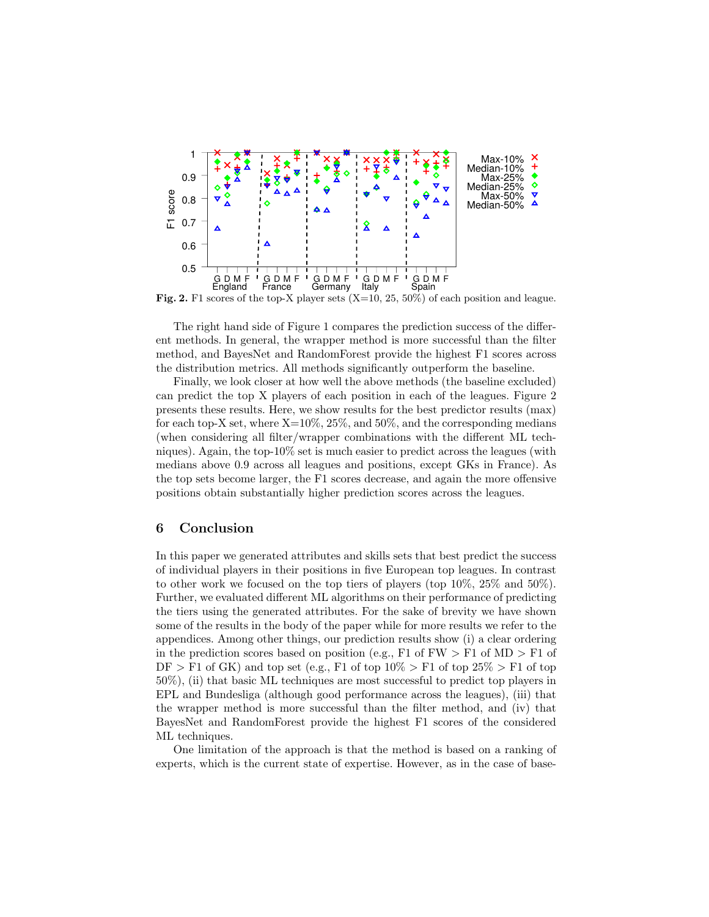**Fig. 2.** F1 scores of the top-X player sets (X=10, 25, 50%) of each position and league.

The right hand side of Figure 1 compares the prediction success of the different methods. In general, the wrapper method is more successful than the filter method, and BayesNet and RandomForest provide the highest F1 scores across the distribution metrics. All methods significantly outperform the baseline.

Finally, we look closer at how well the above methods (the baseline excluded) can predict the top X players of each position in each of the leagues. Figure 2 presents these results. Here, we show results for the best predictor results (max) for each top-X set, where X=10%, 25%, and 50%, and the corresponding medians (when considering all filter/wrapper combinations with the different ML techniques). Again, the top-10% set is much easier to predict across the leagues (with medians above 0.9 across all leagues and positions, except GKs in France). As the top sets become larger, the F1 scores decrease, and again the more offensive positions obtain substantially higher prediction scores across the leagues.

## 6 Conclusion

In this paper we generated attributes and skills sets that best predict the success of individual players in their positions in five European top leagues. In contrast to other work we focused on the top tiers of players (top 10%, 25% and 50%). Further, we evaluated different ML algorithms on their performance of predicting the tiers using the generated attributes. For the sake of brevity we have shown some of the results in the body of the paper while for more results we refer to the appendices. Among other things, our prediction results show (i) a clear ordering in the prediction scores based on position (e.g., F1 of FW > F1 of MD > F1 of DF > F1 of GK) and top set (e.g., F1 of top 10% > F1 of top 25% > F1 of top 50%), (ii) that basic ML techniques are most successful to predict top players in EPL and Bundesliga (although good performance across the leagues), (iii) that the wrapper method is more successful than the filter method, and (iv) that BayesNet and RandomForest provide the highest F1 scores of the considered ML techniques.

One limitation of the approach is that the method is based on a ranking of experts, which is the current state of expertise. However, as in the case of base-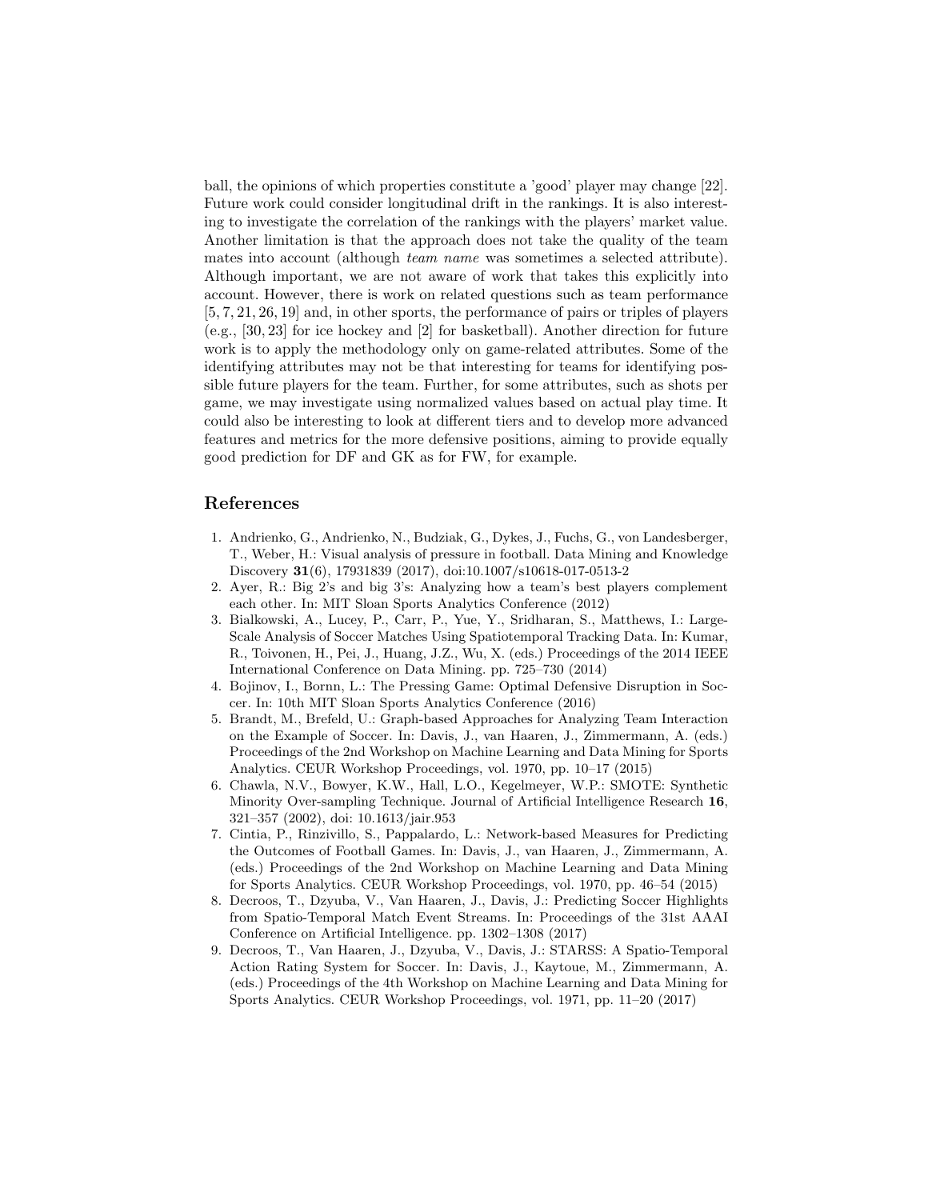ball, the opinions of which properties constitute a 'good' player may change [22]. Future work could consider longitudinal drift in the rankings. It is also interesting to investigate the correlation of the rankings with the players' market value. Another limitation is that the approach does not take the quality of the team mates into account (although *team name* was sometimes a selected attribute). Although important, we are not aware of work that takes this explicitly into account. However, there is work on related questions such as team performance [5, 7, 21, 26, 19] and, in other sports, the performance of pairs or triples of players (e.g., [30, 23] for ice hockey and [2] for basketball). Another direction for future work is to apply the methodology only on game-related attributes. Some of the identifying attributes may not be that interesting for teams for identifying possible future players for the team. Further, for some attributes, such as shots per game, we may investigate using normalized values based on actual play time. It could also be interesting to look at different tiers and to develop more advanced features and metrics for the more defensive positions, aiming to provide equally good prediction for DF and GK as for FW, for example.

## References

1. Andrienko, G., Andrienko, N., Budziak, G., Dykes, J., Fuchs, G., von Landesberger, T., Weber, H.: Visual analysis of pressure in football. Data Mining and Knowledge Discovery **31**(6), 17931839 (2017), doi:10.1007/s10618-017-0513-2
2. Ayer, R.: Big 2's and big 3's: Analyzing how a team's best players complement each other. In: MIT Sloan Sports Analytics Conference (2012)
3. Bialkowski, A., Lucey, P., Carr, P., Yue, Y., Sridharan, S., Matthews, I.: Large-Scale Analysis of Soccer Matches Using Spatiotemporal Tracking Data. In: Kumar, R., Toivonen, H., Pei, J., Huang, J.Z., Wu, X. (eds.) Proceedings of the 2014 IEEE International Conference on Data Mining. pp. 725–730 (2014)
4. Bojinov, I., Bornn, L.: The Pressing Game: Optimal Defensive Disruption in Soccer. In: 10th MIT Sloan Sports Analytics Conference (2016)
5. Brandt, M., Brefeld, U.: Graph-based Approaches for Analyzing Team Interaction on the Example of Soccer. In: Davis, J., van Haaren, J., Zimmermann, A. (eds.) Proceedings of the 2nd Workshop on Machine Learning and Data Mining for Sports Analytics. CEUR Workshop Proceedings, vol. 1970, pp. 10–17 (2015)
6. Chawla, N.V., Bowyer, K.W., Hall, L.O., Kegelmeyer, W.P.: SMOTE: Synthetic Minority Over-sampling Technique. Journal of Artificial Intelligence Research **16**, 321–357 (2002), doi: 10.1613/jair.953
7. Cintia, P., Rinzivillo, S., Pappalardo, L.: Network-based Measures for Predicting the Outcomes of Football Games. In: Davis, J., van Haaren, J., Zimmermann, A. (eds.) Proceedings of the 2nd Workshop on Machine Learning and Data Mining for Sports Analytics. CEUR Workshop Proceedings, vol. 1970, pp. 46–54 (2015)
8. Decroos, T., Dzyuba, V., Van Haaren, J., Davis, J.: Predicting Soccer Highlights from Spatio-Temporal Match Event Streams. In: Proceedings of the 31st AAAI Conference on Artificial Intelligence. pp. 1302–1308 (2017)
9. Decroos, T., Van Haaren, J., Dzyuba, V., Davis, J.: STARSS: A Spatio-Temporal Action Rating System for Soccer. In: Davis, J., Kaytoue, M., Zimmermann, A. (eds.) Proceedings of the 4th Workshop on Machine Learning and Data Mining for Sports Analytics. CEUR Workshop Proceedings, vol. 1971, pp. 11–20 (2017)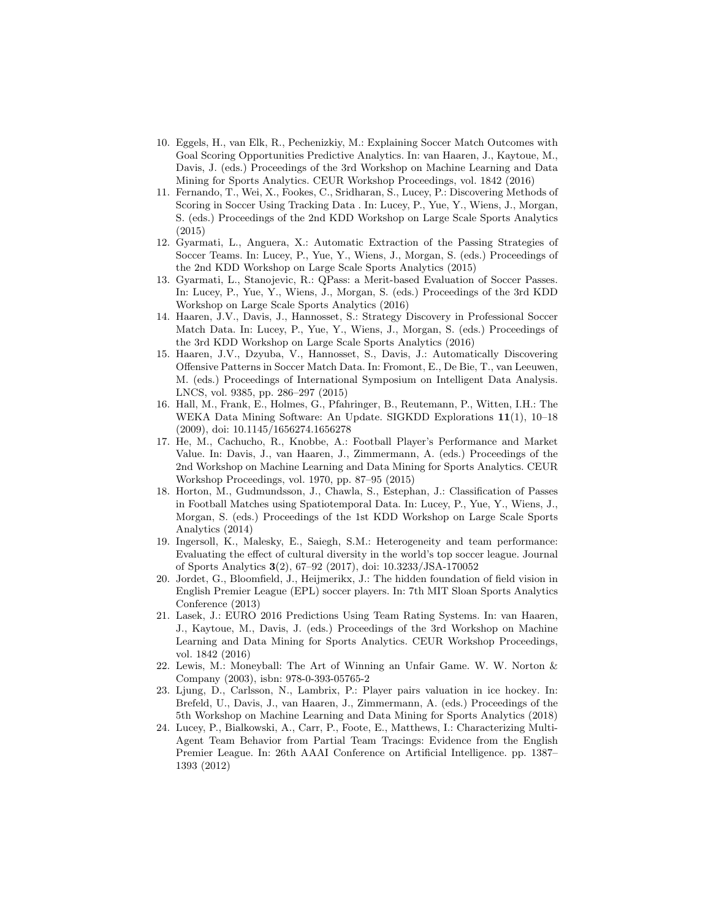10. Eggels, H., van Elk, R., Pechenizkiy, M.: Explaining Soccer Match Outcomes with Goal Scoring Opportunities Predictive Analytics. In: van Haaren, J., Kaytoue, M., Davis, J. (eds.) Proceedings of the 3rd Workshop on Machine Learning and Data Mining for Sports Analytics. CEUR Workshop Proceedings, vol. 1842 (2016)
11. Fernando, T., Wei, X., Fookes, C., Sridharan, S., Lucey, P.: Discovering Methods of Scoring in Soccer Using Tracking Data . In: Lucey, P., Yue, Y., Wiens, J., Morgan, S. (eds.) Proceedings of the 2nd KDD Workshop on Large Scale Sports Analytics (2015)
12. Gyarmati, L., Anguera, X.: Automatic Extraction of the Passing Strategies of Soccer Teams. In: Lucey, P., Yue, Y., Wiens, J., Morgan, S. (eds.) Proceedings of the 2nd KDD Workshop on Large Scale Sports Analytics (2015)
13. Gyarmati, L., Stanojevic, R.: QPass: a Merit-based Evaluation of Soccer Passes. In: Lucey, P., Yue, Y., Wiens, J., Morgan, S. (eds.) Proceedings of the 3rd KDD Workshop on Large Scale Sports Analytics (2016)
14. Haaren, J.V., Davis, J., Hannosset, S.: Strategy Discovery in Professional Soccer Match Data. In: Lucey, P., Yue, Y., Wiens, J., Morgan, S. (eds.) Proceedings of the 3rd KDD Workshop on Large Scale Sports Analytics (2016)
15. Haaren, J.V., Dzyuba, V., Hannosset, S., Davis, J.: Automatically Discovering Offensive Patterns in Soccer Match Data. In: Fromont, E., De Bie, T., van Leeuwen, M. (eds.) Proceedings of International Symposium on Intelligent Data Analysis. LNCS, vol. 9385, pp. 286–297 (2015)
16. Hall, M., Frank, E., Holmes, G., Pfahringer, B., Reutemann, P., Witten, I.H.: The WEKA Data Mining Software: An Update. SIGKDD Explorations **11**(1), 10–18 (2009), doi: 10.1145/1656274.1656278
17. He, M., Cachucho, R., Knobbe, A.: Football Player's Performance and Market Value. In: Davis, J., van Haaren, J., Zimmermann, A. (eds.) Proceedings of the 2nd Workshop on Machine Learning and Data Mining for Sports Analytics. CEUR Workshop Proceedings, vol. 1970, pp. 87–95 (2015)
18. Horton, M., Gudmundsson, J., Chawla, S., Estephan, J.: Classification of Passes in Football Matches using Spatiotemporal Data. In: Lucey, P., Yue, Y., Wiens, J., Morgan, S. (eds.) Proceedings of the 1st KDD Workshop on Large Scale Sports Analytics (2014)
19. Ingersoll, K., Malesky, E., Saiegh, S.M.: Heterogeneity and team performance: Evaluating the effect of cultural diversity in the world's top soccer league. Journal of Sports Analytics **3**(2), 67–92 (2017), doi: 10.3233/JSA-170052
20. Jordet, G., Bloomfield, J., Heijmerikx, J.: The hidden foundation of field vision in English Premier League (EPL) soccer players. In: 7th MIT Sloan Sports Analytics Conference (2013)
21. Lasek, J.: EURO 2016 Predictions Using Team Rating Systems. In: van Haaren, J., Kaytoue, M., Davis, J. (eds.) Proceedings of the 3rd Workshop on Machine Learning and Data Mining for Sports Analytics. CEUR Workshop Proceedings, vol. 1842 (2016)
22. Lewis, M.: Moneyball: The Art of Winning an Unfair Game. W. W. Norton & Company (2003), isbn: 978-0-393-05765-2
23. Ljung, D., Carlsson, N., Lambrix, P.: Player pairs valuation in ice hockey. In: Brefeld, U., Davis, J., van Haaren, J., Zimmermann, A. (eds.) Proceedings of the 5th Workshop on Machine Learning and Data Mining for Sports Analytics (2018)
24. Lucey, P., Bialkowski, A., Carr, P., Foote, E., Matthews, I.: Characterizing Multi-Agent Team Behavior from Partial Team Tracings: Evidence from the English Premier League. In: 26th AAAI Conference on Artificial Intelligence. pp. 1387–1393 (2012)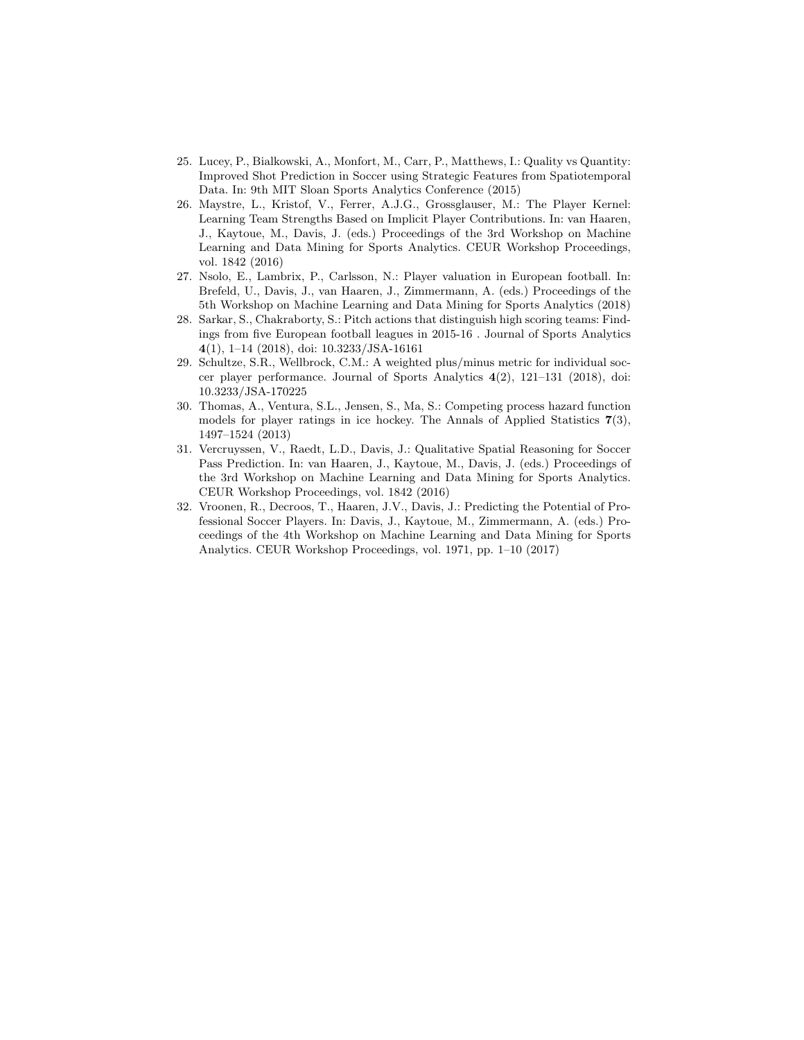25. Lucey, P., Bialkowski, A., Monfort, M., Carr, P., Matthews, I.: Quality vs Quantity: Improved Shot Prediction in Soccer using Strategic Features from Spatiotemporal Data. In: 9th MIT Sloan Sports Analytics Conference (2015)
26. Maystre, L., Kristof, V., Ferrer, A.J.G., Grossglauser, M.: The Player Kernel: Learning Team Strengths Based on Implicit Player Contributions. In: van Haaren, J., Kaytoue, M., Davis, J. (eds.) Proceedings of the 3rd Workshop on Machine Learning and Data Mining for Sports Analytics. CEUR Workshop Proceedings, vol. 1842 (2016)
27. Nsolo, E., Lambrix, P., Carlsson, N.: Player valuation in European football. In: Brefeld, U., Davis, J., van Haaren, J., Zimmermann, A. (eds.) Proceedings of the 5th Workshop on Machine Learning and Data Mining for Sports Analytics (2018)
28. Sarkar, S., Chakraborty, S.: Pitch actions that distinguish high scoring teams: Findings from five European football leagues in 2015-16 . Journal of Sports Analytics **4**(1), 1–14 (2018), doi: 10.3233/JSA-16161
29. Schultze, S.R., Wellbrock, C.M.: A weighted plus/minus metric for individual soccer player performance. Journal of Sports Analytics **4**(2), 121–131 (2018), doi: 10.3233/JSA-170225
30. Thomas, A., Ventura, S.L., Jensen, S., Ma, S.: Competing process hazard function models for player ratings in ice hockey. The Annals of Applied Statistics **7**(3), 1497–1524 (2013)
31. Vercruyssen, V., Raedt, L.D., Davis, J.: Qualitative Spatial Reasoning for Soccer Pass Prediction. In: van Haaren, J., Kaytoue, M., Davis, J. (eds.) Proceedings of the 3rd Workshop on Machine Learning and Data Mining for Sports Analytics. CEUR Workshop Proceedings, vol. 1842 (2016)
32. Vroonen, R., Decroos, T., Haaren, J.V., Davis, J.: Predicting the Potential of Professional Soccer Players. In: Davis, J., Kaytoue, M., Zimmermann, A. (eds.) Proceedings of the 4th Workshop on Machine Learning and Data Mining for Sports Analytics. CEUR Workshop Proceedings, vol. 1971, pp. 1–10 (2017)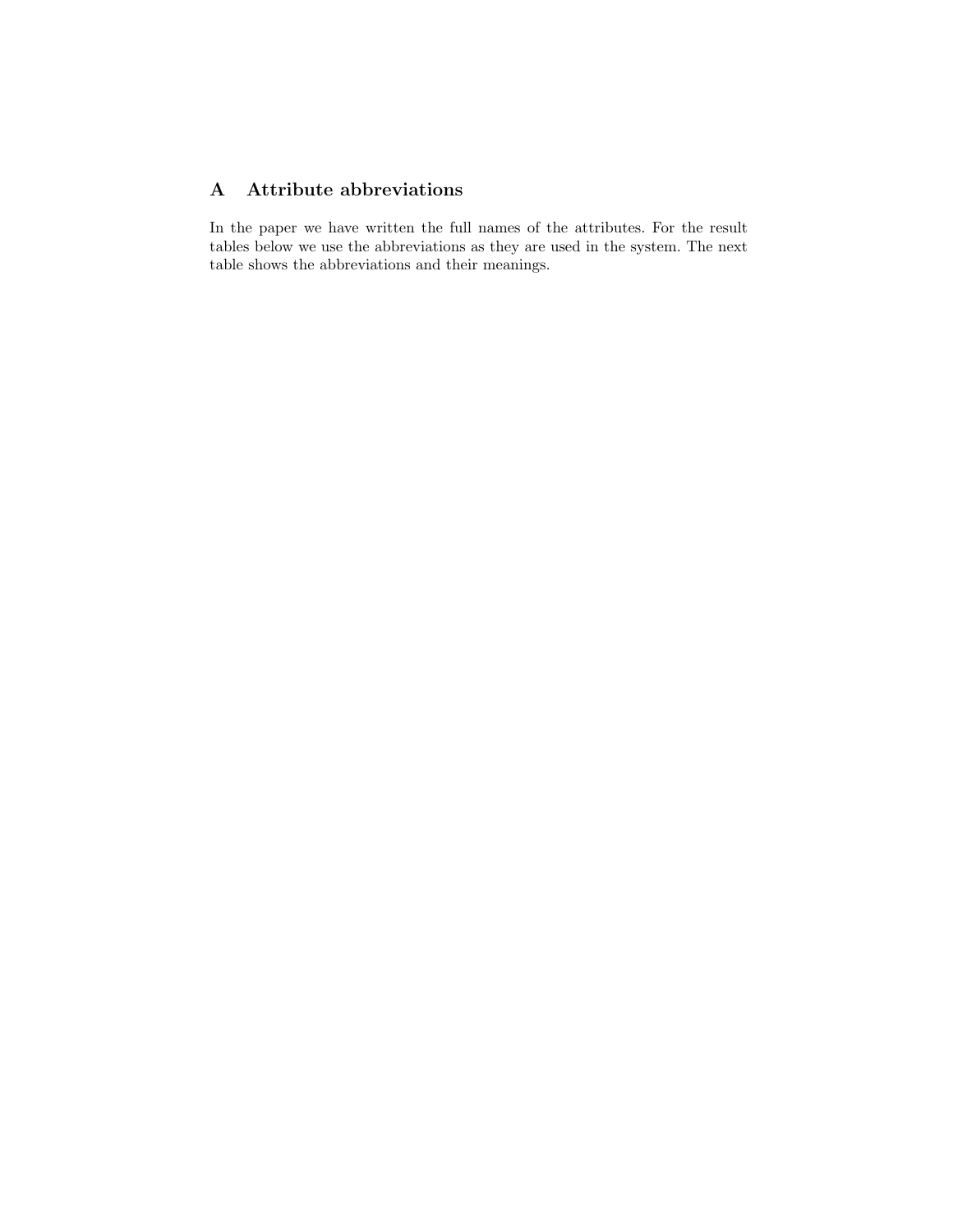## A Attribute abbreviations

In the paper we have written the full names of the attributes. For the result tables below we use the abbreviations as they are used in the system. The next table shows the abbreviations and their meanings.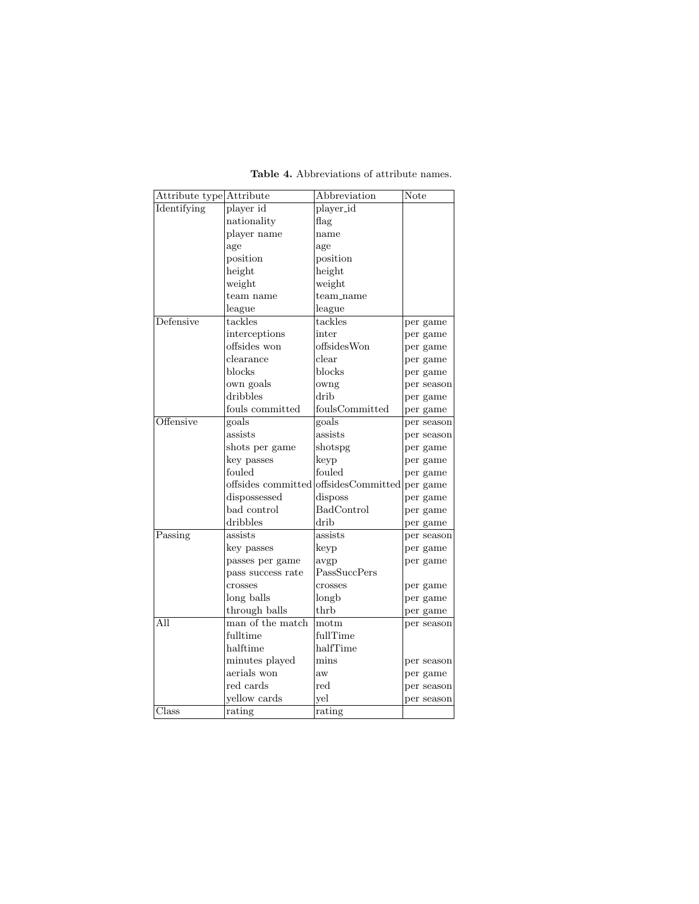**Table 4.** Abbreviations of attribute names.

| Attribute type | Attribute | Abbreviation | Note |
|---|---|---|---|
| Identifying | player id | player_id | |
| | nationality | flag | |
| | player name | name | |
| | age | age | |
| | position | position | |
| | height | height | |
| | weight | weight | |
| | team name | team_name | |
| | league | league | |
| Defensive | tackles | tackles | per game |
| | interceptions | inter | per game |
| | offsides won | offsidesWon | per game |
| | clearance | clear | per game |
| | blocks | blocks | per game |
| | own goals | owng | per season |
| | dribbles | drib | per game |
| | fouls committed | foulsCommitted | per game |
| Offensive | goals | goals | per season |
| | assists | assists | per season |
| | shots per game | shotspg | per game |
| | key passes | keyp | per game |
| | fouled | fouled | per game |
| | offsides committed | offsidesCommitted | per game |
| | dispossessed | disposs | per game |
| | bad control | BadControl | per game |
| | dribbles | drib | per game |
| Passing | assists | assists | per season |
| | key passes | keyp | per game |
| | passes per game | avgp | per game |
| | pass success rate | PassSuccPers | |
| | crosses | crosses | per game |
| | long balls | longb | per game |
| | through balls | thrb | per game |
| All | man of the match | motm | per season |
| | fulltime | fullTime | |
| | halftime | halfTime | |
| | minutes played | mins | per season |
| | aerials won | aw | per game |
| | red cards | red | per season |
| | yellow cards | yel | per season |
| Class | rating | rating | |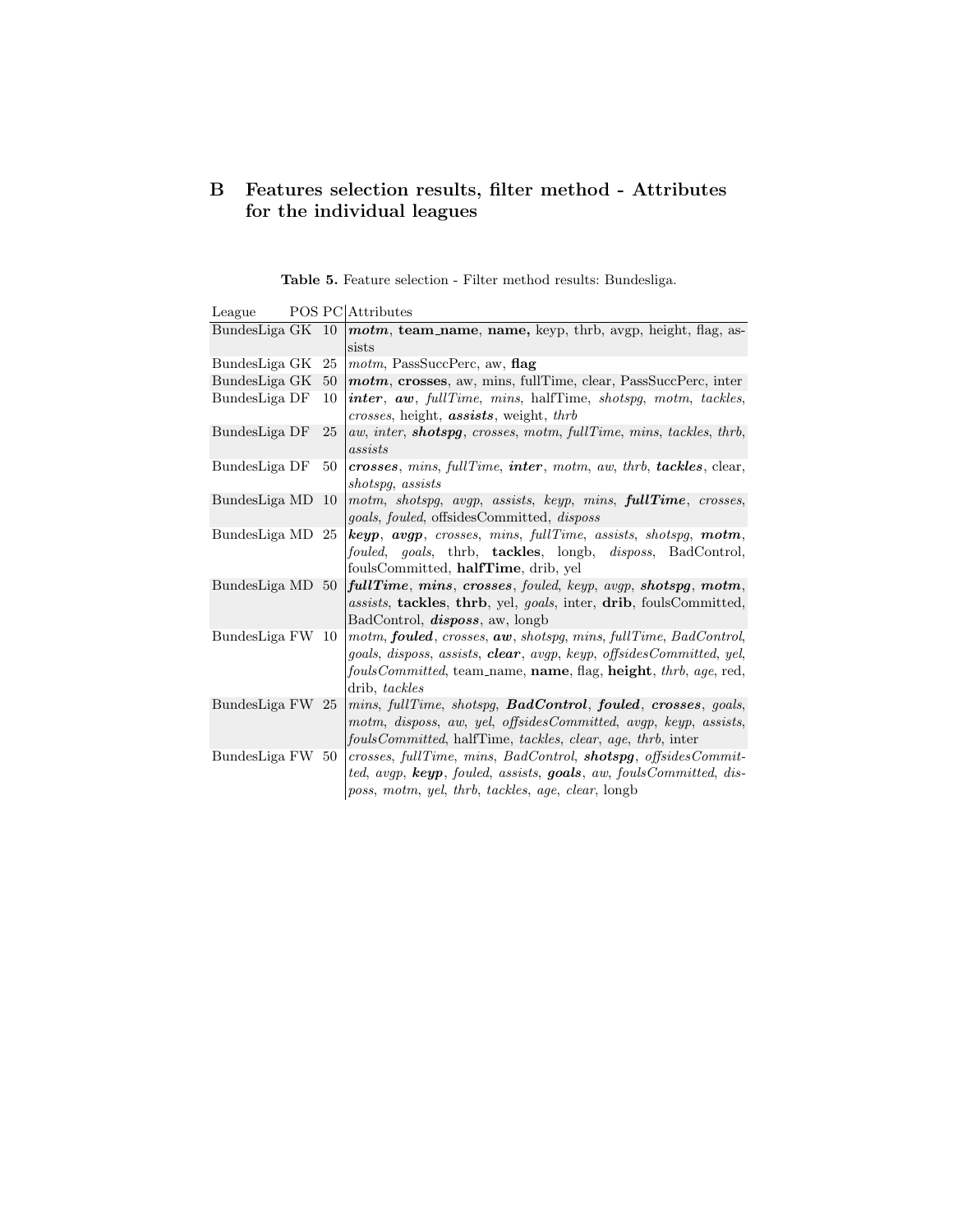## B Features selection results, filter method - Attributes for the individual leagues

**Table 5.** Feature selection - Filter method results: Bundesliga.

| League | POS | PC | Attributes |
|---|---|---|---|
| BundesLiga | GK | 10 | ***motm***, **team_name**, **name,** keyp, thrb, avgp, height, flag, assists |
| BundesLiga | GK | 25 | *motm*, PassSuccPerc, aw, **flag** |
| BundesLiga | GK | 50 | ***motm***, **crosses**, aw, mins, fullTime, clear, PassSuccPerc, inter |
| BundesLiga | DF | 10 | ***inter***, ***aw***, *fullTime*, *mins*, halfTime, *shotspg*, *motm*, *tackles*, *crosses*, height, ***assists***, weight, *thrb* |
| BundesLiga | DF | 25 | *aw*, *inter*, ***shotspg***, *crosses*, *motm*, *fullTime*, *mins*, *tackles*, *thrb*, *assists* |
| BundesLiga | DF | 50 | ***crosses***, *mins*, *fullTime*, ***inter***, *motm*, *aw*, *thrb*, ***tackles***, clear, *shotspg*, *assists* |
| BundesLiga | MD | 10 | *motm*, *shotspg*, *avgp*, *assists*, *keyp*, *mins*, ***fullTime***, *crosses*, *goals*, *fouled*, offsidesCommitted, *disposs* |
| BundesLiga | MD | 25 | ***keyp***, ***avgp***, *crosses*, *mins*, *fullTime*, *assists*, *shotspg*, ***motm***, *fouled*, *goals*, thrb, **tackles**, longb, *disposs*, BadControl, foulsCommitted, **halfTime**, drib, yel |
| BundesLiga | MD | 50 | ***fullTime***, ***mins***, ***crosses***, *fouled*, *keyp*, *avgp*, ***shotspg***, ***motm***, *assists*, **tackles**, **thrb**, yel, *goals*, inter, **drib**, foulsCommitted, BadControl, ***disposs***, aw, longb |
| BundesLiga | FW | 10 | *motm*, ***fouled***, *crosses*, ***aw***, *shotspg*, *mins*, *fullTime*, *BadControl*, *goals*, *disposs*, *assists*, ***clear***, *avgp*, *keyp*, *offsidesCommitted*, *yel*, *foulsCommitted*, team_name, **name**, flag, **height**, *thrb*, *age*, red, drib, *tackles* |
| BundesLiga | FW | 25 | *mins*, *fullTime*, *shotspg*, ***BadControl***, ***fouled***, ***crosses***, *goals*, *motm*, *disposs*, *aw*, *yel*, *offsidesCommitted*, *avgp*, *keyp*, *assists*, *foulsCommitted*, halfTime, *tackles*, *clear*, *age*, *thrb*, inter |
| BundesLiga | FW | 50 | *crosses*, *fullTime*, *mins*, *BadControl*, ***shotspg***, *offsidesCommitted*, *avgp*, ***keyp***, *fouled*, *assists*, ***goals***, *aw*, *foulsCommitted*, *disposs*, *motm*, *yel*, *thrb*, *tackles*, *age*, *clear*, longb |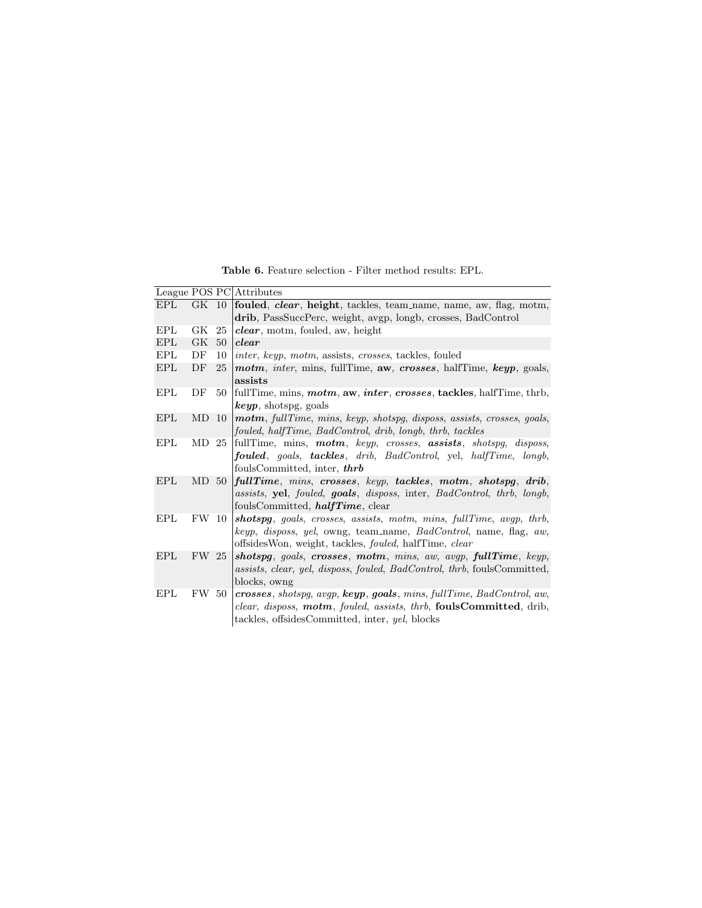**Table 6.** Feature selection - Filter method results: EPL.

| League | POS | PC | Attributes |
|---|---|---|---|
| EPL | GK | 10 | **fouled**, ***clear***, **height**, tackles, team_name, name, aw, flag, motm, **drib**, PassSuccPerc, weight, avgp, longb, crosses, BadControl |
| EPL | GK | 25 | ***clear***, motm, fouled, aw, height |
| EPL | GK | 50 | ***clear*** |
| EPL | DF | 10 | *inter*, *keyp*, *motm*, assists, *crosses*, tackles, fouled |
| EPL | DF | 25 | ***motm***, *inter*, mins, fullTime, **aw**, ***crosses***, halfTime, ***keyp***, goals, **assists** |
| EPL | DF | 50 | fullTime, mins, ***motm***, **aw**, ***inter***, ***crosses***, **tackles**, halfTime, thrb, ***keyp***, shotspg, goals |
| EPL | MD | 10 | ***motm***, *fullTime*, *mins*, *keyp*, *shotspg*, *disposs*, *assists*, *crosses*, *goals*, *fouled*, *halfTime*, *BadControl*, *drib*, *longb*, *thrb*, *tackles* |
| EPL | MD | 25 | fullTime, mins, ***motm***, *keyp*, *crosses*, ***assists***, *shotspg*, *disposs*, ***fouled***, *goals*, ***tackles***, *drib*, *BadControl*, yel, *halfTime*, *longb*, foulsCommitted, inter, ***thrb*** |
| EPL | MD | 50 | ***fullTime***, *mins*, ***crosses***, *keyp*, ***tackles***, ***motm***, ***shotspg***, ***drib***, *assists*, **yel**, *fouled*, ***goals***, *disposs*, inter, *BadControl*, *thrb*, *longb*, foulsCommitted, ***halfTime***, clear |
| EPL | FW | 10 | ***shotspg***, *goals*, *crosses*, *assists*, *motm*, *mins*, *fullTime*, *avgp*, *thrb*, *keyp*, *disposs*, *yel*, owng, team_name, *BadControl*, name, flag, *aw*, offsidesWon, weight, tackles, *fouled*, halfTime, *clear* |
| EPL | FW | 25 | ***shotspg***, *goals*, ***crosses***, ***motm***, *mins*, *aw*, *avgp*, ***fullTime***, *keyp*, *assists*, *clear*, *yel*, *disposs*, *fouled*, *BadControl*, *thrb*, foulsCommitted, blocks, owng |
| EPL | FW | 50 | ***crosses***, *shotspg*, *avgp*, ***keyp***, ***goals***, *mins*, *fullTime*, *BadControl*, *aw*, *clear*, *disposs*, ***motm***, *fouled*, *assists*, *thrb*, **foulsCommitted**, drib, tackles, offsidesCommitted, inter, *yel*, blocks |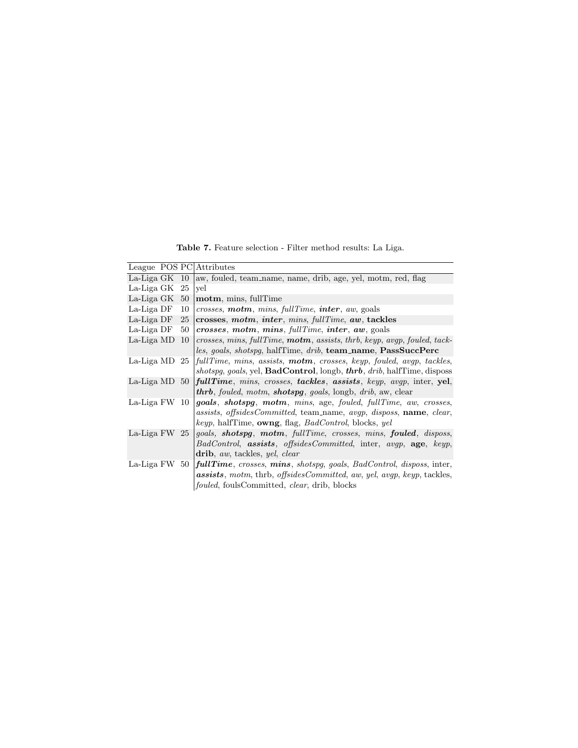**Table 7.** Feature selection - Filter method results: La Liga.

| League | POS | PC | Attributes |
|---|---|---|---|
| La-Liga | GK | 10 | aw, fouled, team_name, name, drib, age, yel, motm, red, flag |
| La-Liga | GK | 25 | yel |
| La-Liga | GK | 50 | **motm**, mins, fullTime |
| La-Liga | DF | 10 | *crosses*, ***motm***, *mins*, *fullTime*, ***inter***, *aw*, goals |
| La-Liga | DF | 25 | **crosses**, ***motm***, ***inter***, *mins*, *fullTime*, ***aw***, **tackles** |
| La-Liga | DF | 50 | ***crosses***, ***motm***, ***mins***, *fullTime*, ***inter***, ***aw***, goals |
| La-Liga | MD | 10 | *crosses*, *mins*, *fullTime*, ***motm***, *assists*, *thrb*, *keyp*, *avgp*, *fouled*, *tackles*, *goals*, *shotspg*, halfTime, *drib*, **team_name**, **PassSuccPerc** |
| La-Liga | MD | 25 | *fullTime*, *mins*, *assists*, ***motm***, *crosses*, *keyp*, *fouled*, *avgp*, *tackles*, *shotspg*, *goals*, yel, **BadControl**, longb, ***thrb***, *drib*, halfTime, disposs |
| La-Liga | MD | 50 | ***fullTime***, *mins*, *crosses*, ***tackles***, ***assists***, *keyp*, *avgp*, inter, **yel**, ***thrb***, *fouled*, *motm*, ***shotspg***, *goals*, longb, *drib*, aw, clear |
| La-Liga | FW | 10 | ***goals***, ***shotspg***, ***motm***, *mins*, age, *fouled*, *fullTime*, *aw*, *crosses*, *assists*, *offsidesCommitted*, team_name, *avgp*, *disposs*, **name**, *clear*, *keyp*, halfTime, **owng**, flag, *BadControl*, blocks, *yel* |
| La-Liga | FW | 25 | *goals*, ***shotspg***, ***motm***, *fullTime*, *crosses*, *mins*, ***fouled***, *disposs*, *BadControl*, ***assists***, *offsidesCommitted*, inter, *avgp*, **age**, *keyp*, **drib**, *aw*, tackles, *yel*, *clear* |
| La-Liga | FW | 50 | ***fullTime***, *crosses*, ***mins***, *shotspg*, *goals*, *BadControl*, *disposs*, inter, ***assists***, *motm*, thrb, *offsidesCommitted*, *aw*, *yel*, *avgp*, *keyp*, tackles, *fouled*, foulsCommitted, *clear*, drib, blocks |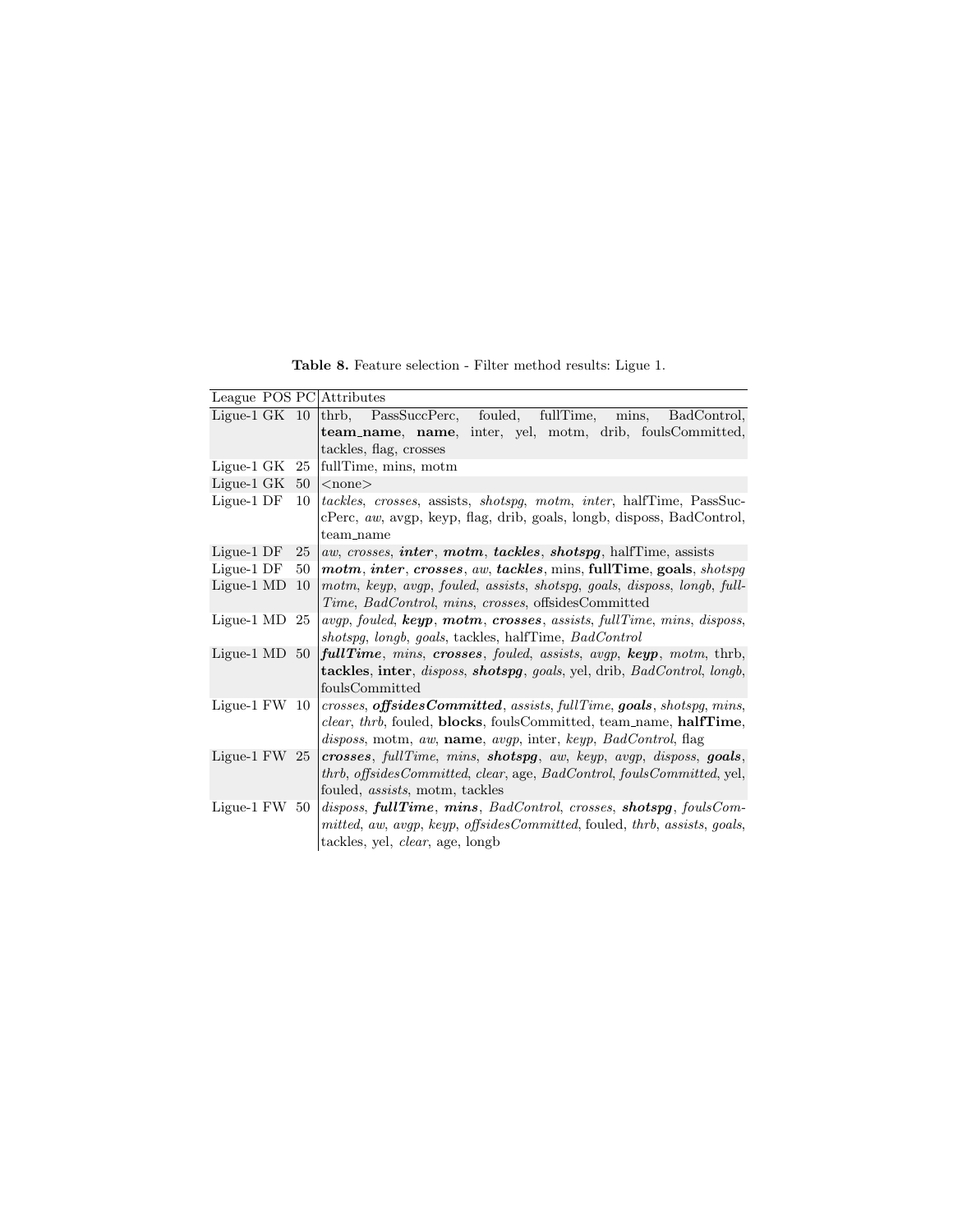**Table 8.** Feature selection - Filter method results: Ligue 1.

| League | POS | PC | Attributes |
|---|---|---|---|
| Ligue-1 | GK | 10 | thrb, PassSuccPerc, fouled, fullTime, mins, BadControl, **team_name**, **name**, inter, yel, motm, drib, foulsCommitted, tackles, flag, crosses |
| Ligue-1 | GK | 25 | fullTime, mins, motm |
| Ligue-1 | GK | 50 | <none> |
| Ligue-1 | DF | 10 | *tackles*, *crosses*, assists, *shotspg*, *motm*, *inter*, halfTime, PassSuccPerc, *aw*, avgp, keyp, flag, drib, goals, longb, disposs, BadControl, team_name |
| Ligue-1 | DF | 25 | *aw*, *crosses*, ***inter***, ***motm***, ***tackles***, ***shotspg***, halfTime, assists |
| Ligue-1 | DF | 50 | ***motm***, ***inter***, ***crosses***, *aw*, ***tackles***, mins, **fullTime**, **goals**, *shotspg* |
| Ligue-1 | MD | 10 | *motm*, *keyp*, *avgp*, *fouled*, *assists*, *shotspg*, *goals*, *disposs*, *longb*, *fullTime*, *BadControl*, *mins*, *crosses*, offsidesCommitted |
| Ligue-1 | MD | 25 | *avgp*, *fouled*, ***keyp***, ***motm***, ***crosses***, *assists*, *fullTime*, *mins*, *disposs*, *shotspg*, *longb*, *goals*, tackles, halfTime, *BadControl* |
| Ligue-1 | MD | 50 | ***fullTime***, *mins*, ***crosses***, *fouled*, *assists*, *avgp*, ***keyp***, *motm*, thrb, **tackles**, **inter**, *disposs*, ***shotspg***, *goals*, yel, drib, *BadControl*, *longb*, foulsCommitted |
| Ligue-1 | FW | 10 | *crosses*, ***offsidesCommitted***, *assists*, *fullTime*, ***goals***, *shotspg*, *mins*, *clear*, *thrb*, fouled, **blocks**, foulsCommitted, team_name, **halfTime**, *disposs*, motm, *aw*, **name**, *avgp*, inter, *keyp*, *BadControl*, flag |
| Ligue-1 | FW | 25 | ***crosses***, *fullTime*, *mins*, ***shotspg***, *aw*, *keyp*, *avgp*, *disposs*, ***goals***, *thrb*, *offsidesCommitted*, *clear*, age, *BadControl*, *foulsCommitted*, yel, fouled, *assists*, motm, tackles |
| Ligue-1 | FW | 50 | *disposs*, ***fullTime***, ***mins***, *BadControl*, *crosses*, ***shotspg***, *foulsCommitted*, *aw*, *avgp*, *keyp*, *offsidesCommitted*, fouled, *thrb*, *assists*, *goals*, tackles, yel, *clear*, age, longb |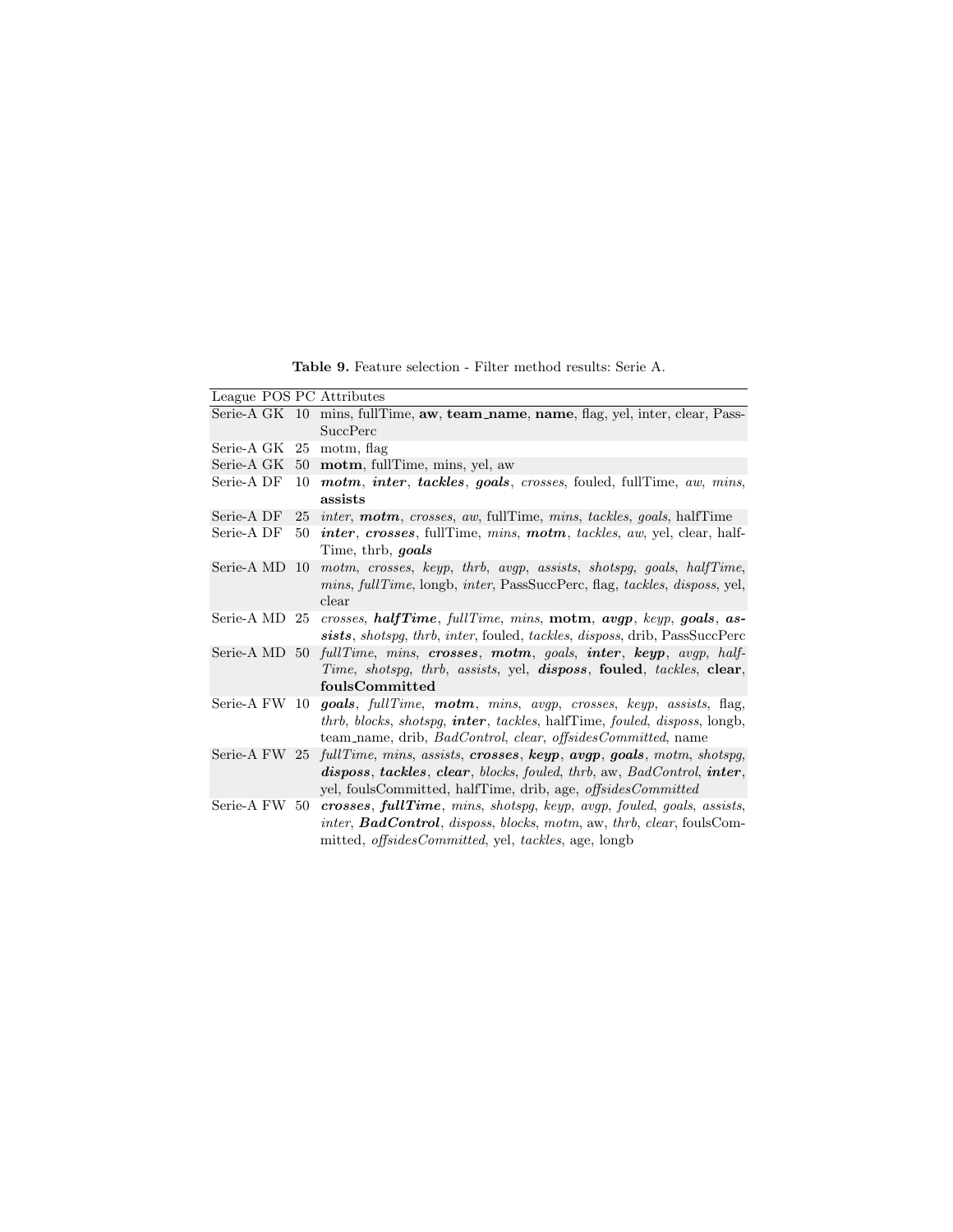**Table 9.** Feature selection - Filter method results: Serie A.

| League | POS | PC | Attributes |
|---|---|---|---|
| Serie-A | GK | 10 | mins, fullTime, **aw**, **team_name**, **name**, flag, yel, inter, clear, PassSuccPerc |
| Serie-A | GK | 25 | motm, flag |
| Serie-A | GK | 50 | **motm**, fullTime, mins, yel, aw |
| Serie-A | DF | 10 | ***motm***, ***inter***, ***tackles***, ***goals***, *crosses*, fouled, fullTime, *aw*, *mins*, **assists** |
| Serie-A | DF | 25 | *inter*, ***motm***, *crosses*, *aw*, fullTime, *mins*, *tackles*, *goals*, halfTime |
| Serie-A | DF | 50 | ***inter***, ***crosses***, fullTime, *mins*, ***motm***, *tackles*, *aw*, yel, clear, halfTime, thrb, ***goals*** |
| Serie-A | MD | 10 | *motm*, *crosses*, *keyp*, *thrb*, *avgp*, *assists*, *shotspg*, *goals*, *halfTime*, *mins*, *fullTime*, longb, *inter*, PassSuccPerc, flag, *tackles*, *disposs*, yel, clear |
| Serie-A | MD | 25 | *crosses*, ***halfTime***, *fullTime*, *mins*, **motm**, ***avgp***, *keyp*, ***goals***, ***assists***, *shotspg*, *thrb*, *inter*, fouled, *tackles*, *disposs*, drib, PassSuccPerc |
| Serie-A | MD | 50 | *fullTime*, *mins*, ***crosses***, ***motm***, *goals*, ***inter***, ***keyp***, *avgp*, *halfTime*, *shotspg*, *thrb*, *assists*, yel, ***disposs***, **fouled**, *tackles*, **clear**, **foulsCommitted** |
| Serie-A | FW | 10 | ***goals***, *fullTime*, ***motm***, *mins*, *avgp*, *crosses*, *keyp*, *assists*, flag, *thrb*, *blocks*, *shotspg*, ***inter***, *tackles*, halfTime, *fouled*, *disposs*, longb, team_name, drib, *BadControl*, *clear*, *offsidesCommitted*, name |
| Serie-A | FW | 25 | *fullTime*, *mins*, *assists*, ***crosses***, ***keyp***, ***avgp***, ***goals***, *motm*, *shotspg*, ***disposs***, ***tackles***, ***clear***, *blocks*, *fouled*, *thrb*, aw, *BadControl*, ***inter***, yel, foulsCommitted, halfTime, drib, age, *offsidesCommitted* |
| Serie-A | FW | 50 | ***crosses***, ***fullTime***, *mins*, *shotspg*, *keyp*, *avgp*, *fouled*, *goals*, *assists*, *inter*, ***BadControl***, *disposs*, *blocks*, *motm*, aw, *thrb*, *clear*, foulsCommitted, *offsidesCommitted*, yel, *tackles*, age, longb |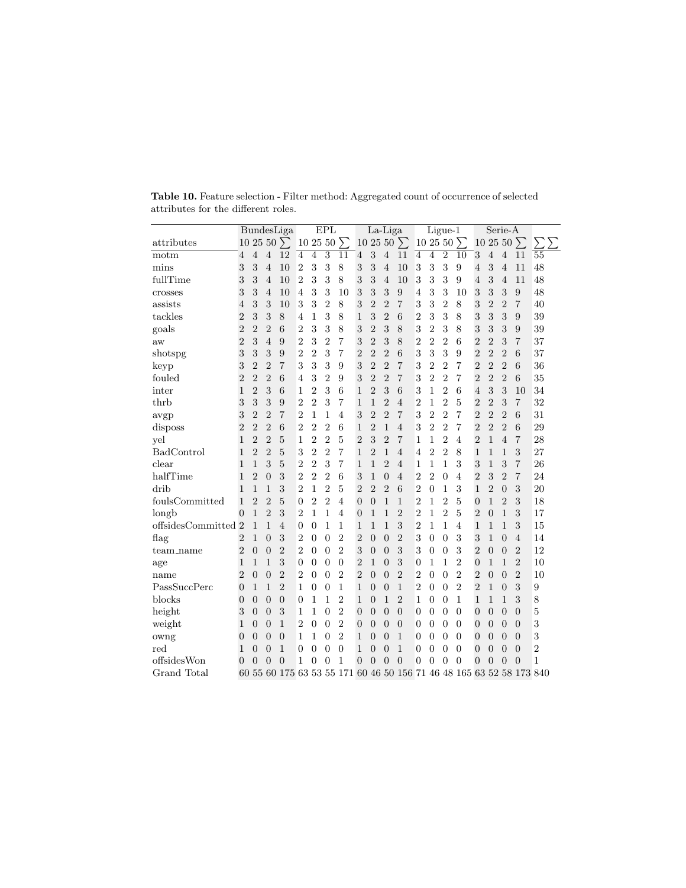**Table 10.** Feature selection - Filter method: Aggregated count of occurrence of selected attributes for the different roles.

| | BundesLiga | | | | EPL | | | | La-Liga | | | | Ligue-1 | | | | Serie-A | | | | |
|---|---|---|---|---|---|---|---|---|---|---|---|---|---|---|---|---|---|---|---|---|---|
| attributes | 10 | 25 | 50 | $\sum$ | 10 | 25 | 50 | $\sum$ | 10 | 25 | 50 | $\sum$ | 10 | 25 | 50 | $\sum$ | 10 | 25 | 50 | $\sum$ | $\sum\sum$ |
| motm | 4 | 4 | 4 | 12 | 4 | 4 | 3 | 11 | 4 | 3 | 4 | 11 | 4 | 4 | 2 | 10 | 3 | 4 | 4 | 11 | 55 |
| mins | 3 | 3 | 4 | 10 | 2 | 3 | 3 | 8 | 3 | 3 | 4 | 10 | 3 | 3 | 3 | 9 | 4 | 3 | 4 | 11 | 48 |
| fullTime | 3 | 3 | 4 | 10 | 2 | 3 | 3 | 8 | 3 | 3 | 4 | 10 | 3 | 3 | 3 | 9 | 4 | 3 | 4 | 11 | 48 |
| crosses | 3 | 3 | 4 | 10 | 4 | 3 | 3 | 10 | 3 | 3 | 3 | 9 | 4 | 3 | 3 | 10 | 3 | 3 | 3 | 9 | 48 |
| assists | 4 | 3 | 3 | 10 | 3 | 3 | 2 | 8 | 3 | 2 | 2 | 7 | 3 | 3 | 2 | 8 | 3 | 2 | 2 | 7 | 40 |
| tackles | 2 | 3 | 3 | 8 | 4 | 1 | 3 | 8 | 1 | 3 | 2 | 6 | 2 | 3 | 3 | 8 | 3 | 3 | 3 | 9 | 39 |
| goals | 2 | 2 | 2 | 6 | 2 | 3 | 3 | 8 | 3 | 2 | 3 | 8 | 3 | 2 | 3 | 8 | 3 | 3 | 3 | 9 | 39 |
| aw | 2 | 3 | 4 | 9 | 2 | 3 | 2 | 7 | 3 | 2 | 3 | 8 | 2 | 2 | 2 | 6 | 2 | 2 | 3 | 7 | 37 |
| shotspg | 3 | 3 | 3 | 9 | 2 | 2 | 3 | 7 | 2 | 2 | 2 | 6 | 3 | 3 | 3 | 9 | 2 | 2 | 2 | 6 | 37 |
| keyp | 3 | 2 | 2 | 7 | 3 | 3 | 3 | 9 | 3 | 2 | 2 | 7 | 3 | 2 | 2 | 7 | 2 | 2 | 2 | 6 | 36 |
| fouled | 2 | 2 | 2 | 6 | 4 | 3 | 2 | 9 | 3 | 2 | 2 | 7 | 3 | 2 | 2 | 7 | 2 | 2 | 2 | 6 | 35 |
| inter | 1 | 2 | 3 | 6 | 1 | 2 | 3 | 6 | 1 | 2 | 3 | 6 | 3 | 1 | 2 | 6 | 4 | 3 | 3 | 10 | 34 |
| thrb | 3 | 3 | 3 | 9 | 2 | 2 | 3 | 7 | 1 | 1 | 2 | 4 | 2 | 1 | 2 | 5 | 2 | 2 | 3 | 7 | 32 |
| avgp | 3 | 2 | 2 | 7 | 2 | 1 | 1 | 4 | 3 | 2 | 2 | 7 | 3 | 2 | 2 | 7 | 2 | 2 | 2 | 6 | 31 |
| disposs | 2 | 2 | 2 | 6 | 2 | 2 | 2 | 6 | 1 | 2 | 1 | 4 | 3 | 2 | 2 | 7 | 2 | 2 | 2 | 6 | 29 |
| yel | 1 | 2 | 2 | 5 | 1 | 2 | 2 | 5 | 2 | 3 | 2 | 7 | 1 | 1 | 2 | 4 | 2 | 1 | 4 | 7 | 28 |
| BadControl | 1 | 2 | 2 | 5 | 3 | 2 | 2 | 7 | 1 | 2 | 1 | 4 | 4 | 2 | 2 | 8 | 1 | 1 | 1 | 3 | 27 |
| clear | 1 | 1 | 3 | 5 | 2 | 2 | 3 | 7 | 1 | 1 | 2 | 4 | 1 | 1 | 1 | 3 | 3 | 1 | 3 | 7 | 26 |
| halfTime | 1 | 2 | 0 | 3 | 2 | 2 | 2 | 6 | 3 | 1 | 0 | 4 | 2 | 2 | 0 | 4 | 2 | 3 | 2 | 7 | 24 |
| drib | 1 | 1 | 1 | 3 | 2 | 1 | 2 | 5 | 2 | 2 | 2 | 6 | 2 | 0 | 1 | 3 | 1 | 2 | 0 | 3 | 20 |
| foulsCommitted | 1 | 2 | 2 | 5 | 0 | 2 | 2 | 4 | 0 | 0 | 1 | 1 | 2 | 1 | 2 | 5 | 0 | 1 | 2 | 3 | 18 |
| longb | 0 | 1 | 2 | 3 | 2 | 1 | 1 | 4 | 0 | 1 | 1 | 2 | 2 | 1 | 2 | 5 | 2 | 0 | 1 | 3 | 17 |
| offsidesCommitted | 2 | 1 | 1 | 4 | 0 | 0 | 1 | 1 | 1 | 1 | 1 | 3 | 2 | 1 | 1 | 4 | 1 | 1 | 1 | 3 | 15 |
| flag | 2 | 1 | 0 | 3 | 2 | 0 | 0 | 2 | 2 | 0 | 0 | 2 | 3 | 0 | 0 | 3 | 3 | 1 | 0 | 4 | 14 |
| team_name | 2 | 0 | 0 | 2 | 2 | 0 | 0 | 2 | 3 | 0 | 0 | 3 | 3 | 0 | 0 | 3 | 2 | 0 | 0 | 2 | 12 |
| age | 1 | 1 | 1 | 3 | 0 | 0 | 0 | 0 | 2 | 1 | 0 | 3 | 0 | 1 | 1 | 2 | 0 | 1 | 1 | 2 | 10 |
| name | 2 | 0 | 0 | 2 | 2 | 0 | 0 | 2 | 2 | 0 | 0 | 2 | 2 | 0 | 0 | 2 | 2 | 0 | 0 | 2 | 10 |
| PassSuccPerc | 0 | 1 | 1 | 2 | 1 | 0 | 0 | 1 | 1 | 0 | 0 | 1 | 2 | 0 | 0 | 2 | 2 | 1 | 0 | 3 | 9 |
| blocks | 0 | 0 | 0 | 0 | 0 | 1 | 1 | 2 | 1 | 0 | 1 | 2 | 1 | 0 | 0 | 1 | 1 | 1 | 1 | 3 | 8 |
| height | 3 | 0 | 0 | 3 | 1 | 1 | 0 | 2 | 0 | 0 | 0 | 0 | 0 | 0 | 0 | 0 | 0 | 0 | 0 | 0 | 5 |
| weight | 1 | 0 | 0 | 1 | 2 | 0 | 0 | 2 | 0 | 0 | 0 | 0 | 0 | 0 | 0 | 0 | 0 | 0 | 0 | 0 | 3 |
| owng | 0 | 0 | 0 | 0 | 1 | 1 | 0 | 2 | 1 | 0 | 0 | 1 | 0 | 0 | 0 | 0 | 0 | 0 | 0 | 0 | 3 |
| red | 1 | 0 | 0 | 1 | 0 | 0 | 0 | 0 | 1 | 0 | 0 | 1 | 0 | 0 | 0 | 0 | 0 | 0 | 0 | 0 | 2 |
| offsidesWon | 0 | 0 | 0 | 0 | 1 | 0 | 0 | 1 | 0 | 0 | 0 | 0 | 0 | 0 | 0 | 0 | 0 | 0 | 0 | 0 | 1 |
| Grand Total | 60 | 55 | 60 | 175 | 63 | 53 | 55 | 171 | 60 | 46 | 50 | 156 | 71 | 46 | 48 | 165 | 63 | 52 | 58 | 173 | 840 |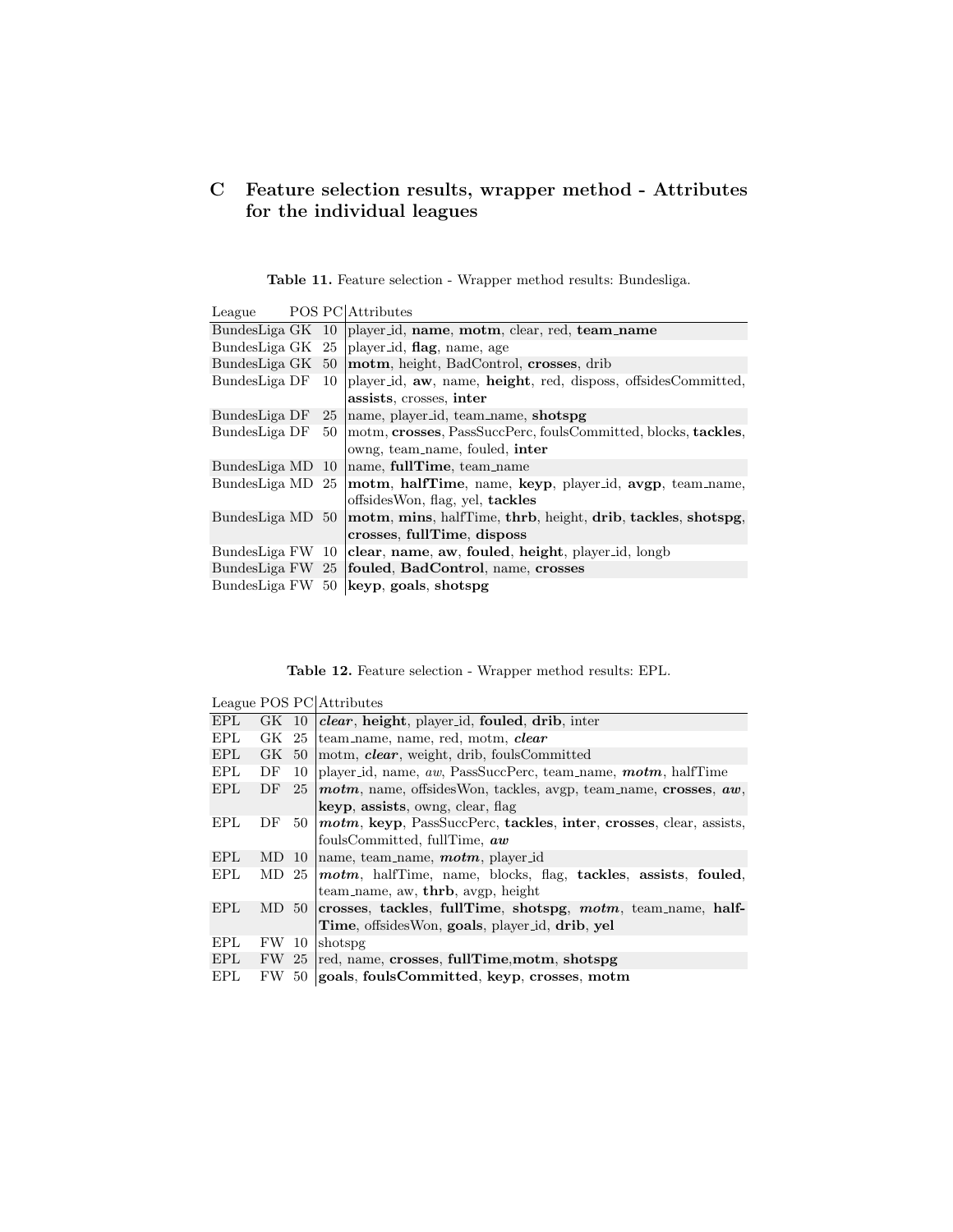## C Feature selection results, wrapper method - Attributes for the individual leagues

**Table 11.** Feature selection - Wrapper method results: Bundesliga.

| League | POS | PC | Attributes |
|---|---|---|---|
| BundesLiga | GK | 10 | player_id, **name**, **motm**, clear, red, **team_name** |
| BundesLiga | GK | 25 | player_id, **flag**, name, age |
| BundesLiga | GK | 50 | **motm**, height, BadControl, **crosses**, drib |
| BundesLiga | DF | 10 | player_id, **aw**, name, **height**, red, dispos, offsidesCommitted, **assists**, crosses, **inter** |
| BundesLiga | DF | 25 | name, player_id, team_name, **shotspg** |
| BundesLiga | DF | 50 | motm, **crosses**, PassSuccPerc, foulsCommitted, blocks, **tackles**, owng, team_name, fouled, **inter** |
| BundesLiga | MD | 10 | name, **fullTime**, team_name |
| BundesLiga | MD | 25 | **motm**, **halfTime**, name, **keyp**, player_id, **avgp**, team_name, offsidesWon, flag, yel, **tackles** |
| BundesLiga | MD | 50 | **motm**, **mins**, halfTime, **thrb**, height, **drib**, **tackles**, **shotspg**, **crosses**, **fullTime**, **dispos** |
| BundesLiga | FW | 10 | **clear**, **name**, **aw**, **fouled**, **height**, player_id, longb |
| BundesLiga | FW | 25 | **fouled**, **BadControl**, name, **crosses** |
| BundesLiga | FW | 50 | **keyp**, **goals**, **shotspg** |

**Table 12.** Feature selection - Wrapper method results: EPL.

| League | POS | PC | Attributes |
|---|---|---|---|
| EPL | GK | 10 | ***clear***, **height**, player_id, **fouled**, **drib**, inter |
| EPL | GK | 25 | team_name, name, red, motm, ***clear*** |
| EPL | GK | 50 | motm, ***clear***, weight, drib, foulsCommitted |
| EPL | DF | 10 | player_id, name, *aw*, PassSuccPerc, team_name, ***motm***, halfTime |
| EPL | DF | 25 | ***motm***, name, offsidesWon, tackles, avgp, team_name, **crosses**, ***aw***, **keyp**, **assists**, owng, clear, flag |
| EPL | DF | 50 | ***motm***, **keyp**, PassSuccPerc, **tackles**, **inter**, **crosses**, clear, assists, foulsCommitted, fullTime, ***aw*** |
| EPL | MD | 10 | name, team_name, ***motm***, player_id |
| EPL | MD | 25 | ***motm***, halfTime, name, blocks, flag, **tackles**, **assists**, **fouled**, team_name, aw, **thrb**, avgp, height |
| EPL | MD | 50 | **crosses**, **tackles**, **fullTime**, **shotspg**, ***motm***, team_name, **halfTime**, offsidesWon, **goals**, player_id, **drib**, **yel** |
| EPL | FW | 10 | shotspg |
| EPL | FW | 25 | red, name, **crosses**, **fullTime**,**motm**, **shotspg** |
| EPL | FW | 50 | **goals**, **foulsCommitted**, **keyp**, **crosses**, **motm** |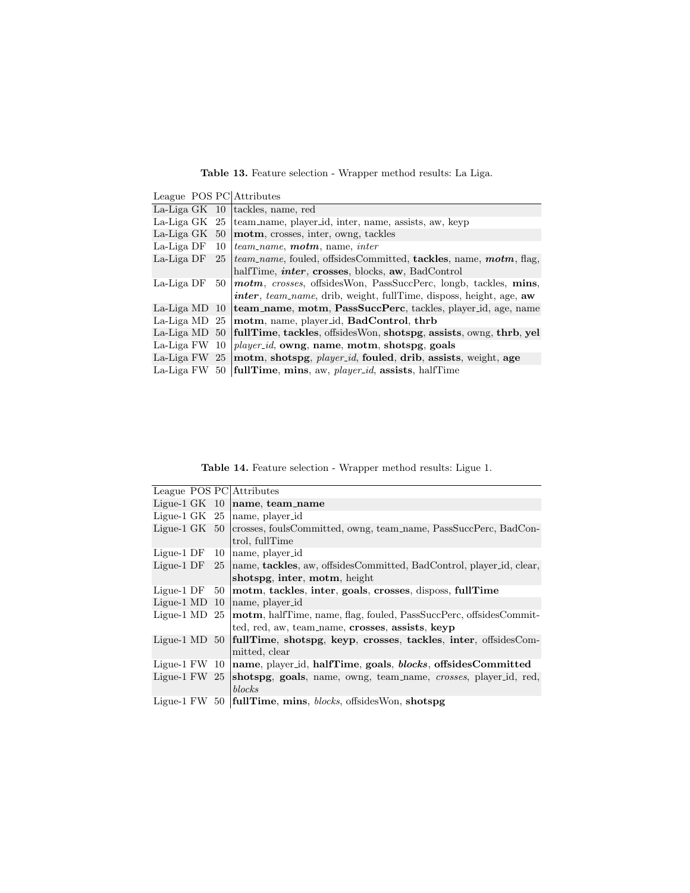**Table 13.** Feature selection - Wrapper method results: La Liga.

| League | POS | PC | Attributes |
|---|---|---|---|
| La-Liga | GK | 10 | tackles, name, red |
| La-Liga | GK | 25 | team_name, player_id, inter, name, assists, aw, keyp |
| La-Liga | GK | 50 | **motm**, crosses, inter, owng, tackles |
| La-Liga | DF | 10 | *team_name*, ***motm***, name, *inter* |
| La-Liga | DF | 25 | *team_name*, fouled, offsidesCommitted, **tackles**, name, ***motm***, flag, halfTime, ***inter***, **crosses**, blocks, **aw**, BadControl |
| La-Liga | DF | 50 | ***motm***, *crosses*, offsidesWon, PassSuccPerc, longb, tackles, **mins**, ***inter***, *team_name*, drib, weight, fullTime, dispossess, height, age, **aw** |
| La-Liga | MD | 10 | **team_name**, **motm**, **PassSuccPerc**, tackles, player_id, age, name |
| La-Liga | MD | 25 | **motm**, name, player_id, **BadControl**, **thrb** |
| La-Liga | MD | 50 | **fullTime**, **tackles**, offsidesWon, **shotspg**, **assists**, owng, **thrb**, **yel** |
| La-Liga | FW | 10 | *player_id*, **owng**, **name**, **motm**, **shotspg**, **goals** |
| La-Liga | FW | 25 | **motm**, **shotspg**, *player_id*, **fouled**, **drib**, **assists**, weight, **age** |
| La-Liga | FW | 50 | **fullTime**, **mins**, aw, *player_id*, **assists**, halfTime |

**Table 14.** Feature selection - Wrapper method results: Ligue 1.

| League | POS | PC | Attributes |
|---|---|---|---|
| Ligue-1 | GK | 10 | **name**, **team_name** |
| Ligue-1 | GK | 25 | name, player_id |
| Ligue-1 | GK | 50 | crosses, foulsCommitted, owng, team_name, PassSuccPerc, BadControl, fullTime |
| Ligue-1 | DF | 10 | name, player_id |
| Ligue-1 | DF | 25 | name, **tackles**, aw, offsidesCommitted, BadControl, player_id, clear, **shotspg**, **inter**, **motm**, height |
| Ligue-1 | DF | 50 | **motm**, **tackles**, **inter**, **goals**, **crosses**, dispossess, **fullTime** |
| Ligue-1 | MD | 10 | name, player_id |
| Ligue-1 | MD | 25 | **motm**, halfTime, name, flag, fouled, PassSuccPerc, offsidesCommitted, red, aw, team_name, **crosses**, **assists**, **keyp** |
| Ligue-1 | MD | 50 | **fullTime**, **shotspg**, **keyp**, **crosses**, **tackles**, **inter**, offsidesCommitted, clear |
| Ligue-1 | FW | 10 | **name**, player_id, **halfTime**, **goals**, ***blocks***, **offsidesCommitted** |
| Ligue-1 | FW | 25 | **shotspg**, **goals**, name, owng, team_name, *crosses*, player_id, red, *blocks* |
| Ligue-1 | FW | 50 | **fullTime**, **mins**, *blocks*, offsidesWon, **shotspg** |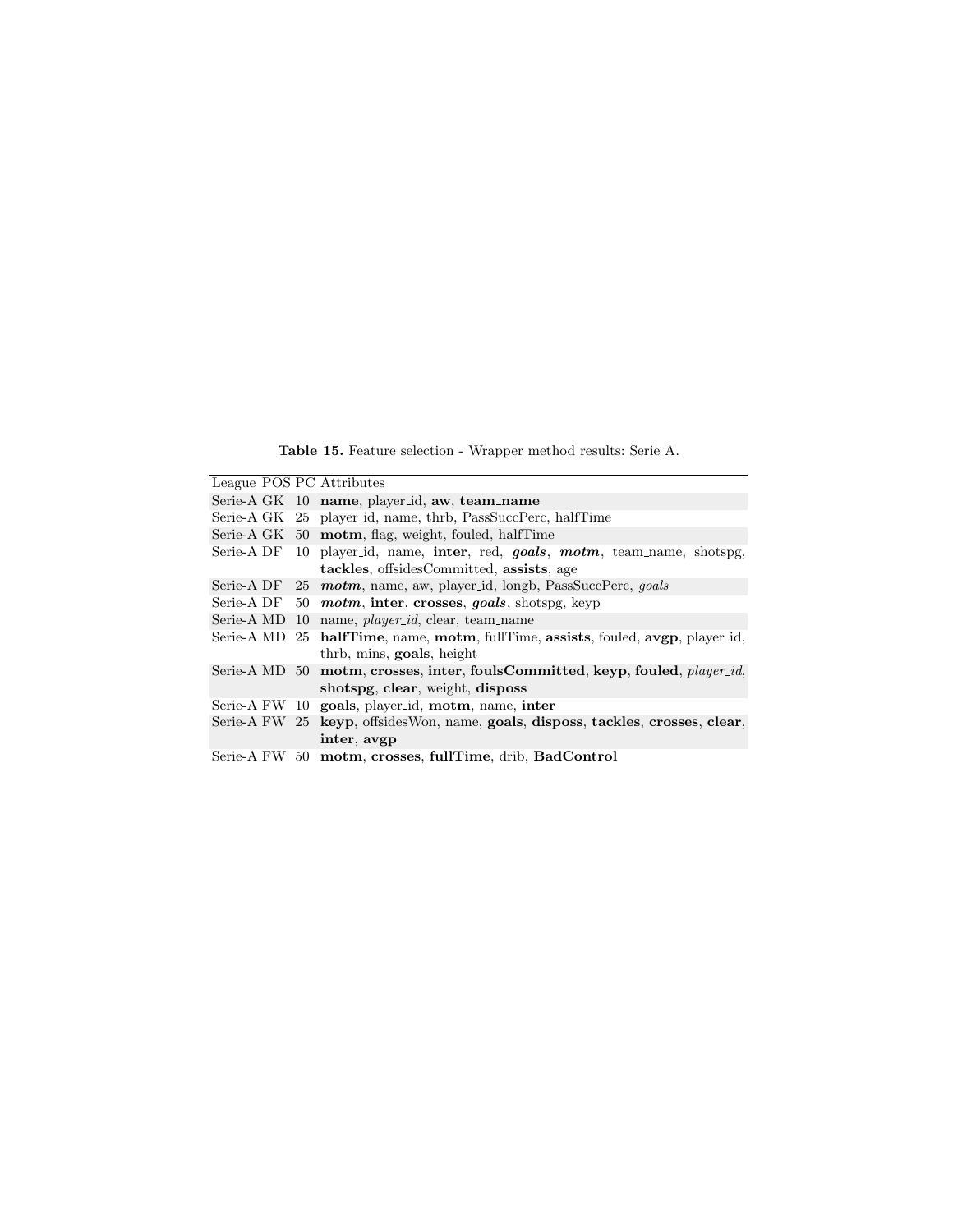**Table 15.** Feature selection - Wrapper method results: Serie A.

| League | POS | PC | Attributes |
|---|---|---|---|
| Serie-A | GK | 10 | **name**, player_id, **aw**, **team_name** |
| Serie-A | GK | 25 | player_id, name, thrb, PassSuccPerc, halfTime |
| Serie-A | GK | 50 | **motm**, flag, weight, fouled, halfTime |
| Serie-A | DF | 10 | player_id, name, **inter**, red, ***goals***, ***motm***, team_name, shotspg, **tackles**, offsidesCommitted, **assists**, age |
| Serie-A | DF | 25 | ***motm***, name, aw, player_id, longb, PassSuccPerc, *goals* |
| Serie-A | DF | 50 | ***motm***, **inter**, **crosses**, ***goals***, shotspg, keyp |
| Serie-A | MD | 10 | name, *player_id*, clear, team_name |
| Serie-A | MD | 25 | **halfTime**, name, **motm**, fullTime, **assists**, fouled, **avgp**, player_id, thrb, mins, **goals**, height |
| Serie-A | MD | 50 | **motm**, **crosses**, **inter**, **foulsCommitted**, **keyp**, **fouled**, *player_id*, **shotspg**, **clear**, weight, **disposs** |
| Serie-A | FW | 10 | **goals**, player_id, **motm**, name, **inter** |
| Serie-A | FW | 25 | **keyp**, offsidesWon, name, **goals**, **disposs**, **tackles**, **crosses**, **clear**, **inter**, **avgp** |
| Serie-A | FW | 50 | **motm**, **crosses**, **fullTime**, drib, **BadControl** |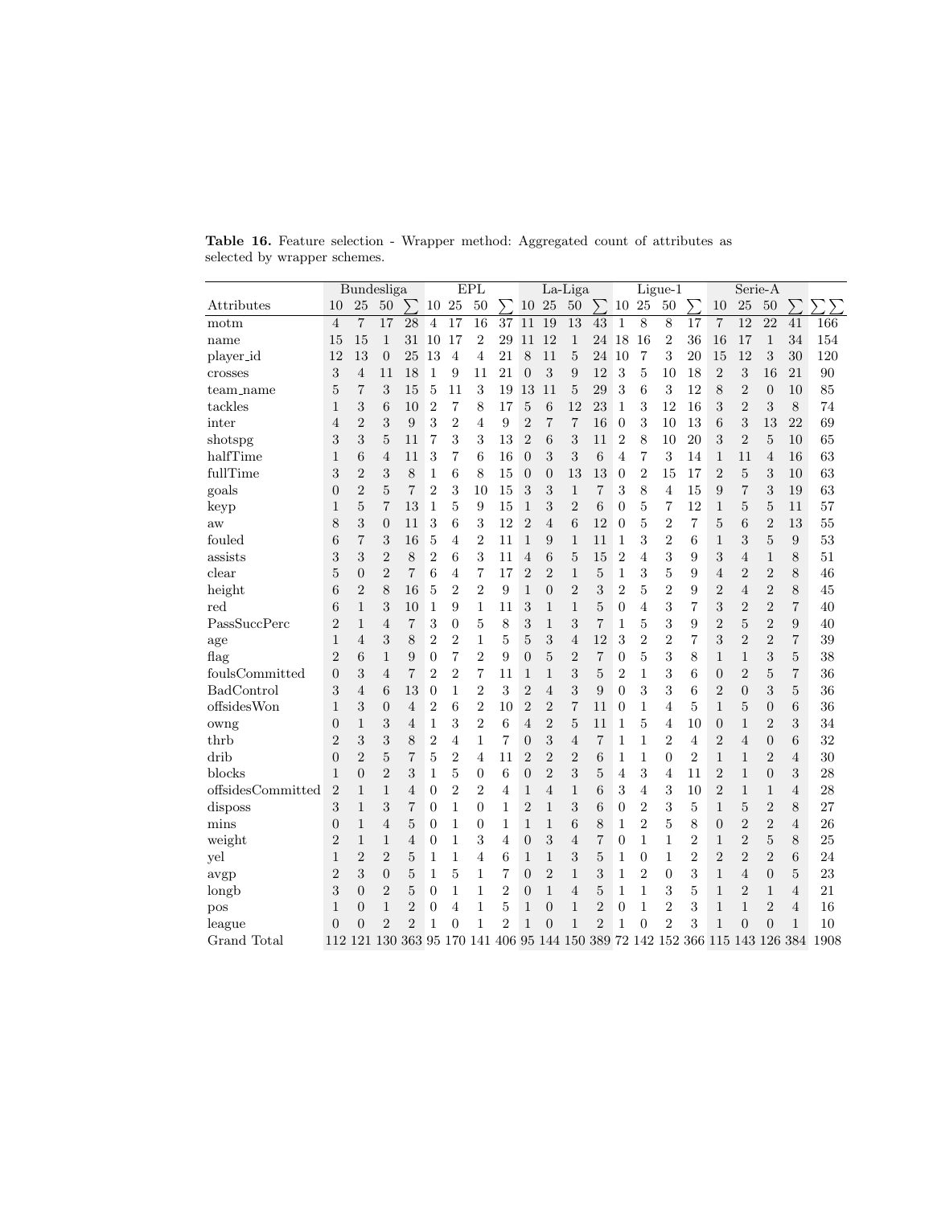**Table 16.** Feature selection - Wrapper method: Aggregated count of attributes as selected by wrapper schemes.

| | Bundesliga | | | | EPL | | | | La-Liga | | | | Ligue-1 | | | | Serie-A | | | | |
|---|---|---|---|---|---|---|---|---|---|---|---|---|---|---|---|---|---|---|---|---|---|
| Attributes | 10 | 25 | 50 | ∑ | 10 | 25 | 50 | ∑ | 10 | 25 | 50 | ∑ | 10 | 25 | 50 | ∑ | 10 | 25 | 50 | ∑ | ∑∑ |
| motm | 4 | 7 | 17 | 28 | 4 | 17 | 16 | 37 | 11 | 19 | 13 | 43 | 1 | 8 | 8 | 17 | 7 | 12 | 22 | 41 | 166 |
| name | 15 | 15 | 1 | 31 | 10 | 17 | 2 | 29 | 11 | 12 | 1 | 24 | 18 | 16 | 2 | 36 | 16 | 17 | 1 | 34 | 154 |
| player_id | 12 | 13 | 0 | 25 | 13 | 4 | 4 | 21 | 8 | 11 | 5 | 24 | 10 | 7 | 3 | 20 | 15 | 12 | 3 | 30 | 120 |
| crosses | 3 | 4 | 11 | 18 | 1 | 9 | 11 | 21 | 0 | 3 | 9 | 12 | 3 | 5 | 10 | 18 | 2 | 3 | 16 | 21 | 90 |
| team_name | 5 | 7 | 3 | 15 | 5 | 11 | 3 | 19 | 13 | 11 | 5 | 29 | 3 | 6 | 3 | 12 | 8 | 2 | 0 | 10 | 85 |
| tackles | 1 | 3 | 6 | 10 | 2 | 7 | 8 | 17 | 5 | 6 | 12 | 23 | 1 | 3 | 12 | 16 | 3 | 2 | 3 | 8 | 74 |
| inter | 4 | 2 | 3 | 9 | 3 | 2 | 4 | 9 | 2 | 7 | 7 | 16 | 0 | 3 | 10 | 13 | 6 | 3 | 13 | 22 | 69 |
| shotspg | 3 | 3 | 5 | 11 | 7 | 3 | 3 | 13 | 2 | 6 | 3 | 11 | 2 | 8 | 10 | 20 | 3 | 2 | 5 | 10 | 65 |
| halfTime | 1 | 6 | 4 | 11 | 3 | 7 | 6 | 16 | 0 | 3 | 3 | 6 | 4 | 7 | 3 | 14 | 1 | 11 | 4 | 16 | 63 |
| fullTime | 3 | 2 | 3 | 8 | 1 | 6 | 8 | 15 | 0 | 0 | 13 | 13 | 0 | 2 | 15 | 17 | 2 | 5 | 3 | 10 | 63 |
| goals | 0 | 2 | 5 | 7 | 2 | 3 | 10 | 15 | 3 | 3 | 1 | 7 | 3 | 8 | 4 | 15 | 9 | 7 | 3 | 19 | 63 |
| keyp | 1 | 5 | 7 | 13 | 1 | 5 | 9 | 15 | 1 | 3 | 2 | 6 | 0 | 5 | 7 | 12 | 1 | 5 | 5 | 11 | 57 |
| aw | 8 | 3 | 0 | 11 | 3 | 6 | 3 | 12 | 2 | 4 | 6 | 12 | 0 | 5 | 2 | 7 | 5 | 6 | 2 | 13 | 55 |
| fouled | 6 | 7 | 3 | 16 | 5 | 4 | 2 | 11 | 1 | 9 | 1 | 11 | 1 | 3 | 2 | 6 | 1 | 3 | 5 | 9 | 53 |
| assists | 3 | 3 | 2 | 8 | 2 | 6 | 3 | 11 | 4 | 6 | 5 | 15 | 2 | 4 | 3 | 9 | 3 | 4 | 1 | 8 | 51 |
| clear | 5 | 0 | 2 | 7 | 6 | 4 | 7 | 17 | 2 | 2 | 1 | 5 | 1 | 3 | 5 | 9 | 4 | 2 | 2 | 8 | 46 |
| height | 6 | 2 | 8 | 16 | 5 | 2 | 2 | 9 | 1 | 0 | 2 | 3 | 2 | 5 | 2 | 9 | 2 | 4 | 2 | 8 | 45 |
| red | 6 | 1 | 3 | 10 | 1 | 9 | 1 | 11 | 3 | 1 | 1 | 5 | 0 | 4 | 3 | 7 | 3 | 2 | 2 | 7 | 40 |
| PassSuccPerc | 2 | 1 | 4 | 7 | 3 | 0 | 5 | 8 | 3 | 1 | 3 | 7 | 1 | 5 | 3 | 9 | 2 | 5 | 2 | 9 | 40 |
| age | 1 | 4 | 3 | 8 | 2 | 2 | 1 | 5 | 5 | 3 | 4 | 12 | 3 | 2 | 2 | 7 | 3 | 2 | 2 | 7 | 39 |
| flag | 2 | 6 | 1 | 9 | 0 | 7 | 2 | 9 | 0 | 5 | 2 | 7 | 0 | 5 | 3 | 8 | 1 | 1 | 3 | 5 | 38 |
| foulsCommitted | 0 | 3 | 4 | 7 | 2 | 2 | 7 | 11 | 1 | 1 | 3 | 5 | 2 | 1 | 3 | 6 | 0 | 2 | 5 | 7 | 36 |
| BadControl | 3 | 4 | 6 | 13 | 0 | 1 | 2 | 3 | 2 | 4 | 3 | 9 | 0 | 3 | 3 | 6 | 2 | 0 | 3 | 5 | 36 |
| offsidesWon | 1 | 3 | 0 | 4 | 2 | 6 | 2 | 10 | 2 | 2 | 7 | 11 | 0 | 1 | 4 | 5 | 1 | 5 | 0 | 6 | 36 |
| owng | 0 | 1 | 3 | 4 | 1 | 3 | 2 | 6 | 4 | 2 | 5 | 11 | 1 | 5 | 4 | 10 | 0 | 1 | 2 | 3 | 34 |
| thrb | 2 | 3 | 3 | 8 | 2 | 4 | 1 | 7 | 0 | 3 | 4 | 7 | 1 | 1 | 2 | 4 | 2 | 4 | 0 | 6 | 32 |
| drib | 0 | 2 | 5 | 7 | 5 | 2 | 4 | 11 | 2 | 2 | 2 | 6 | 1 | 1 | 0 | 2 | 1 | 1 | 2 | 4 | 30 |
| blocks | 1 | 0 | 2 | 3 | 1 | 5 | 0 | 6 | 0 | 2 | 3 | 5 | 4 | 3 | 4 | 11 | 2 | 1 | 0 | 3 | 28 |
| offsidesCommitted | 2 | 1 | 1 | 4 | 0 | 2 | 2 | 4 | 1 | 4 | 1 | 6 | 3 | 4 | 3 | 10 | 2 | 1 | 1 | 4 | 28 |
| disposs | 3 | 1 | 3 | 7 | 0 | 1 | 0 | 1 | 2 | 1 | 3 | 6 | 0 | 2 | 3 | 5 | 1 | 5 | 2 | 8 | 27 |
| mins | 0 | 1 | 4 | 5 | 0 | 1 | 0 | 1 | 1 | 1 | 6 | 8 | 1 | 2 | 5 | 8 | 0 | 2 | 2 | 4 | 26 |
| weight | 2 | 1 | 1 | 4 | 0 | 1 | 3 | 4 | 0 | 3 | 4 | 7 | 0 | 1 | 1 | 2 | 1 | 2 | 5 | 8 | 25 |
| yel | 1 | 2 | 2 | 5 | 1 | 1 | 4 | 6 | 1 | 1 | 3 | 5 | 1 | 0 | 1 | 2 | 2 | 2 | 2 | 6 | 24 |
| avgp | 2 | 3 | 0 | 5 | 1 | 5 | 1 | 7 | 0 | 2 | 1 | 3 | 1 | 2 | 0 | 3 | 1 | 4 | 0 | 5 | 23 |
| longb | 3 | 0 | 2 | 5 | 0 | 1 | 1 | 2 | 0 | 1 | 4 | 5 | 1 | 1 | 3 | 5 | 1 | 2 | 1 | 4 | 21 |
| pos | 1 | 0 | 1 | 2 | 0 | 4 | 1 | 5 | 1 | 0 | 1 | 2 | 0 | 1 | 2 | 3 | 1 | 1 | 2 | 4 | 16 |
| league | 0 | 0 | 2 | 2 | 1 | 0 | 1 | 2 | 1 | 0 | 1 | 2 | 1 | 0 | 2 | 3 | 1 | 0 | 0 | 1 | 10 |
| Grand Total | 112 | 121 | 130 | 363 | 95 | 170 | 141 | 406 | 95 | 144 | 150 | 389 | 72 | 142 | 152 | 366 | 115 | 143 | 126 | 384 | 1908 |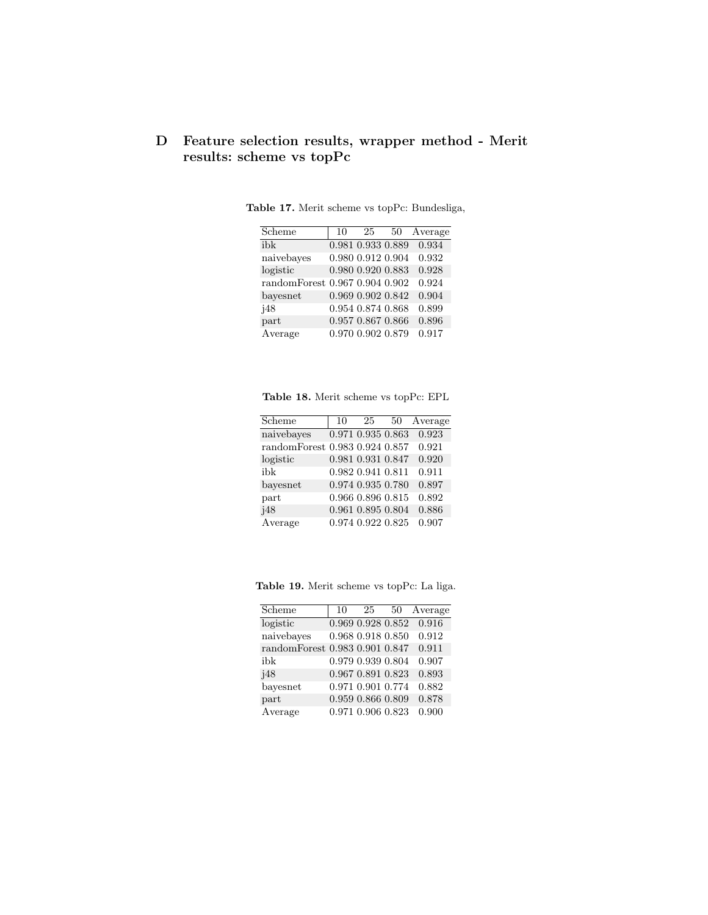# D Feature selection results, wrapper method - Merit results: scheme vs topPc

**Table 17.** Merit scheme vs topPc: Bundesliga,

| Scheme | 10 | 25 | 50 | Average |
|---|---|---|---|---|
| ibk | 0.981 | 0.933 | 0.889 | 0.934 |
| naivebayes | 0.980 | 0.912 | 0.904 | 0.932 |
| logistic | 0.980 | 0.920 | 0.883 | 0.928 |
| randomForest | 0.967 | 0.904 | 0.902 | 0.924 |
| bayesnet | 0.969 | 0.902 | 0.842 | 0.904 |
| j48 | 0.954 | 0.874 | 0.868 | 0.899 |
| part | 0.957 | 0.867 | 0.866 | 0.896 |
| Average | 0.970 | 0.902 | 0.879 | 0.917 |

**Table 18.** Merit scheme vs topPc: EPL

| Scheme | 10 | 25 | 50 | Average |
|---|---|---|---|---|
| naivebayes | 0.971 | 0.935 | 0.863 | 0.923 |
| randomForest | 0.983 | 0.924 | 0.857 | 0.921 |
| logistic | 0.981 | 0.931 | 0.847 | 0.920 |
| ibk | 0.982 | 0.941 | 0.811 | 0.911 |
| bayesnet | 0.974 | 0.935 | 0.780 | 0.897 |
| part | 0.966 | 0.896 | 0.815 | 0.892 |
| j48 | 0.961 | 0.895 | 0.804 | 0.886 |
| Average | 0.974 | 0.922 | 0.825 | 0.907 |

**Table 19.** Merit scheme vs topPc: La liga.

| Scheme | 10 | 25 | 50 | Average |
|---|---|---|---|---|
| logistic | 0.969 | 0.928 | 0.852 | 0.916 |
| naivebayes | 0.968 | 0.918 | 0.850 | 0.912 |
| randomForest | 0.983 | 0.901 | 0.847 | 0.911 |
| ibk | 0.979 | 0.939 | 0.804 | 0.907 |
| j48 | 0.967 | 0.891 | 0.823 | 0.893 |
| bayesnet | 0.971 | 0.901 | 0.774 | 0.882 |
| part | 0.959 | 0.866 | 0.809 | 0.878 |
| Average | 0.971 | 0.906 | 0.823 | 0.900 |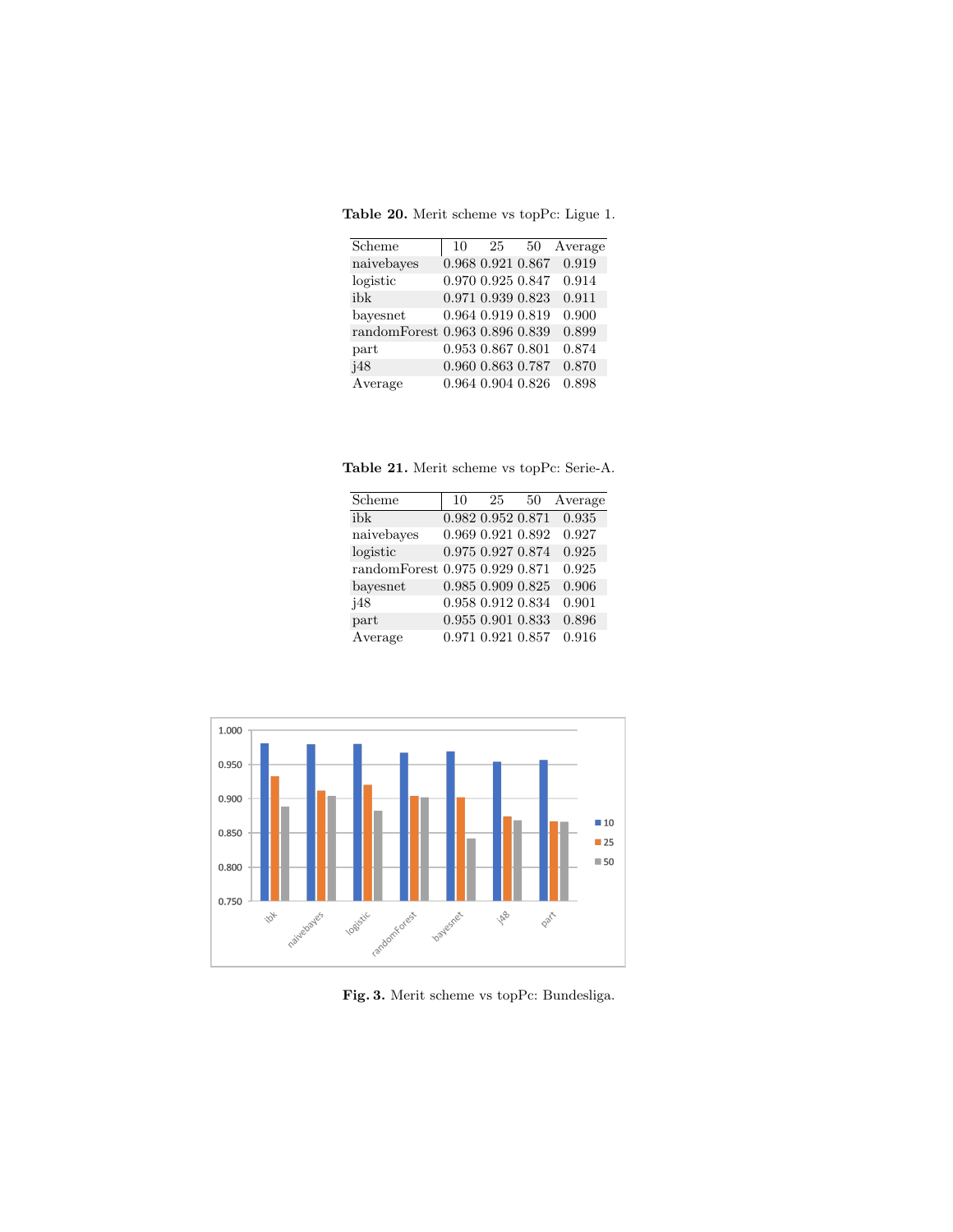**Table 20.** Merit scheme vs topPc: Ligue 1.

| Scheme | 10 | 25 | 50 | Average |
|---|---|---|---|---|
| naivebayes | 0.968 | 0.921 | 0.867 | 0.919 |
| logistic | 0.970 | 0.925 | 0.847 | 0.914 |
| ibk | 0.971 | 0.939 | 0.823 | 0.911 |
| bayesnet | 0.964 | 0.919 | 0.819 | 0.900 |
| randomForest | 0.963 | 0.896 | 0.839 | 0.899 |
| part | 0.953 | 0.867 | 0.801 | 0.874 |
| j48 | 0.960 | 0.863 | 0.787 | 0.870 |
| Average | 0.964 | 0.904 | 0.826 | 0.898 |

**Table 21.** Merit scheme vs topPc: Serie-A.

| Scheme | 10 | 25 | 50 | Average |
|---|---|---|---|---|
| ibk | 0.982 | 0.952 | 0.871 | 0.935 |
| naivebayes | 0.969 | 0.921 | 0.892 | 0.927 |
| logistic | 0.975 | 0.927 | 0.874 | 0.925 |
| randomForest | 0.975 | 0.929 | 0.871 | 0.925 |
| bayesnet | 0.985 | 0.909 | 0.825 | 0.906 |
| j48 | 0.958 | 0.912 | 0.834 | 0.901 |
| part | 0.955 | 0.901 | 0.833 | 0.896 |
| Average | 0.971 | 0.921 | 0.857 | 0.916 |

**Fig. 3.** Merit scheme vs topPc: Bundesliga.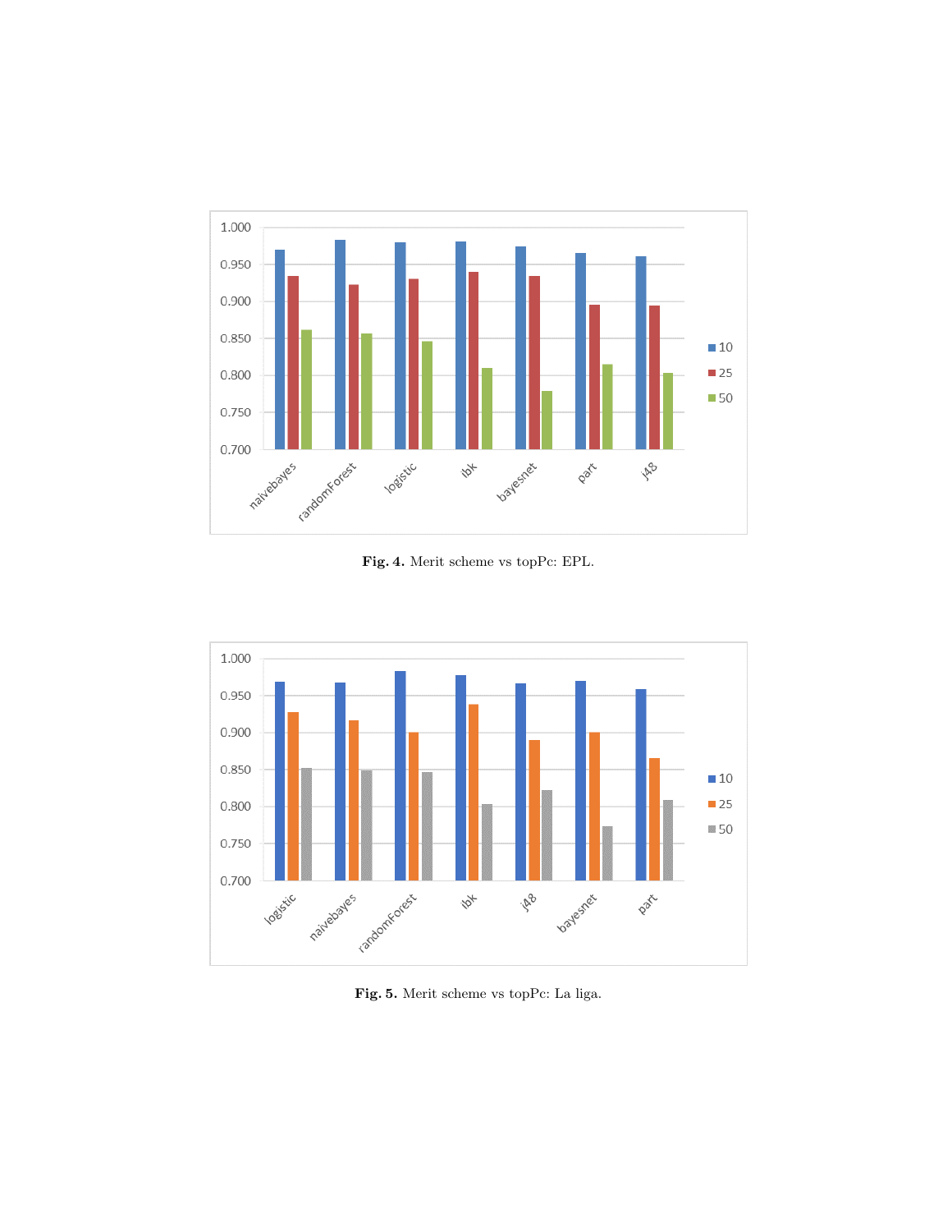**Fig. 4.** Merit scheme vs topPc: EPL.

**Fig. 5.** Merit scheme vs topPc: La liga.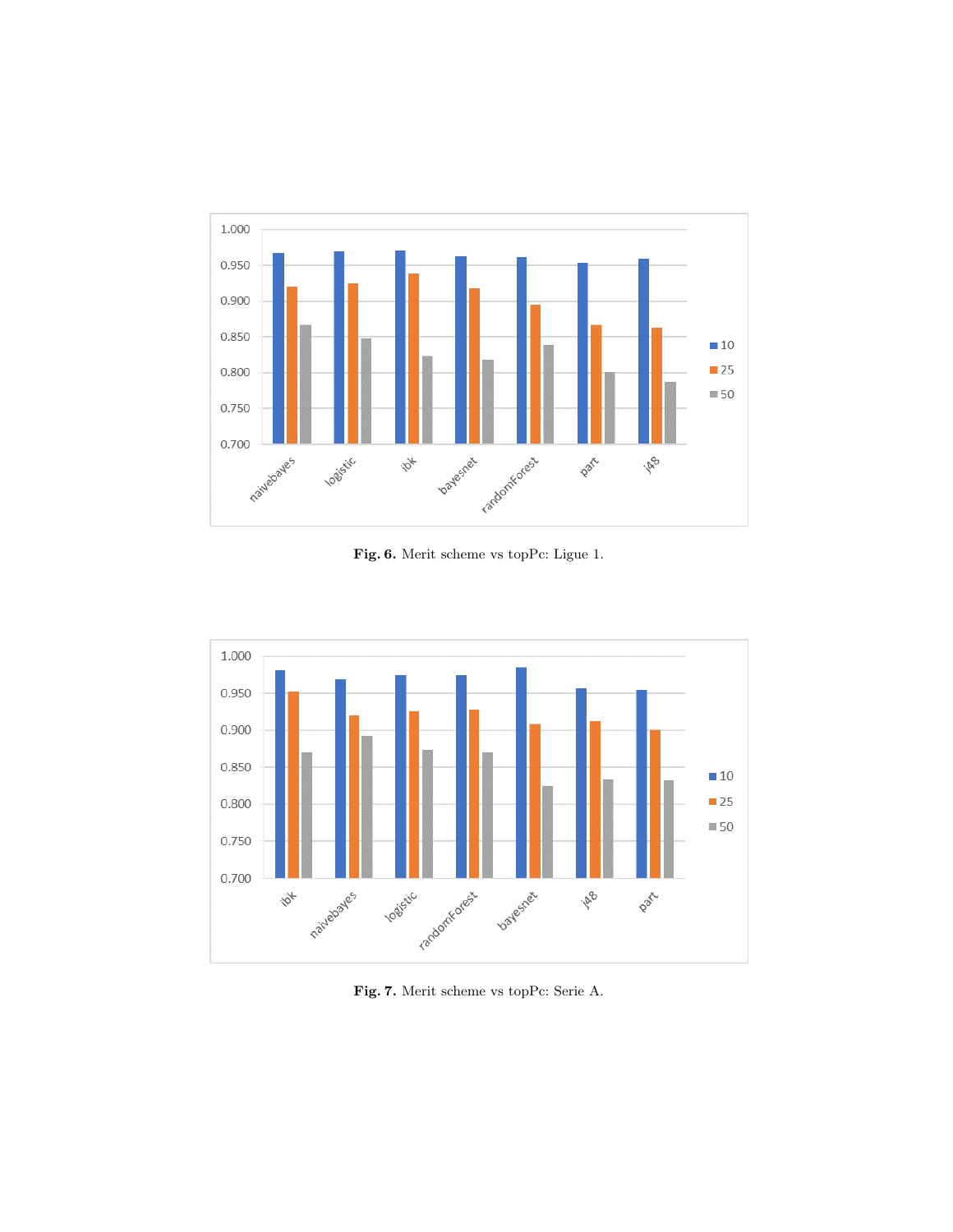Fig. 6. Merit scheme vs topPc: Ligue 1.

Fig. 7. Merit scheme vs topPc: Serie A.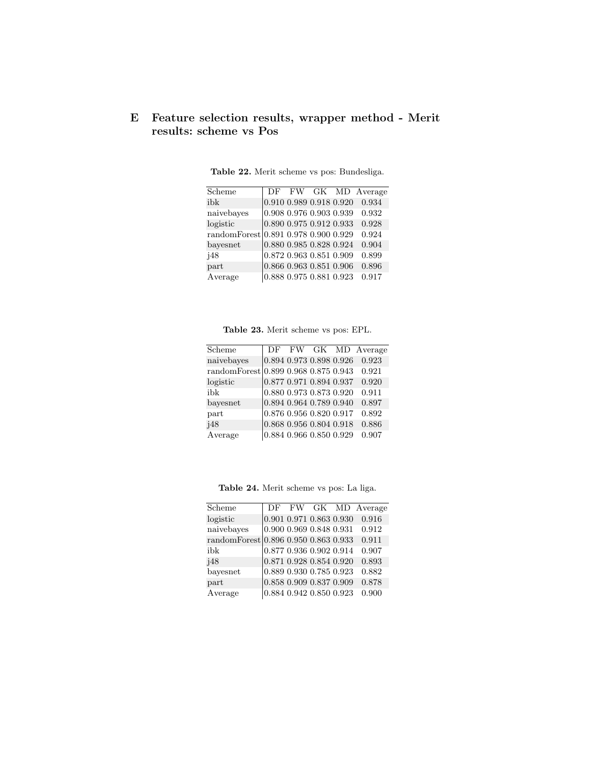# E Feature selection results, wrapper method - Merit results: scheme vs Pos

**Table 22.** Merit scheme vs pos: Bundesliga.

| Scheme | DF | FW | GK | MD | Average |
|---|---|---|---|---|---|
| ibk | 0.910 | 0.989 | 0.918 | 0.920 | 0.934 |
| naivebayes | 0.908 | 0.976 | 0.903 | 0.939 | 0.932 |
| logistic | 0.890 | 0.975 | 0.912 | 0.933 | 0.928 |
| randomForest | 0.891 | 0.978 | 0.900 | 0.929 | 0.924 |
| bayesnet | 0.880 | 0.985 | 0.828 | 0.924 | 0.904 |
| j48 | 0.872 | 0.963 | 0.851 | 0.909 | 0.899 |
| part | 0.866 | 0.963 | 0.851 | 0.906 | 0.896 |
| Average | 0.888 | 0.975 | 0.881 | 0.923 | 0.917 |

**Table 23.** Merit scheme vs pos: EPL.

| Scheme | DF | FW | GK | MD | Average |
|---|---|---|---|---|---|
| naivebayes | 0.894 | 0.973 | 0.898 | 0.926 | 0.923 |
| randomForest | 0.899 | 0.968 | 0.875 | 0.943 | 0.921 |
| logistic | 0.877 | 0.971 | 0.894 | 0.937 | 0.920 |
| ibk | 0.880 | 0.973 | 0.873 | 0.920 | 0.911 |
| bayesnet | 0.894 | 0.964 | 0.789 | 0.940 | 0.897 |
| part | 0.876 | 0.956 | 0.820 | 0.917 | 0.892 |
| j48 | 0.868 | 0.956 | 0.804 | 0.918 | 0.886 |
| Average | 0.884 | 0.966 | 0.850 | 0.929 | 0.907 |

**Table 24.** Merit scheme vs pos: La liga.

| Scheme | DF | FW | GK | MD | Average |
|---|---|---|---|---|---|
| logistic | 0.901 | 0.971 | 0.863 | 0.930 | 0.916 |
| naivebayes | 0.900 | 0.969 | 0.848 | 0.931 | 0.912 |
| randomForest | 0.896 | 0.950 | 0.863 | 0.933 | 0.911 |
| ibk | 0.877 | 0.936 | 0.902 | 0.914 | 0.907 |
| j48 | 0.871 | 0.928 | 0.854 | 0.920 | 0.893 |
| bayesnet | 0.889 | 0.930 | 0.785 | 0.923 | 0.882 |
| part | 0.858 | 0.909 | 0.837 | 0.909 | 0.878 |
| Average | 0.884 | 0.942 | 0.850 | 0.923 | 0.900 |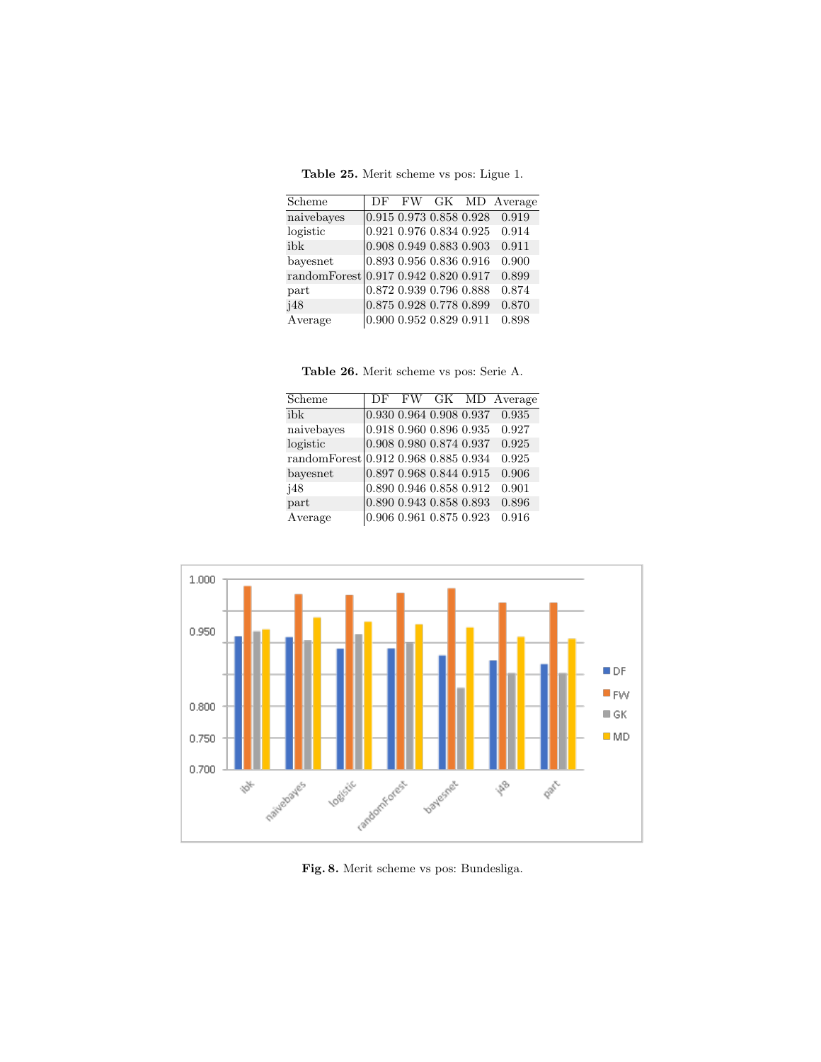**Table 25.** Merit scheme vs pos: Ligue 1.

| Scheme | DF | FW | GK | MD | Average |
|---|---|---|---|---|---|
| naivebayes | 0.915 | 0.973 | 0.858 | 0.928 | 0.919 |
| logistic | 0.921 | 0.976 | 0.834 | 0.925 | 0.914 |
| ibk | 0.908 | 0.949 | 0.883 | 0.903 | 0.911 |
| bayesnet | 0.893 | 0.956 | 0.836 | 0.916 | 0.900 |
| randomForest | 0.917 | 0.942 | 0.820 | 0.917 | 0.899 |
| part | 0.872 | 0.939 | 0.796 | 0.888 | 0.874 |
| j48 | 0.875 | 0.928 | 0.778 | 0.899 | 0.870 |
| Average | 0.900 | 0.952 | 0.829 | 0.911 | 0.898 |

**Table 26.** Merit scheme vs pos: Serie A.

| Scheme | DF | FW | GK | MD | Average |
|---|---|---|---|---|---|
| ibk | 0.930 | 0.964 | 0.908 | 0.937 | 0.935 |
| naivebayes | 0.918 | 0.960 | 0.896 | 0.935 | 0.927 |
| logistic | 0.908 | 0.980 | 0.874 | 0.937 | 0.925 |
| randomForest | 0.912 | 0.968 | 0.885 | 0.934 | 0.925 |
| bayesnet | 0.897 | 0.968 | 0.844 | 0.915 | 0.906 |
| j48 | 0.890 | 0.946 | 0.858 | 0.912 | 0.901 |
| part | 0.890 | 0.943 | 0.858 | 0.893 | 0.896 |
| Average | 0.906 | 0.961 | 0.875 | 0.923 | 0.916 |

**Fig. 8.** Merit scheme vs pos: Bundesliga.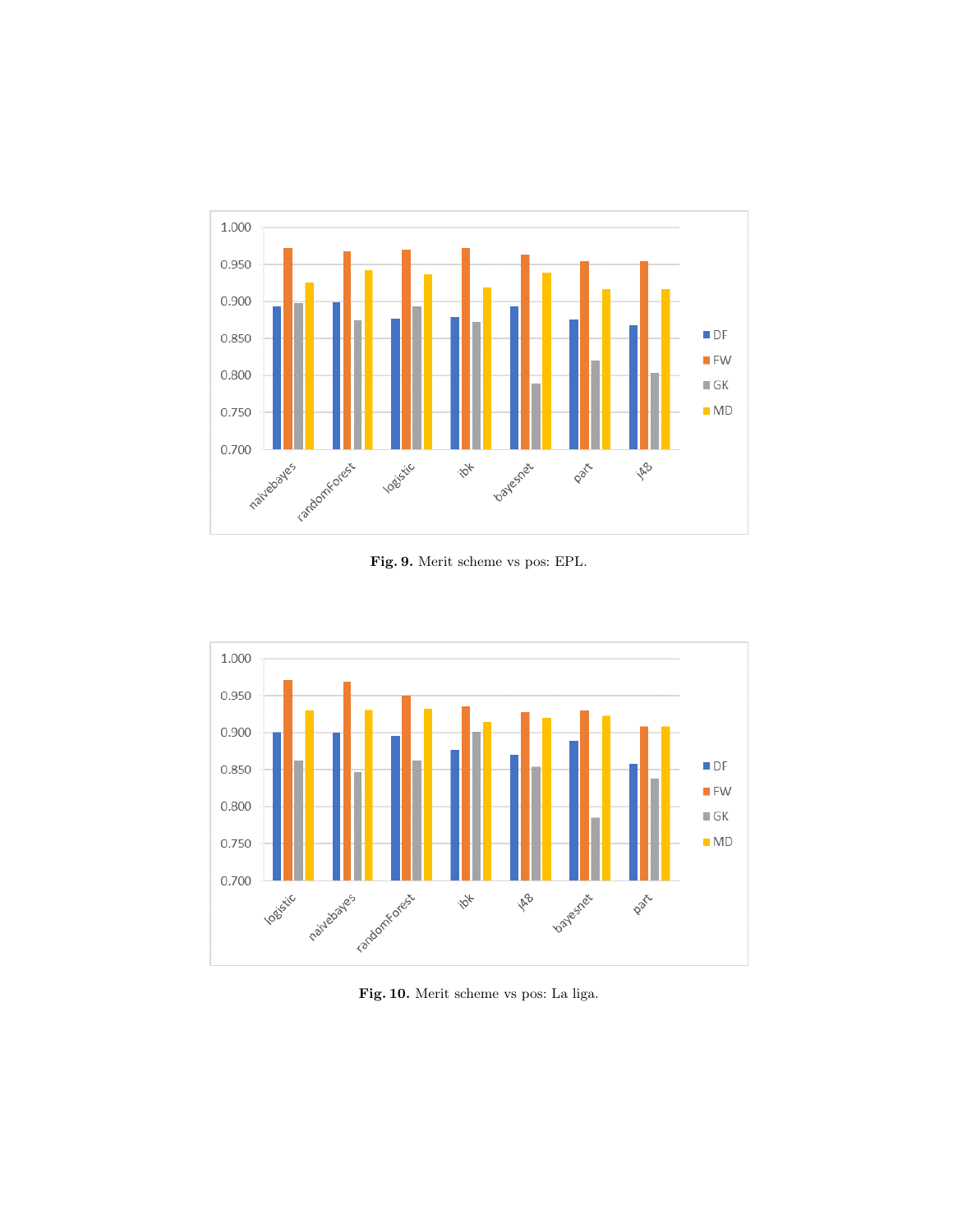Fig. 9. Merit scheme vs pos: EPL.

Fig. 10. Merit scheme vs pos: La liga.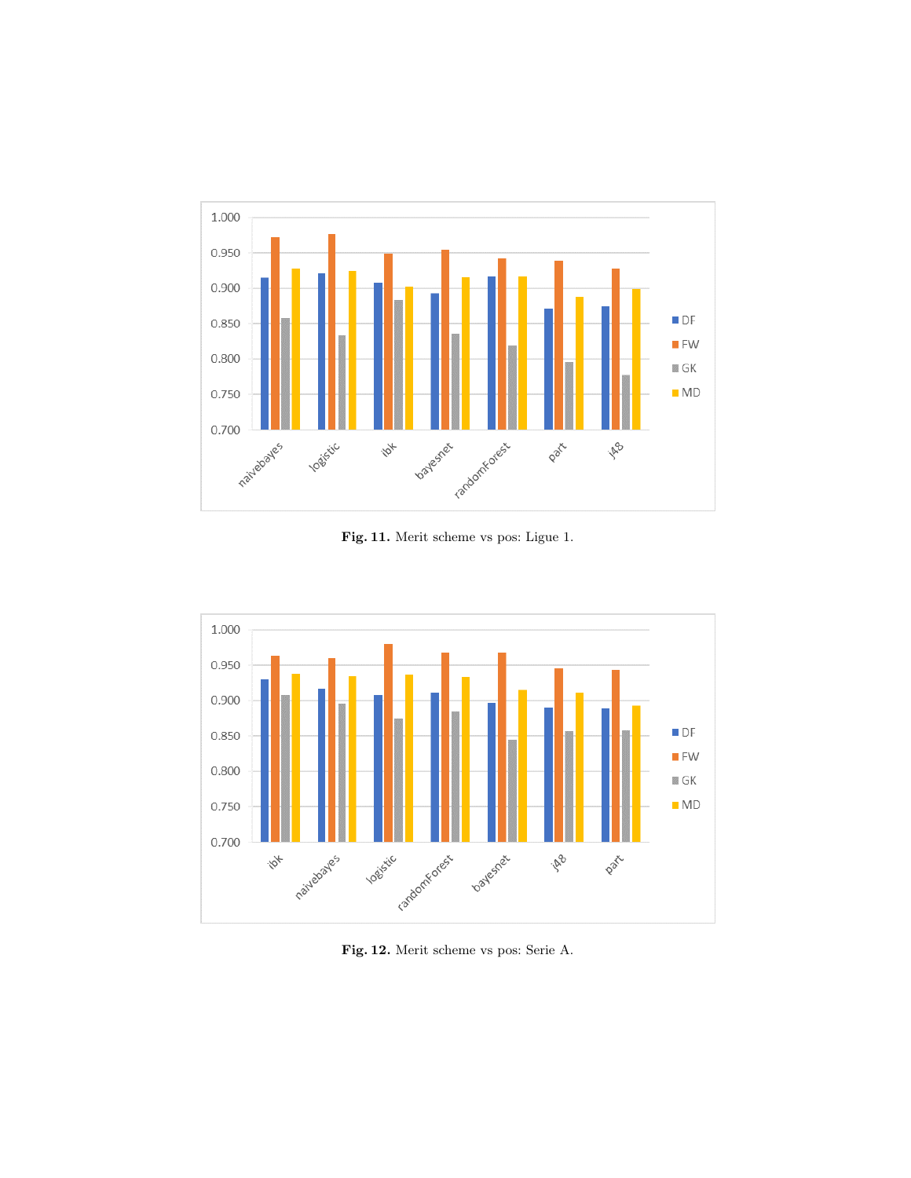Fig. 11. Merit scheme vs pos: Ligue 1.

Fig. 12. Merit scheme vs pos: Serie A.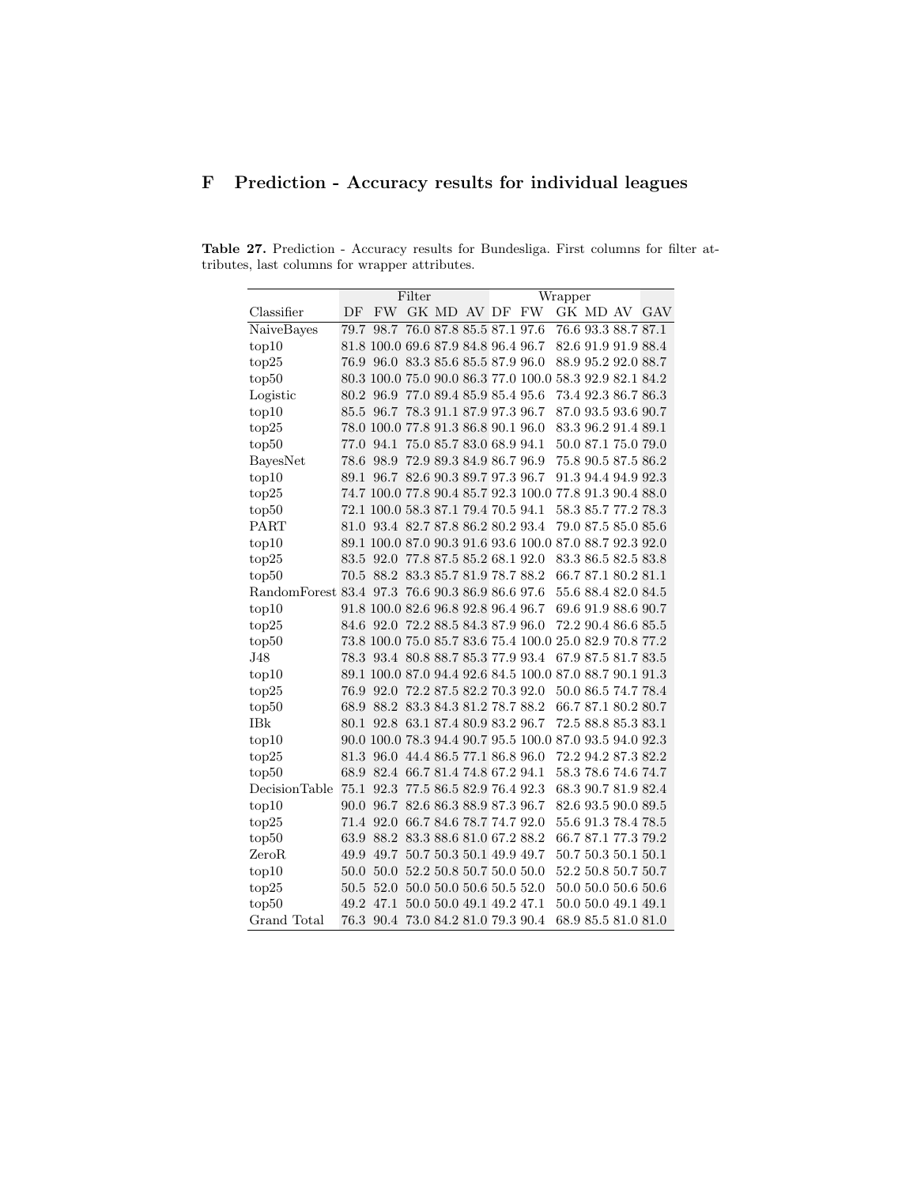# F Prediction - Accuracy results for individual leagues

**Table 27.** Prediction - Accuracy results for Bundesliga. First columns for filter attributes, last columns for wrapper attributes.

| | Filter | | | | | Wrapper | | | | | |
|---|---|---|---|---|---|---|---|---|---|---|---|
| Classifier | DF | FW | GK | MD | AV | DF | FW | GK | MD | AV | GAV |
| NaiveBayes | 79.7 | 98.7 | 76.0 | 87.8 | 85.5 | 87.1 | 97.6 | 76.6 | 93.3 | 88.7 | 87.1 |
| top10 | 81.8 | 100.0 | 69.6 | 87.9 | 84.8 | 96.4 | 96.7 | 82.6 | 91.9 | 91.9 | 88.4 |
| top25 | 76.9 | 96.0 | 83.3 | 85.6 | 85.5 | 87.9 | 96.0 | 88.9 | 95.2 | 92.0 | 88.7 |
| top50 | 80.3 | 100.0 | 75.0 | 90.0 | 86.3 | 77.0 | 100.0 | 58.3 | 92.9 | 82.1 | 84.2 |
| Logistic | 80.2 | 96.9 | 77.0 | 89.4 | 85.9 | 85.4 | 95.6 | 73.4 | 92.3 | 86.7 | 86.3 |
| top10 | 85.5 | 96.7 | 78.3 | 91.1 | 87.9 | 97.3 | 96.7 | 87.0 | 93.5 | 93.6 | 90.7 |
| top25 | 78.0 | 100.0 | 77.8 | 91.3 | 86.8 | 90.1 | 96.0 | 83.3 | 96.2 | 91.4 | 89.1 |
| top50 | 77.0 | 94.1 | 75.0 | 85.7 | 83.0 | 68.9 | 94.1 | 50.0 | 87.1 | 75.0 | 79.0 |
| BayesNet | 78.6 | 98.9 | 72.9 | 89.3 | 84.9 | 86.7 | 96.9 | 75.8 | 90.5 | 87.5 | 86.2 |
| top10 | 89.1 | 96.7 | 82.6 | 90.3 | 89.7 | 97.3 | 96.7 | 91.3 | 94.4 | 94.9 | 92.3 |
| top25 | 74.7 | 100.0 | 77.8 | 90.4 | 85.7 | 92.3 | 100.0 | 77.8 | 91.3 | 90.4 | 88.0 |
| top50 | 72.1 | 100.0 | 58.3 | 87.1 | 79.4 | 70.5 | 94.1 | 58.3 | 85.7 | 77.2 | 78.3 |
| PART | 81.0 | 93.4 | 82.7 | 87.8 | 86.2 | 80.2 | 93.4 | 79.0 | 87.5 | 85.0 | 85.6 |
| top10 | 89.1 | 100.0 | 87.0 | 90.3 | 91.6 | 93.6 | 100.0 | 87.0 | 88.7 | 92.3 | 92.0 |
| top25 | 83.5 | 92.0 | 77.8 | 87.5 | 85.2 | 68.1 | 92.0 | 83.3 | 86.5 | 82.5 | 83.8 |
| top50 | 70.5 | 88.2 | 83.3 | 85.7 | 81.9 | 78.7 | 88.2 | 66.7 | 87.1 | 80.2 | 81.1 |
| RandomForest | 83.4 | 97.3 | 76.6 | 90.3 | 86.9 | 86.6 | 97.6 | 55.6 | 88.4 | 82.0 | 84.5 |
| top10 | 91.8 | 100.0 | 82.6 | 96.8 | 92.8 | 96.4 | 96.7 | 69.6 | 91.9 | 88.6 | 90.7 |
| top25 | 84.6 | 92.0 | 72.2 | 88.5 | 84.3 | 87.9 | 96.0 | 72.2 | 90.4 | 86.6 | 85.5 |
| top50 | 73.8 | 100.0 | 75.0 | 85.7 | 83.6 | 75.4 | 100.0 | 25.0 | 82.9 | 70.8 | 77.2 |
| J48 | 78.3 | 93.4 | 80.8 | 88.7 | 85.3 | 77.9 | 93.4 | 67.9 | 87.5 | 81.7 | 83.5 |
| top10 | 89.1 | 100.0 | 87.0 | 94.4 | 92.6 | 84.5 | 100.0 | 87.0 | 88.7 | 90.1 | 91.3 |
| top25 | 76.9 | 92.0 | 72.2 | 87.5 | 82.2 | 70.3 | 92.0 | 50.0 | 86.5 | 74.7 | 78.4 |
| top50 | 68.9 | 88.2 | 83.3 | 84.3 | 81.2 | 78.7 | 88.2 | 66.7 | 87.1 | 80.2 | 80.7 |
| IBk | 80.1 | 92.8 | 63.1 | 87.4 | 80.9 | 83.2 | 96.7 | 72.5 | 88.8 | 85.3 | 83.1 |
| top10 | 90.0 | 100.0 | 78.3 | 94.4 | 90.7 | 95.5 | 100.0 | 87.0 | 93.5 | 94.0 | 92.3 |
| top25 | 81.3 | 96.0 | 44.4 | 86.5 | 77.1 | 86.8 | 96.0 | 72.2 | 94.2 | 87.3 | 82.2 |
| top50 | 68.9 | 82.4 | 66.7 | 81.4 | 74.8 | 67.2 | 94.1 | 58.3 | 78.6 | 74.6 | 74.7 |
| DecisionTable | 75.1 | 92.3 | 77.5 | 86.5 | 82.9 | 76.4 | 92.3 | 68.3 | 90.7 | 81.9 | 82.4 |
| top10 | 90.0 | 96.7 | 82.6 | 86.3 | 88.9 | 87.3 | 96.7 | 82.6 | 93.5 | 90.0 | 89.5 |
| top25 | 71.4 | 92.0 | 66.7 | 84.6 | 78.7 | 74.7 | 92.0 | 55.6 | 91.3 | 78.4 | 78.5 |
| top50 | 63.9 | 88.2 | 83.3 | 88.6 | 81.0 | 67.2 | 88.2 | 66.7 | 87.1 | 77.3 | 79.2 |
| ZeroR | 49.9 | 49.7 | 50.7 | 50.3 | 50.1 | 49.9 | 49.7 | 50.7 | 50.3 | 50.1 | 50.1 |
| top10 | 50.0 | 50.0 | 52.2 | 50.8 | 50.7 | 50.0 | 50.0 | 52.2 | 50.8 | 50.7 | 50.7 |
| top25 | 50.5 | 52.0 | 50.0 | 50.0 | 50.6 | 50.5 | 52.0 | 50.0 | 50.0 | 50.6 | 50.6 |
| top50 | 49.2 | 47.1 | 50.0 | 50.0 | 49.1 | 49.2 | 47.1 | 50.0 | 50.0 | 49.1 | 49.1 |
| Grand Total | 76.3 | 90.4 | 73.0 | 84.2 | 81.0 | 79.3 | 90.4 | 68.9 | 85.5 | 81.0 | 81.0 |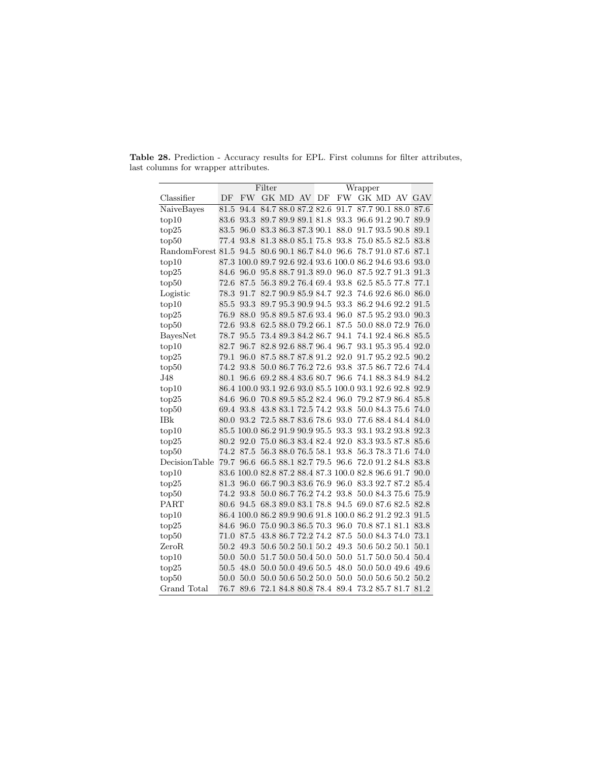**Table 28.** Prediction - Accuracy results for EPL. First columns for filter attributes, last columns for wrapper attributes.

| | Filter | | | | | Wrapper | | | | | |
|---|---|---|---|---|---|---|---|---|---|---|---|
| Classifier | DF | FW | GK | MD | AV | DF | FW | GK | MD | AV | GAV |
| NaiveBayes | 81.5 | 94.4 | 84.7 | 88.0 | 87.2 | 82.6 | 91.7 | 87.7 | 90.1 | 88.0 | 87.6 |
| top10 | 83.6 | 93.3 | 89.7 | 89.9 | 89.1 | 81.8 | 93.3 | 96.6 | 91.2 | 90.7 | 89.9 |
| top25 | 83.5 | 96.0 | 83.3 | 86.3 | 87.3 | 90.1 | 88.0 | 91.7 | 93.5 | 90.8 | 89.1 |
| top50 | 77.4 | 93.8 | 81.3 | 88.0 | 85.1 | 75.8 | 93.8 | 75.0 | 85.5 | 82.5 | 83.8 |
| RandomForest | 81.5 | 94.5 | 80.6 | 90.1 | 86.7 | 84.0 | 96.6 | 78.7 | 91.0 | 87.6 | 87.1 |
| top10 | 87.3 | 100.0 | 89.7 | 92.6 | 92.4 | 93.6 | 100.0 | 86.2 | 94.6 | 93.6 | 93.0 |
| top25 | 84.6 | 96.0 | 95.8 | 88.7 | 91.3 | 89.0 | 96.0 | 87.5 | 92.7 | 91.3 | 91.3 |
| top50 | 72.6 | 87.5 | 56.3 | 89.2 | 76.4 | 69.4 | 93.8 | 62.5 | 85.5 | 77.8 | 77.1 |
| Logistic | 78.3 | 91.7 | 82.7 | 90.9 | 85.9 | 84.7 | 92.3 | 74.6 | 92.6 | 86.0 | 86.0 |
| top10 | 85.5 | 93.3 | 89.7 | 95.3 | 90.9 | 94.5 | 93.3 | 86.2 | 94.6 | 92.2 | 91.5 |
| top25 | 76.9 | 88.0 | 95.8 | 89.5 | 87.6 | 93.4 | 96.0 | 87.5 | 95.2 | 93.0 | 90.3 |
| top50 | 72.6 | 93.8 | 62.5 | 88.0 | 79.2 | 66.1 | 87.5 | 50.0 | 88.0 | 72.9 | 76.0 |
| BayesNet | 78.7 | 95.5 | 73.4 | 89.3 | 84.2 | 86.7 | 94.1 | 74.1 | 92.4 | 86.8 | 85.5 |
| top10 | 82.7 | 96.7 | 82.8 | 92.6 | 88.7 | 96.4 | 96.7 | 93.1 | 95.3 | 95.4 | 92.0 |
| top25 | 79.1 | 96.0 | 87.5 | 88.7 | 87.8 | 91.2 | 92.0 | 91.7 | 95.2 | 92.5 | 90.2 |
| top50 | 74.2 | 93.8 | 50.0 | 86.7 | 76.2 | 72.6 | 93.8 | 37.5 | 86.7 | 72.6 | 74.4 |
| J48 | 80.1 | 96.6 | 69.2 | 88.4 | 83.6 | 80.7 | 96.6 | 74.1 | 88.3 | 84.9 | 84.2 |
| top10 | 86.4 | 100.0 | 93.1 | 92.6 | 93.0 | 85.5 | 100.0 | 93.1 | 92.6 | 92.8 | 92.9 |
| top25 | 84.6 | 96.0 | 70.8 | 89.5 | 85.2 | 82.4 | 96.0 | 79.2 | 87.9 | 86.4 | 85.8 |
| top50 | 69.4 | 93.8 | 43.8 | 83.1 | 72.5 | 74.2 | 93.8 | 50.0 | 84.3 | 75.6 | 74.0 |
| IBk | 80.0 | 93.2 | 72.5 | 88.7 | 83.6 | 78.6 | 93.0 | 77.6 | 88.4 | 84.4 | 84.0 |
| top10 | 85.5 | 100.0 | 86.2 | 91.9 | 90.9 | 95.5 | 93.3 | 93.1 | 93.2 | 93.8 | 92.3 |
| top25 | 80.2 | 92.0 | 75.0 | 86.3 | 83.4 | 82.4 | 92.0 | 83.3 | 93.5 | 87.8 | 85.6 |
| top50 | 74.2 | 87.5 | 56.3 | 88.0 | 76.5 | 58.1 | 93.8 | 56.3 | 78.3 | 71.6 | 74.0 |
| DecisionTable | 79.7 | 96.6 | 66.5 | 88.1 | 82.7 | 79.5 | 96.6 | 72.0 | 91.2 | 84.8 | 83.8 |
| top10 | 83.6 | 100.0 | 82.8 | 87.2 | 88.4 | 87.3 | 100.0 | 82.8 | 96.6 | 91.7 | 90.0 |
| top25 | 81.3 | 96.0 | 66.7 | 90.3 | 83.6 | 76.9 | 96.0 | 83.3 | 92.7 | 87.2 | 85.4 |
| top50 | 74.2 | 93.8 | 50.0 | 86.7 | 76.2 | 74.2 | 93.8 | 50.0 | 84.3 | 75.6 | 75.9 |
| PART | 80.6 | 94.5 | 68.3 | 89.0 | 83.1 | 78.8 | 94.5 | 69.0 | 87.6 | 82.5 | 82.8 |
| top10 | 86.4 | 100.0 | 86.2 | 89.9 | 90.6 | 91.8 | 100.0 | 86.2 | 91.2 | 92.3 | 91.5 |
| top25 | 84.6 | 96.0 | 75.0 | 90.3 | 86.5 | 70.3 | 96.0 | 70.8 | 87.1 | 81.1 | 83.8 |
| top50 | 71.0 | 87.5 | 43.8 | 86.7 | 72.2 | 74.2 | 87.5 | 50.0 | 84.3 | 74.0 | 73.1 |
| ZeroR | 50.2 | 49.3 | 50.6 | 50.2 | 50.1 | 50.2 | 49.3 | 50.6 | 50.2 | 50.1 | 50.1 |
| top10 | 50.0 | 50.0 | 51.7 | 50.0 | 50.4 | 50.0 | 50.0 | 51.7 | 50.0 | 50.4 | 50.4 |
| top25 | 50.5 | 48.0 | 50.0 | 50.0 | 49.6 | 50.5 | 48.0 | 50.0 | 50.0 | 49.6 | 49.6 |
| top50 | 50.0 | 50.0 | 50.0 | 50.6 | 50.2 | 50.0 | 50.0 | 50.0 | 50.6 | 50.2 | 50.2 |
| Grand Total | 76.7 | 89.6 | 72.1 | 84.8 | 80.8 | 78.4 | 89.4 | 73.2 | 85.7 | 81.7 | 81.2 |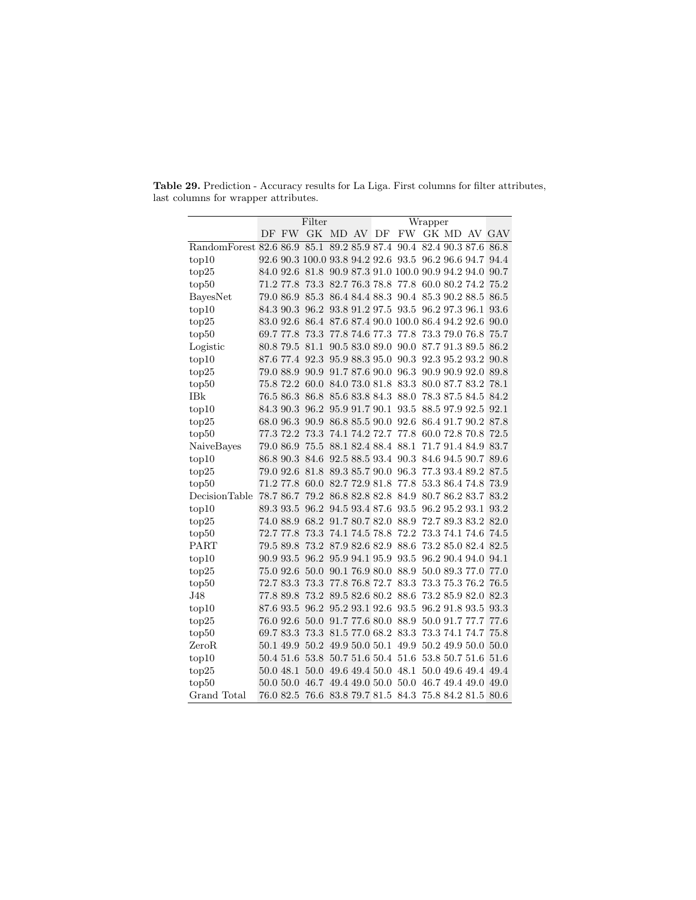**Table 29.** Prediction - Accuracy results for La Liga. First columns for filter attributes, last columns for wrapper attributes.

| | Filter | | | | | Wrapper | | | | | |
|---|---|---|---|---|---|---|---|---|---|---|---|
| | DF | FW | GK | MD | AV | DF | FW | GK | MD | AV | GAV |
| RandomForest | 82.6 | 86.9 | 85.1 | 89.2 | 85.9 | 87.4 | 90.4 | 82.4 | 90.3 | 87.6 | 86.8 |
| top10 | 92.6 | 90.3 | 100.0 | 93.8 | 94.2 | 92.6 | 93.5 | 96.2 | 96.6 | 94.7 | 94.4 |
| top25 | 84.0 | 92.6 | 81.8 | 90.9 | 87.3 | 91.0 | 100.0 | 90.9 | 94.2 | 94.0 | 90.7 |
| top50 | 71.2 | 77.8 | 73.3 | 82.7 | 76.3 | 78.8 | 77.8 | 60.0 | 80.2 | 74.2 | 75.2 |
| BayesNet | 79.0 | 86.9 | 85.3 | 86.4 | 84.4 | 88.3 | 90.4 | 85.3 | 90.2 | 88.5 | 86.5 |
| top10 | 84.3 | 90.3 | 96.2 | 93.8 | 91.2 | 97.5 | 93.5 | 96.2 | 97.3 | 96.1 | 93.6 |
| top25 | 83.0 | 92.6 | 86.4 | 87.6 | 87.4 | 90.0 | 100.0 | 86.4 | 94.2 | 92.6 | 90.0 |
| top50 | 69.7 | 77.8 | 73.3 | 77.8 | 74.6 | 77.3 | 77.8 | 73.3 | 79.0 | 76.8 | 75.7 |
| Logistic | 80.8 | 79.5 | 81.1 | 90.5 | 83.0 | 89.0 | 90.0 | 87.7 | 91.3 | 89.5 | 86.2 |
| top10 | 87.6 | 77.4 | 92.3 | 95.9 | 88.3 | 95.0 | 90.3 | 92.3 | 95.2 | 93.2 | 90.8 |
| top25 | 79.0 | 88.9 | 90.9 | 91.7 | 87.6 | 90.0 | 96.3 | 90.9 | 90.9 | 92.0 | 89.8 |
| top50 | 75.8 | 72.2 | 60.0 | 84.0 | 73.0 | 81.8 | 83.3 | 80.0 | 87.7 | 83.2 | 78.1 |
| IBk | 76.5 | 86.3 | 86.8 | 85.6 | 83.8 | 84.3 | 88.0 | 78.3 | 87.5 | 84.5 | 84.2 |
| top10 | 84.3 | 90.3 | 96.2 | 95.9 | 91.7 | 90.1 | 93.5 | 88.5 | 97.9 | 92.5 | 92.1 |
| top25 | 68.0 | 96.3 | 90.9 | 86.8 | 85.5 | 90.0 | 92.6 | 86.4 | 91.7 | 90.2 | 87.8 |
| top50 | 77.3 | 72.2 | 73.3 | 74.1 | 74.2 | 72.7 | 77.8 | 60.0 | 72.8 | 70.8 | 72.5 |
| NaiveBayes | 79.0 | 86.9 | 75.5 | 88.1 | 82.4 | 88.4 | 88.1 | 71.7 | 91.4 | 84.9 | 83.7 |
| top10 | 86.8 | 90.3 | 84.6 | 92.5 | 88.5 | 93.4 | 90.3 | 84.6 | 94.5 | 90.7 | 89.6 |
| top25 | 79.0 | 92.6 | 81.8 | 89.3 | 85.7 | 90.0 | 96.3 | 77.3 | 93.4 | 89.2 | 87.5 |
| top50 | 71.2 | 77.8 | 60.0 | 82.7 | 72.9 | 81.8 | 77.8 | 53.3 | 86.4 | 74.8 | 73.9 |
| DecisionTable | 78.7 | 86.7 | 79.2 | 86.8 | 82.8 | 82.8 | 84.9 | 80.7 | 86.2 | 83.7 | 83.2 |
| top10 | 89.3 | 93.5 | 96.2 | 94.5 | 93.4 | 87.6 | 93.5 | 96.2 | 95.2 | 93.1 | 93.2 |
| top25 | 74.0 | 88.9 | 68.2 | 91.7 | 80.7 | 82.0 | 88.9 | 72.7 | 89.3 | 83.2 | 82.0 |
| top50 | 72.7 | 77.8 | 73.3 | 74.1 | 74.5 | 78.8 | 72.2 | 73.3 | 74.1 | 74.6 | 74.5 |
| PART | 79.5 | 89.8 | 73.2 | 87.9 | 82.6 | 82.9 | 88.6 | 73.2 | 85.0 | 82.4 | 82.5 |
| top10 | 90.9 | 93.5 | 96.2 | 95.9 | 94.1 | 95.9 | 93.5 | 96.2 | 90.4 | 94.0 | 94.1 |
| top25 | 75.0 | 92.6 | 50.0 | 90.1 | 76.9 | 80.0 | 88.9 | 50.0 | 89.3 | 77.0 | 77.0 |
| top50 | 72.7 | 83.3 | 73.3 | 77.8 | 76.8 | 72.7 | 83.3 | 73.3 | 75.3 | 76.2 | 76.5 |
| J48 | 77.8 | 89.8 | 73.2 | 89.5 | 82.6 | 80.2 | 88.6 | 73.2 | 85.9 | 82.0 | 82.3 |
| top10 | 87.6 | 93.5 | 96.2 | 95.2 | 93.1 | 92.6 | 93.5 | 96.2 | 91.8 | 93.5 | 93.3 |
| top25 | 76.0 | 92.6 | 50.0 | 91.7 | 77.6 | 80.0 | 88.9 | 50.0 | 91.7 | 77.7 | 77.6 |
| top50 | 69.7 | 83.3 | 73.3 | 81.5 | 77.0 | 68.2 | 83.3 | 73.3 | 74.1 | 74.7 | 75.8 |
| ZeroR | 50.1 | 49.9 | 50.2 | 49.9 | 50.0 | 50.1 | 49.9 | 50.2 | 49.9 | 50.0 | 50.0 |
| top10 | 50.4 | 51.6 | 53.8 | 50.7 | 51.6 | 50.4 | 51.6 | 53.8 | 50.7 | 51.6 | 51.6 |
| top25 | 50.0 | 48.1 | 50.0 | 49.6 | 49.4 | 50.0 | 48.1 | 50.0 | 49.6 | 49.4 | 49.4 |
| top50 | 50.0 | 50.0 | 46.7 | 49.4 | 49.0 | 50.0 | 50.0 | 46.7 | 49.4 | 49.0 | 49.0 |
| Grand Total | 76.0 | 82.5 | 76.6 | 83.8 | 79.7 | 81.5 | 84.3 | 75.8 | 84.2 | 81.5 | 80.6 |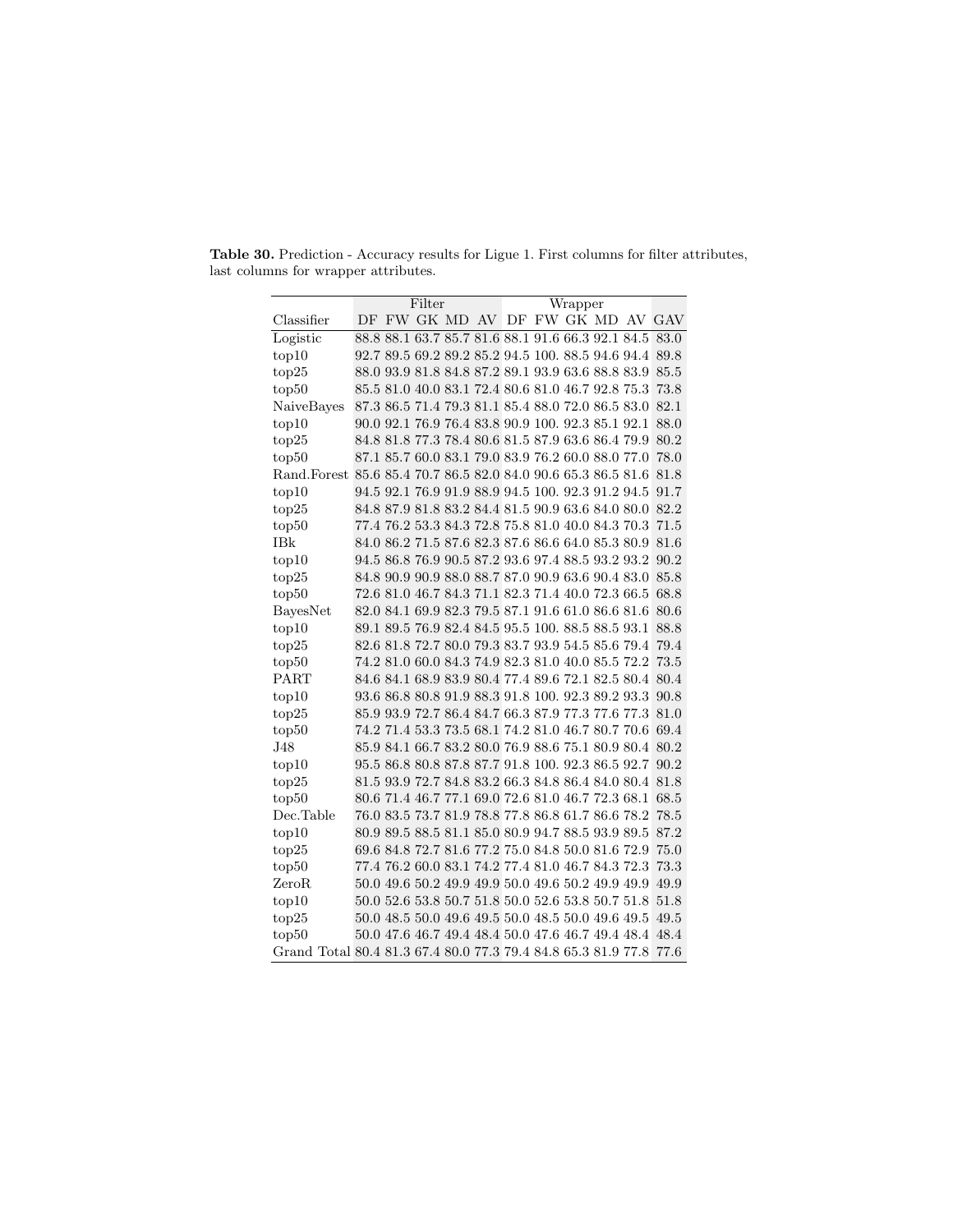**Table 30.** Prediction - Accuracy results for Ligue 1. First columns for filter attributes, last columns for wrapper attributes.

| | Filter | | | | | Wrapper | | | | | |
|---|---|---|---|---|---|---|---|---|---|---|---|
| Classifier | DF | FW | GK | MD | AV | DF | FW | GK | MD | AV | GAV |
| Logistic | 88.8 | 88.1 | 63.7 | 85.7 | 81.6 | 88.1 | 91.6 | 66.3 | 92.1 | 84.5 | 83.0 |
| top10 | 92.7 | 89.5 | 69.2 | 89.2 | 85.2 | 94.5 | 100. | 88.5 | 94.6 | 94.4 | 89.8 |
| top25 | 88.0 | 93.9 | 81.8 | 84.8 | 87.2 | 89.1 | 93.9 | 63.6 | 88.8 | 83.9 | 85.5 |
| top50 | 85.5 | 81.0 | 40.0 | 83.1 | 72.4 | 80.6 | 81.0 | 46.7 | 92.8 | 75.3 | 73.8 |
| NaiveBayes | 87.3 | 86.5 | 71.4 | 79.3 | 81.1 | 85.4 | 88.0 | 72.0 | 86.5 | 83.0 | 82.1 |
| top10 | 90.0 | 92.1 | 76.9 | 76.4 | 83.8 | 90.9 | 100. | 92.3 | 85.1 | 92.1 | 88.0 |
| top25 | 84.8 | 81.8 | 77.3 | 78.4 | 80.6 | 81.5 | 87.9 | 63.6 | 86.4 | 79.9 | 80.2 |
| top50 | 87.1 | 85.7 | 60.0 | 83.1 | 79.0 | 83.9 | 76.2 | 60.0 | 88.0 | 77.0 | 78.0 |
| Rand.Forest | 85.6 | 85.4 | 70.7 | 86.5 | 82.0 | 84.0 | 90.6 | 65.3 | 86.5 | 81.6 | 81.8 |
| top10 | 94.5 | 92.1 | 76.9 | 91.9 | 88.9 | 94.5 | 100. | 92.3 | 91.2 | 94.5 | 91.7 |
| top25 | 84.8 | 87.9 | 81.8 | 83.2 | 84.4 | 81.5 | 90.9 | 63.6 | 84.0 | 80.0 | 82.2 |
| top50 | 77.4 | 76.2 | 53.3 | 84.3 | 72.8 | 75.8 | 81.0 | 40.0 | 84.3 | 70.3 | 71.5 |
| IBk | 84.0 | 86.2 | 71.5 | 87.6 | 82.3 | 87.6 | 86.6 | 64.0 | 85.3 | 80.9 | 81.6 |
| top10 | 94.5 | 86.8 | 76.9 | 90.5 | 87.2 | 93.6 | 97.4 | 88.5 | 93.2 | 93.2 | 90.2 |
| top25 | 84.8 | 90.9 | 90.9 | 88.0 | 88.7 | 87.0 | 90.9 | 63.6 | 90.4 | 83.0 | 85.8 |
| top50 | 72.6 | 81.0 | 46.7 | 84.3 | 71.1 | 82.3 | 71.4 | 40.0 | 72.3 | 66.5 | 68.8 |
| BayesNet | 82.0 | 84.1 | 69.9 | 82.3 | 79.5 | 87.1 | 91.6 | 61.0 | 86.6 | 81.6 | 80.6 |
| top10 | 89.1 | 89.5 | 76.9 | 82.4 | 84.5 | 95.5 | 100. | 88.5 | 88.5 | 93.1 | 88.8 |
| top25 | 82.6 | 81.8 | 72.7 | 80.0 | 79.3 | 83.7 | 93.9 | 54.5 | 85.6 | 79.4 | 79.4 |
| top50 | 74.2 | 81.0 | 60.0 | 84.3 | 74.9 | 82.3 | 81.0 | 40.0 | 85.5 | 72.2 | 73.5 |
| PART | 84.6 | 84.1 | 68.9 | 83.9 | 80.4 | 77.4 | 89.6 | 72.1 | 82.5 | 80.4 | 80.4 |
| top10 | 93.6 | 86.8 | 80.8 | 91.9 | 88.3 | 91.8 | 100. | 92.3 | 89.2 | 93.3 | 90.8 |
| top25 | 85.9 | 93.9 | 72.7 | 86.4 | 84.7 | 66.3 | 87.9 | 77.3 | 77.6 | 77.3 | 81.0 |
| top50 | 74.2 | 71.4 | 53.3 | 73.5 | 68.1 | 74.2 | 81.0 | 46.7 | 80.7 | 70.6 | 69.4 |
| J48 | 85.9 | 84.1 | 66.7 | 83.2 | 80.0 | 76.9 | 88.6 | 75.1 | 80.9 | 80.4 | 80.2 |
| top10 | 95.5 | 86.8 | 80.8 | 87.8 | 87.7 | 91.8 | 100. | 92.3 | 86.5 | 92.7 | 90.2 |
| top25 | 81.5 | 93.9 | 72.7 | 84.8 | 83.2 | 66.3 | 84.8 | 86.4 | 84.0 | 80.4 | 81.8 |
| top50 | 80.6 | 71.4 | 46.7 | 77.1 | 69.0 | 72.6 | 81.0 | 46.7 | 72.3 | 68.1 | 68.5 |
| Dec.Table | 76.0 | 83.5 | 73.7 | 81.9 | 78.8 | 77.8 | 86.8 | 61.7 | 86.6 | 78.2 | 78.5 |
| top10 | 80.9 | 89.5 | 88.5 | 81.1 | 85.0 | 80.9 | 94.7 | 88.5 | 93.9 | 89.5 | 87.2 |
| top25 | 69.6 | 84.8 | 72.7 | 81.6 | 77.2 | 75.0 | 84.8 | 50.0 | 81.6 | 72.9 | 75.0 |
| top50 | 77.4 | 76.2 | 60.0 | 83.1 | 74.2 | 77.4 | 81.0 | 46.7 | 84.3 | 72.3 | 73.3 |
| ZeroR | 50.0 | 49.6 | 50.2 | 49.9 | 49.9 | 50.0 | 49.6 | 50.2 | 49.9 | 49.9 | 49.9 |
| top10 | 50.0 | 52.6 | 53.8 | 50.7 | 51.8 | 50.0 | 52.6 | 53.8 | 50.7 | 51.8 | 51.8 |
| top25 | 50.0 | 48.5 | 50.0 | 49.6 | 49.5 | 50.0 | 48.5 | 50.0 | 49.6 | 49.5 | 49.5 |
| top50 | 50.0 | 47.6 | 46.7 | 49.4 | 48.4 | 50.0 | 47.6 | 46.7 | 49.4 | 48.4 | 48.4 |
| Grand Total | 80.4 | 81.3 | 67.4 | 80.0 | 77.3 | 79.4 | 84.8 | 65.3 | 81.9 | 77.8 | 77.6 |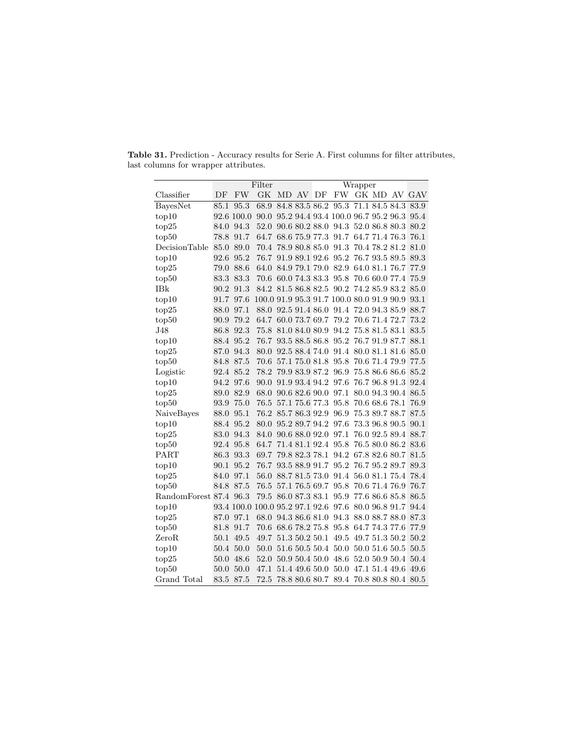**Table 31.** Prediction - Accuracy results for Serie A. First columns for filter attributes, last columns for wrapper attributes.

| | Filter | | | | | Wrapper | | | | | |
|---|---|---|---|---|---|---|---|---|---|---|---|
| Classifier | DF | FW | GK | MD | AV | DF | FW | GK | MD | AV | GAV |
| BayesNet | 85.1 | 95.3 | 68.9 | 84.8 | 83.5 | 86.2 | 95.3 | 71.1 | 84.5 | 84.3 | 83.9 |
| top10 | 92.6 | 100.0 | 90.0 | 95.2 | 94.4 | 93.4 | 100.0 | 96.7 | 95.2 | 96.3 | 95.4 |
| top25 | 84.0 | 94.3 | 52.0 | 90.6 | 80.2 | 88.0 | 94.3 | 52.0 | 86.8 | 80.3 | 80.2 |
| top50 | 78.8 | 91.7 | 64.7 | 68.6 | 75.9 | 77.3 | 91.7 | 64.7 | 71.4 | 76.3 | 76.1 |
| DecisionTable | 85.0 | 89.0 | 70.4 | 78.9 | 80.8 | 85.0 | 91.3 | 70.4 | 78.2 | 81.2 | 81.0 |
| top10 | 92.6 | 95.2 | 76.7 | 91.9 | 89.1 | 92.6 | 95.2 | 76.7 | 93.5 | 89.5 | 89.3 |
| top25 | 79.0 | 88.6 | 64.0 | 84.9 | 79.1 | 79.0 | 82.9 | 64.0 | 81.1 | 76.7 | 77.9 |
| top50 | 83.3 | 83.3 | 70.6 | 60.0 | 74.3 | 83.3 | 95.8 | 70.6 | 60.0 | 77.4 | 75.9 |
| IBk | 90.2 | 91.3 | 84.2 | 81.5 | 86.8 | 82.5 | 90.2 | 74.2 | 85.9 | 83.2 | 85.0 |
| top10 | 91.7 | 97.6 | 100.0 | 91.9 | 95.3 | 91.7 | 100.0 | 80.0 | 91.9 | 90.9 | 93.1 |
| top25 | 88.0 | 97.1 | 88.0 | 92.5 | 91.4 | 86.0 | 91.4 | 72.0 | 94.3 | 85.9 | 88.7 |
| top50 | 90.9 | 79.2 | 64.7 | 60.0 | 73.7 | 69.7 | 79.2 | 70.6 | 71.4 | 72.7 | 73.2 |
| J48 | 86.8 | 92.3 | 75.8 | 81.0 | 84.0 | 80.9 | 94.2 | 75.8 | 81.5 | 83.1 | 83.5 |
| top10 | 88.4 | 95.2 | 76.7 | 93.5 | 88.5 | 86.8 | 95.2 | 76.7 | 91.9 | 87.7 | 88.1 |
| top25 | 87.0 | 94.3 | 80.0 | 92.5 | 88.4 | 74.0 | 91.4 | 80.0 | 81.1 | 81.6 | 85.0 |
| top50 | 84.8 | 87.5 | 70.6 | 57.1 | 75.0 | 81.8 | 95.8 | 70.6 | 71.4 | 79.9 | 77.5 |
| Logistic | 92.4 | 85.2 | 78.2 | 79.9 | 83.9 | 87.2 | 96.9 | 75.8 | 86.6 | 86.6 | 85.2 |
| top10 | 94.2 | 97.6 | 90.0 | 91.9 | 93.4 | 94.2 | 97.6 | 76.7 | 96.8 | 91.3 | 92.4 |
| top25 | 89.0 | 82.9 | 68.0 | 90.6 | 82.6 | 90.0 | 97.1 | 80.0 | 94.3 | 90.4 | 86.5 |
| top50 | 93.9 | 75.0 | 76.5 | 57.1 | 75.6 | 77.3 | 95.8 | 70.6 | 68.6 | 78.1 | 76.9 |
| NaiveBayes | 88.0 | 95.1 | 76.2 | 85.7 | 86.3 | 92.9 | 96.9 | 75.3 | 89.7 | 88.7 | 87.5 |
| top10 | 88.4 | 95.2 | 80.0 | 95.2 | 89.7 | 94.2 | 97.6 | 73.3 | 96.8 | 90.5 | 90.1 |
| top25 | 83.0 | 94.3 | 84.0 | 90.6 | 88.0 | 92.0 | 97.1 | 76.0 | 92.5 | 89.4 | 88.7 |
| top50 | 92.4 | 95.8 | 64.7 | 71.4 | 81.1 | 92.4 | 95.8 | 76.5 | 80.0 | 86.2 | 83.6 |
| PART | 86.3 | 93.3 | 69.7 | 79.8 | 82.3 | 78.1 | 94.2 | 67.8 | 82.6 | 80.7 | 81.5 |
| top10 | 90.1 | 95.2 | 76.7 | 93.5 | 88.9 | 91.7 | 95.2 | 76.7 | 95.2 | 89.7 | 89.3 |
| top25 | 84.0 | 97.1 | 56.0 | 88.7 | 81.5 | 73.0 | 91.4 | 56.0 | 81.1 | 75.4 | 78.4 |
| top50 | 84.8 | 87.5 | 76.5 | 57.1 | 76.5 | 69.7 | 95.8 | 70.6 | 71.4 | 76.9 | 76.7 |
| RandomForest | 87.4 | 96.3 | 79.5 | 86.0 | 87.3 | 83.1 | 95.9 | 77.6 | 86.6 | 85.8 | 86.5 |
| top10 | 93.4 | 100.0 | 100.0 | 95.2 | 97.1 | 92.6 | 97.6 | 80.0 | 96.8 | 91.7 | 94.4 |
| top25 | 87.0 | 97.1 | 68.0 | 94.3 | 86.6 | 81.0 | 94.3 | 88.0 | 88.7 | 88.0 | 87.3 |
| top50 | 81.8 | 91.7 | 70.6 | 68.6 | 78.2 | 75.8 | 95.8 | 64.7 | 74.3 | 77.6 | 77.9 |
| ZeroR | 50.1 | 49.5 | 49.7 | 51.3 | 50.2 | 50.1 | 49.5 | 49.7 | 51.3 | 50.2 | 50.2 |
| top10 | 50.4 | 50.0 | 50.0 | 51.6 | 50.5 | 50.4 | 50.0 | 50.0 | 51.6 | 50.5 | 50.5 |
| top25 | 50.0 | 48.6 | 52.0 | 50.9 | 50.4 | 50.0 | 48.6 | 52.0 | 50.9 | 50.4 | 50.4 |
| top50 | 50.0 | 50.0 | 47.1 | 51.4 | 49.6 | 50.0 | 50.0 | 47.1 | 51.4 | 49.6 | 49.6 |
| Grand Total | 83.5 | 87.5 | 72.5 | 78.8 | 80.6 | 80.7 | 89.4 | 70.8 | 80.8 | 80.4 | 80.5 |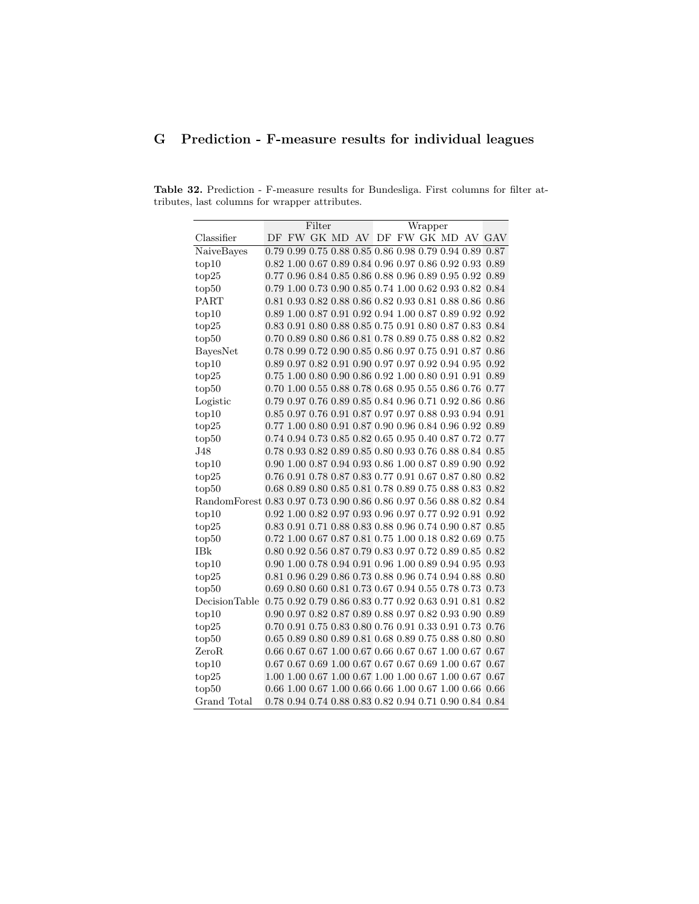# G Prediction - F-measure results for individual leagues

**Table 32.** Prediction - F-measure results for Bundesliga. First columns for filter attributes, last columns for wrapper attributes.

| | Filter | | | | | Wrapper | | | | | |
|---|---|---|---|---|---|---|---|---|---|---|---|
| Classifier | DF | FW | GK | MD | AV | DF | FW | GK | MD | AV | GAV |
| NaiveBayes | 0.79 | 0.99 | 0.75 | 0.88 | 0.85 | 0.86 | 0.98 | 0.79 | 0.94 | 0.89 | 0.87 |
| top10 | 0.82 | 1.00 | 0.67 | 0.89 | 0.84 | 0.96 | 0.97 | 0.86 | 0.92 | 0.93 | 0.89 |
| top25 | 0.77 | 0.96 | 0.84 | 0.85 | 0.86 | 0.88 | 0.96 | 0.89 | 0.95 | 0.92 | 0.89 |
| top50 | 0.79 | 1.00 | 0.73 | 0.90 | 0.85 | 0.74 | 1.00 | 0.62 | 0.93 | 0.82 | 0.84 |
| PART | 0.81 | 0.93 | 0.82 | 0.88 | 0.86 | 0.82 | 0.93 | 0.81 | 0.88 | 0.86 | 0.86 |
| top10 | 0.89 | 1.00 | 0.87 | 0.91 | 0.92 | 0.94 | 1.00 | 0.87 | 0.89 | 0.92 | 0.92 |
| top25 | 0.83 | 0.91 | 0.80 | 0.88 | 0.85 | 0.75 | 0.91 | 0.80 | 0.87 | 0.83 | 0.84 |
| top50 | 0.70 | 0.89 | 0.80 | 0.86 | 0.81 | 0.78 | 0.89 | 0.75 | 0.88 | 0.82 | 0.82 |
| BayesNet | 0.78 | 0.99 | 0.72 | 0.90 | 0.85 | 0.86 | 0.97 | 0.75 | 0.91 | 0.87 | 0.86 |
| top10 | 0.89 | 0.97 | 0.82 | 0.91 | 0.90 | 0.97 | 0.97 | 0.92 | 0.94 | 0.95 | 0.92 |
| top25 | 0.75 | 1.00 | 0.80 | 0.90 | 0.86 | 0.92 | 1.00 | 0.80 | 0.91 | 0.91 | 0.89 |
| top50 | 0.70 | 1.00 | 0.55 | 0.88 | 0.78 | 0.68 | 0.95 | 0.55 | 0.86 | 0.76 | 0.77 |
| Logistic | 0.79 | 0.97 | 0.76 | 0.89 | 0.85 | 0.84 | 0.96 | 0.71 | 0.92 | 0.86 | 0.86 |
| top10 | 0.85 | 0.97 | 0.76 | 0.91 | 0.87 | 0.97 | 0.97 | 0.88 | 0.93 | 0.94 | 0.91 |
| top25 | 0.77 | 1.00 | 0.80 | 0.91 | 0.87 | 0.90 | 0.96 | 0.84 | 0.96 | 0.92 | 0.89 |
| top50 | 0.74 | 0.94 | 0.73 | 0.85 | 0.82 | 0.65 | 0.95 | 0.40 | 0.87 | 0.72 | 0.77 |
| J48 | 0.78 | 0.93 | 0.82 | 0.89 | 0.85 | 0.80 | 0.93 | 0.76 | 0.88 | 0.84 | 0.85 |
| top10 | 0.90 | 1.00 | 0.87 | 0.94 | 0.93 | 0.86 | 1.00 | 0.87 | 0.89 | 0.90 | 0.92 |
| top25 | 0.76 | 0.91 | 0.78 | 0.87 | 0.83 | 0.77 | 0.91 | 0.67 | 0.87 | 0.80 | 0.82 |
| top50 | 0.68 | 0.89 | 0.80 | 0.85 | 0.81 | 0.78 | 0.89 | 0.75 | 0.88 | 0.83 | 0.82 |
| RandomForest | 0.83 | 0.97 | 0.73 | 0.90 | 0.86 | 0.86 | 0.97 | 0.56 | 0.88 | 0.82 | 0.84 |
| top10 | 0.92 | 1.00 | 0.82 | 0.97 | 0.93 | 0.96 | 0.97 | 0.77 | 0.92 | 0.91 | 0.92 |
| top25 | 0.83 | 0.91 | 0.71 | 0.88 | 0.83 | 0.88 | 0.96 | 0.74 | 0.90 | 0.87 | 0.85 |
| top50 | 0.72 | 1.00 | 0.67 | 0.87 | 0.81 | 0.75 | 1.00 | 0.18 | 0.82 | 0.69 | 0.75 |
| IBk | 0.80 | 0.92 | 0.56 | 0.87 | 0.79 | 0.83 | 0.97 | 0.72 | 0.89 | 0.85 | 0.82 |
| top10 | 0.90 | 1.00 | 0.78 | 0.94 | 0.91 | 0.96 | 1.00 | 0.89 | 0.94 | 0.95 | 0.93 |
| top25 | 0.81 | 0.96 | 0.29 | 0.86 | 0.73 | 0.88 | 0.96 | 0.74 | 0.94 | 0.88 | 0.80 |
| top50 | 0.69 | 0.80 | 0.60 | 0.81 | 0.73 | 0.67 | 0.94 | 0.55 | 0.78 | 0.73 | 0.73 |
| DecisionTable | 0.75 | 0.92 | 0.79 | 0.86 | 0.83 | 0.77 | 0.92 | 0.63 | 0.91 | 0.81 | 0.82 |
| top10 | 0.90 | 0.97 | 0.82 | 0.87 | 0.89 | 0.88 | 0.97 | 0.82 | 0.93 | 0.90 | 0.89 |
| top25 | 0.70 | 0.91 | 0.75 | 0.83 | 0.80 | 0.76 | 0.91 | 0.33 | 0.91 | 0.73 | 0.76 |
| top50 | 0.65 | 0.89 | 0.80 | 0.89 | 0.81 | 0.68 | 0.89 | 0.75 | 0.88 | 0.80 | 0.80 |
| ZeroR | 0.66 | 0.67 | 0.67 | 1.00 | 0.67 | 0.66 | 0.67 | 0.67 | 1.00 | 0.67 | 0.67 |
| top10 | 0.67 | 0.67 | 0.69 | 1.00 | 0.67 | 0.67 | 0.67 | 0.69 | 1.00 | 0.67 | 0.67 |
| top25 | 1.00 | 1.00 | 0.67 | 1.00 | 0.67 | 1.00 | 1.00 | 0.67 | 1.00 | 0.67 | 0.67 |
| top50 | 0.66 | 1.00 | 0.67 | 1.00 | 0.66 | 0.66 | 1.00 | 0.67 | 1.00 | 0.66 | 0.66 |
| Grand Total | 0.78 | 0.94 | 0.74 | 0.88 | 0.83 | 0.82 | 0.94 | 0.71 | 0.90 | 0.84 | 0.84 |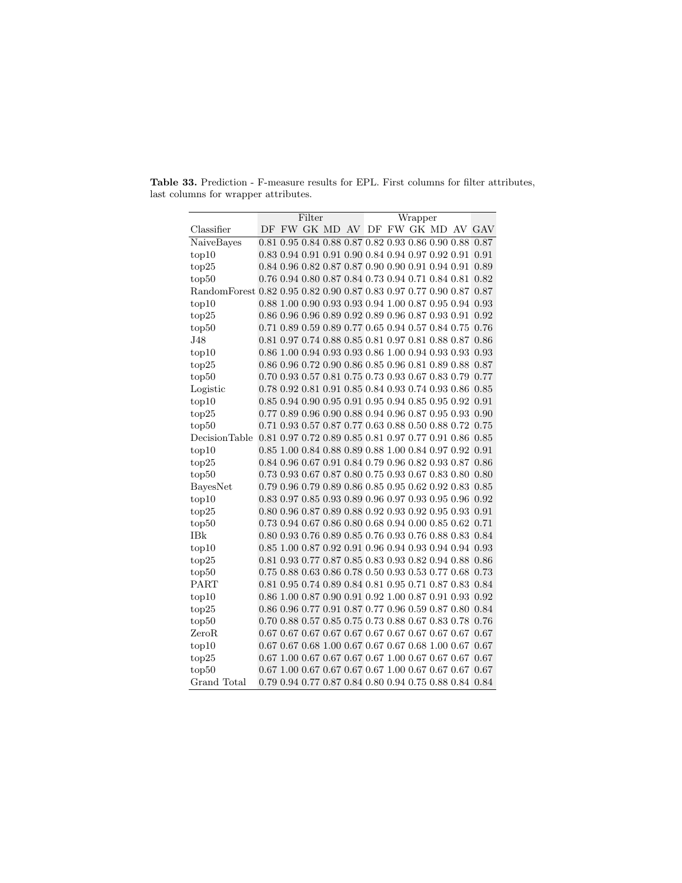**Table 33.** Prediction - F-measure results for EPL. First columns for filter attributes, last columns for wrapper attributes.

| | Filter | | | | | Wrapper | | | | | |
|---|---|---|---|---|---|---|---|---|---|---|---|
| Classifier | DF | FW | GK | MD | AV | DF | FW | GK | MD | AV | GAV |
| NaiveBayes | 0.81 | 0.95 | 0.84 | 0.88 | 0.87 | 0.82 | 0.93 | 0.86 | 0.90 | 0.88 | 0.87 |
| top10 | 0.83 | 0.94 | 0.91 | 0.91 | 0.90 | 0.84 | 0.94 | 0.97 | 0.92 | 0.91 | 0.91 |
| top25 | 0.84 | 0.96 | 0.82 | 0.87 | 0.87 | 0.90 | 0.90 | 0.91 | 0.94 | 0.91 | 0.89 |
| top50 | 0.76 | 0.94 | 0.80 | 0.87 | 0.84 | 0.73 | 0.94 | 0.71 | 0.84 | 0.81 | 0.82 |
| RandomForest | 0.82 | 0.95 | 0.82 | 0.90 | 0.87 | 0.83 | 0.97 | 0.77 | 0.90 | 0.87 | 0.87 |
| top10 | 0.88 | 1.00 | 0.90 | 0.93 | 0.93 | 0.94 | 1.00 | 0.87 | 0.95 | 0.94 | 0.93 |
| top25 | 0.86 | 0.96 | 0.96 | 0.89 | 0.92 | 0.89 | 0.96 | 0.87 | 0.93 | 0.91 | 0.92 |
| top50 | 0.71 | 0.89 | 0.59 | 0.89 | 0.77 | 0.65 | 0.94 | 0.57 | 0.84 | 0.75 | 0.76 |
| J48 | 0.81 | 0.97 | 0.74 | 0.88 | 0.85 | 0.81 | 0.97 | 0.81 | 0.88 | 0.87 | 0.86 |
| top10 | 0.86 | 1.00 | 0.94 | 0.93 | 0.93 | 0.86 | 1.00 | 0.94 | 0.93 | 0.93 | 0.93 |
| top25 | 0.86 | 0.96 | 0.72 | 0.90 | 0.86 | 0.85 | 0.96 | 0.81 | 0.89 | 0.88 | 0.87 |
| top50 | 0.70 | 0.93 | 0.57 | 0.81 | 0.75 | 0.73 | 0.93 | 0.67 | 0.83 | 0.79 | 0.77 |
| Logistic | 0.78 | 0.92 | 0.81 | 0.91 | 0.85 | 0.84 | 0.93 | 0.74 | 0.93 | 0.86 | 0.85 |
| top10 | 0.85 | 0.94 | 0.90 | 0.95 | 0.91 | 0.95 | 0.94 | 0.85 | 0.95 | 0.92 | 0.91 |
| top25 | 0.77 | 0.89 | 0.96 | 0.90 | 0.88 | 0.94 | 0.96 | 0.87 | 0.95 | 0.93 | 0.90 |
| top50 | 0.71 | 0.93 | 0.57 | 0.87 | 0.77 | 0.63 | 0.88 | 0.50 | 0.88 | 0.72 | 0.75 |
| DecisionTable | 0.81 | 0.97 | 0.72 | 0.89 | 0.85 | 0.81 | 0.97 | 0.77 | 0.91 | 0.86 | 0.85 |
| top10 | 0.85 | 1.00 | 0.84 | 0.88 | 0.89 | 0.88 | 1.00 | 0.84 | 0.97 | 0.92 | 0.91 |
| top25 | 0.84 | 0.96 | 0.67 | 0.91 | 0.84 | 0.79 | 0.96 | 0.82 | 0.93 | 0.87 | 0.86 |
| top50 | 0.73 | 0.93 | 0.67 | 0.87 | 0.80 | 0.75 | 0.93 | 0.67 | 0.83 | 0.80 | 0.80 |
| BayesNet | 0.79 | 0.96 | 0.79 | 0.89 | 0.86 | 0.85 | 0.95 | 0.62 | 0.92 | 0.83 | 0.85 |
| top10 | 0.83 | 0.97 | 0.85 | 0.93 | 0.89 | 0.96 | 0.97 | 0.93 | 0.95 | 0.96 | 0.92 |
| top25 | 0.80 | 0.96 | 0.87 | 0.89 | 0.88 | 0.92 | 0.93 | 0.92 | 0.95 | 0.93 | 0.91 |
| top50 | 0.73 | 0.94 | 0.67 | 0.86 | 0.80 | 0.68 | 0.94 | 0.00 | 0.85 | 0.62 | 0.71 |
| IBk | 0.80 | 0.93 | 0.76 | 0.89 | 0.85 | 0.76 | 0.93 | 0.76 | 0.88 | 0.83 | 0.84 |
| top10 | 0.85 | 1.00 | 0.87 | 0.92 | 0.91 | 0.96 | 0.94 | 0.93 | 0.94 | 0.94 | 0.93 |
| top25 | 0.81 | 0.93 | 0.77 | 0.87 | 0.85 | 0.83 | 0.93 | 0.82 | 0.94 | 0.88 | 0.86 |
| top50 | 0.75 | 0.88 | 0.63 | 0.86 | 0.78 | 0.50 | 0.93 | 0.53 | 0.77 | 0.68 | 0.73 |
| PART | 0.81 | 0.95 | 0.74 | 0.89 | 0.84 | 0.81 | 0.95 | 0.71 | 0.87 | 0.83 | 0.84 |
| top10 | 0.86 | 1.00 | 0.87 | 0.90 | 0.91 | 0.92 | 1.00 | 0.87 | 0.91 | 0.93 | 0.92 |
| top25 | 0.86 | 0.96 | 0.77 | 0.91 | 0.87 | 0.77 | 0.96 | 0.59 | 0.87 | 0.80 | 0.84 |
| top50 | 0.70 | 0.88 | 0.57 | 0.85 | 0.75 | 0.73 | 0.88 | 0.67 | 0.83 | 0.78 | 0.76 |
| ZeroR | 0.67 | 0.67 | 0.67 | 0.67 | 0.67 | 0.67 | 0.67 | 0.67 | 0.67 | 0.67 | 0.67 |
| top10 | 0.67 | 0.67 | 0.68 | 1.00 | 0.67 | 0.67 | 0.67 | 0.68 | 1.00 | 0.67 | 0.67 |
| top25 | 0.67 | 1.00 | 0.67 | 0.67 | 0.67 | 0.67 | 1.00 | 0.67 | 0.67 | 0.67 | 0.67 |
| top50 | 0.67 | 1.00 | 0.67 | 0.67 | 0.67 | 0.67 | 1.00 | 0.67 | 0.67 | 0.67 | 0.67 |
| Grand Total | 0.79 | 0.94 | 0.77 | 0.87 | 0.84 | 0.80 | 0.94 | 0.75 | 0.88 | 0.84 | 0.84 |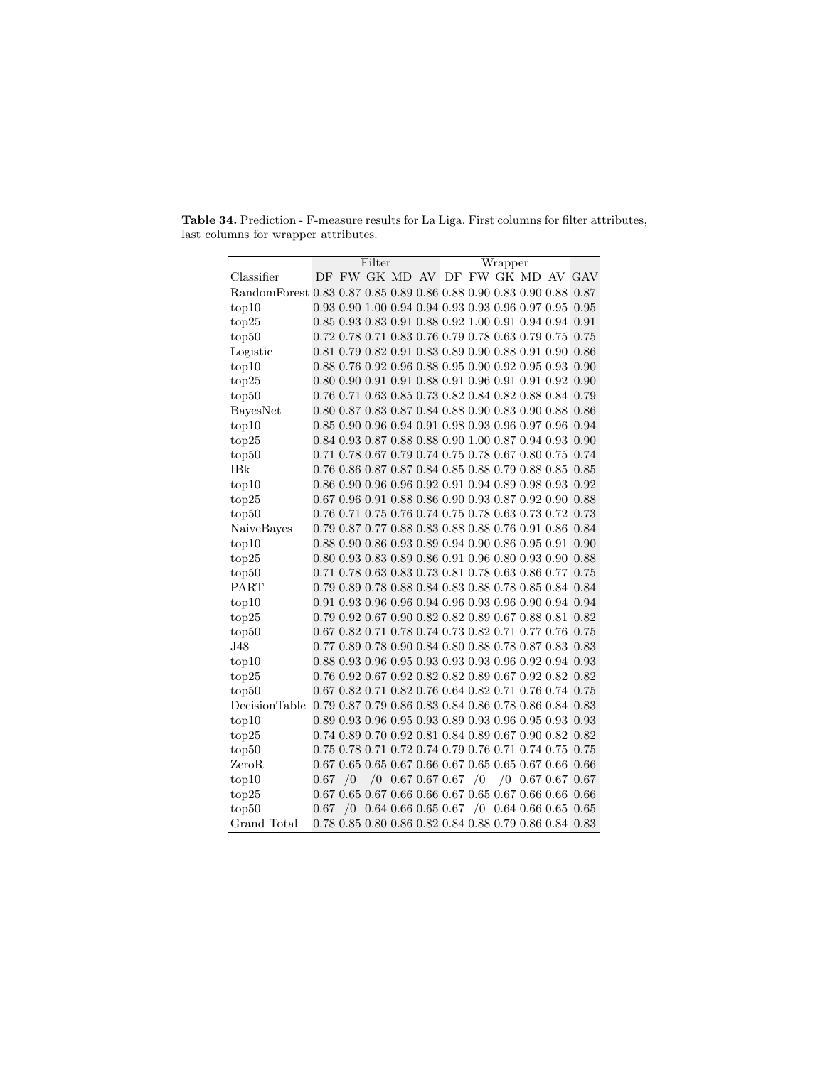**Table 34.** Prediction - F-measure results for La Liga. First columns for filter attributes, last columns for wrapper attributes.

| | Filter | | | | | Wrapper | | | | | |
|---|---|---|---|---|---|---|---|---|---|---|---|
| Classifier | DF | FW | GK | MD | AV | DF | FW | GK | MD | AV | GAV |
| RandomForest | 0.83 | 0.87 | 0.85 | 0.89 | 0.86 | 0.88 | 0.90 | 0.83 | 0.90 | 0.88 | 0.87 |
| top10 | 0.93 | 0.90 | 1.00 | 0.94 | 0.94 | 0.93 | 0.93 | 0.96 | 0.97 | 0.95 | 0.95 |
| top25 | 0.85 | 0.93 | 0.83 | 0.91 | 0.88 | 0.92 | 1.00 | 0.91 | 0.94 | 0.94 | 0.91 |
| top50 | 0.72 | 0.78 | 0.71 | 0.83 | 0.76 | 0.79 | 0.78 | 0.63 | 0.79 | 0.75 | 0.75 |
| Logistic | 0.81 | 0.79 | 0.82 | 0.91 | 0.83 | 0.89 | 0.90 | 0.88 | 0.91 | 0.90 | 0.86 |
| top10 | 0.88 | 0.76 | 0.92 | 0.96 | 0.88 | 0.95 | 0.90 | 0.92 | 0.95 | 0.93 | 0.90 |
| top25 | 0.80 | 0.90 | 0.91 | 0.91 | 0.88 | 0.91 | 0.96 | 0.91 | 0.91 | 0.92 | 0.90 |
| top50 | 0.76 | 0.71 | 0.63 | 0.85 | 0.73 | 0.82 | 0.84 | 0.82 | 0.88 | 0.84 | 0.79 |
| BayesNet | 0.80 | 0.87 | 0.83 | 0.87 | 0.84 | 0.88 | 0.90 | 0.83 | 0.90 | 0.88 | 0.86 |
| top10 | 0.85 | 0.90 | 0.96 | 0.94 | 0.91 | 0.98 | 0.93 | 0.96 | 0.97 | 0.96 | 0.94 |
| top25 | 0.84 | 0.93 | 0.87 | 0.88 | 0.88 | 0.90 | 1.00 | 0.87 | 0.94 | 0.93 | 0.90 |
| top50 | 0.71 | 0.78 | 0.67 | 0.79 | 0.74 | 0.75 | 0.78 | 0.67 | 0.80 | 0.75 | 0.74 |
| IBk | 0.76 | 0.86 | 0.87 | 0.87 | 0.84 | 0.85 | 0.88 | 0.79 | 0.88 | 0.85 | 0.85 |
| top10 | 0.86 | 0.90 | 0.96 | 0.96 | 0.92 | 0.91 | 0.94 | 0.89 | 0.98 | 0.93 | 0.92 |
| top25 | 0.67 | 0.96 | 0.91 | 0.88 | 0.86 | 0.90 | 0.93 | 0.87 | 0.92 | 0.90 | 0.88 |
| top50 | 0.76 | 0.71 | 0.75 | 0.76 | 0.74 | 0.75 | 0.78 | 0.63 | 0.73 | 0.72 | 0.73 |
| NaiveBayes | 0.79 | 0.87 | 0.77 | 0.88 | 0.83 | 0.88 | 0.88 | 0.76 | 0.91 | 0.86 | 0.84 |
| top10 | 0.88 | 0.90 | 0.86 | 0.93 | 0.89 | 0.94 | 0.90 | 0.86 | 0.95 | 0.91 | 0.90 |
| top25 | 0.80 | 0.93 | 0.83 | 0.89 | 0.86 | 0.91 | 0.96 | 0.80 | 0.93 | 0.90 | 0.88 |
| top50 | 0.71 | 0.78 | 0.63 | 0.83 | 0.73 | 0.81 | 0.78 | 0.63 | 0.86 | 0.77 | 0.75 |
| PART | 0.79 | 0.89 | 0.78 | 0.88 | 0.84 | 0.83 | 0.88 | 0.78 | 0.85 | 0.84 | 0.84 |
| top10 | 0.91 | 0.93 | 0.96 | 0.96 | 0.94 | 0.96 | 0.93 | 0.96 | 0.90 | 0.94 | 0.94 |
| top25 | 0.79 | 0.92 | 0.67 | 0.90 | 0.82 | 0.82 | 0.89 | 0.67 | 0.88 | 0.81 | 0.82 |
| top50 | 0.67 | 0.82 | 0.71 | 0.78 | 0.74 | 0.73 | 0.82 | 0.71 | 0.77 | 0.76 | 0.75 |
| J48 | 0.77 | 0.89 | 0.78 | 0.90 | 0.84 | 0.80 | 0.88 | 0.78 | 0.87 | 0.83 | 0.83 |
| top10 | 0.88 | 0.93 | 0.96 | 0.95 | 0.93 | 0.93 | 0.93 | 0.96 | 0.92 | 0.94 | 0.93 |
| top25 | 0.76 | 0.92 | 0.67 | 0.92 | 0.82 | 0.82 | 0.89 | 0.67 | 0.92 | 0.82 | 0.82 |
| top50 | 0.67 | 0.82 | 0.71 | 0.82 | 0.76 | 0.64 | 0.82 | 0.71 | 0.76 | 0.74 | 0.75 |
| DecisionTable | 0.79 | 0.87 | 0.79 | 0.86 | 0.83 | 0.84 | 0.86 | 0.78 | 0.86 | 0.84 | 0.83 |
| top10 | 0.89 | 0.93 | 0.96 | 0.95 | 0.93 | 0.89 | 0.93 | 0.96 | 0.95 | 0.93 | 0.93 |
| top25 | 0.74 | 0.89 | 0.70 | 0.92 | 0.81 | 0.84 | 0.89 | 0.67 | 0.90 | 0.82 | 0.82 |
| top50 | 0.75 | 0.78 | 0.71 | 0.72 | 0.74 | 0.79 | 0.76 | 0.71 | 0.74 | 0.75 | 0.75 |
| ZeroR | 0.67 | 0.65 | 0.65 | 0.67 | 0.66 | 0.67 | 0.65 | 0.65 | 0.67 | 0.66 | 0.66 |
| top10 | 0.67 | /0 | /0 | 0.67 | 0.67 | 0.67 | /0 | /0 | 0.67 | 0.67 | 0.67 |
| top25 | 0.67 | 0.65 | 0.67 | 0.66 | 0.66 | 0.67 | 0.65 | 0.67 | 0.66 | 0.66 | 0.66 |
| top50 | 0.67 | /0 | 0.64 | 0.66 | 0.65 | 0.67 | /0 | 0.64 | 0.66 | 0.65 | 0.65 |
| Grand Total | 0.78 | 0.85 | 0.80 | 0.86 | 0.82 | 0.84 | 0.88 | 0.79 | 0.86 | 0.84 | 0.83 |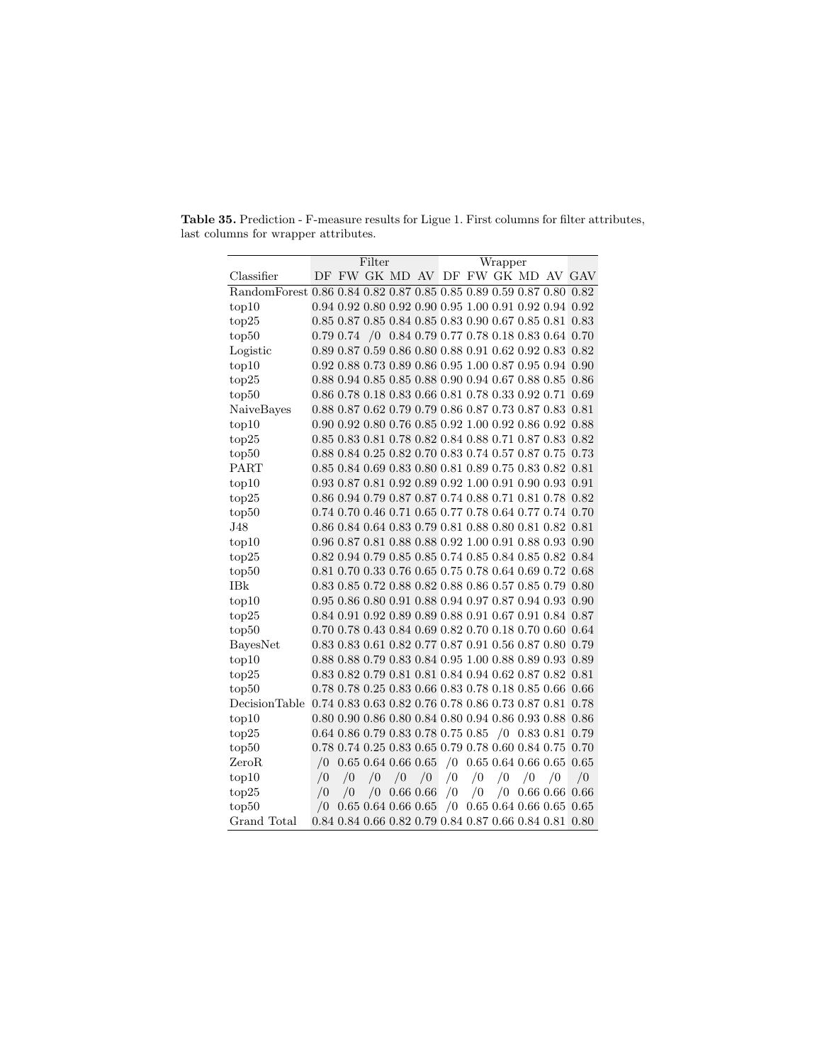**Table 35.** Prediction - F-measure results for Ligue 1. First columns for filter attributes, last columns for wrapper attributes.

| | Filter | | | | | Wrapper | | | | | |
|---|---|---|---|---|---|---|---|---|---|---|---|
| Classifier | DF | FW | GK | MD | AV | DF | FW | GK | MD | AV | GAV |
| RandomForest | 0.86 | 0.84 | 0.82 | 0.87 | 0.85 | 0.85 | 0.89 | 0.59 | 0.87 | 0.80 | 0.82 |
| top10 | 0.94 | 0.92 | 0.80 | 0.92 | 0.90 | 0.95 | 1.00 | 0.91 | 0.92 | 0.94 | 0.92 |
| top25 | 0.85 | 0.87 | 0.85 | 0.84 | 0.85 | 0.83 | 0.90 | 0.67 | 0.85 | 0.81 | 0.83 |
| top50 | 0.79 | 0.74 | /0 | 0.84 | 0.79 | 0.77 | 0.78 | 0.18 | 0.83 | 0.64 | 0.70 |
| Logistic | 0.89 | 0.87 | 0.59 | 0.86 | 0.80 | 0.88 | 0.91 | 0.62 | 0.92 | 0.83 | 0.82 |
| top10 | 0.92 | 0.88 | 0.73 | 0.89 | 0.86 | 0.95 | 1.00 | 0.87 | 0.95 | 0.94 | 0.90 |
| top25 | 0.88 | 0.94 | 0.85 | 0.85 | 0.88 | 0.90 | 0.94 | 0.67 | 0.88 | 0.85 | 0.86 |
| top50 | 0.86 | 0.78 | 0.18 | 0.83 | 0.66 | 0.81 | 0.78 | 0.33 | 0.92 | 0.71 | 0.69 |
| NaiveBayes | 0.88 | 0.87 | 0.62 | 0.79 | 0.79 | 0.86 | 0.87 | 0.73 | 0.87 | 0.83 | 0.81 |
| top10 | 0.90 | 0.92 | 0.80 | 0.76 | 0.85 | 0.92 | 1.00 | 0.92 | 0.86 | 0.92 | 0.88 |
| top25 | 0.85 | 0.83 | 0.81 | 0.78 | 0.82 | 0.84 | 0.88 | 0.71 | 0.87 | 0.83 | 0.82 |
| top50 | 0.88 | 0.84 | 0.25 | 0.82 | 0.70 | 0.83 | 0.74 | 0.57 | 0.87 | 0.75 | 0.73 |
| PART | 0.85 | 0.84 | 0.69 | 0.83 | 0.80 | 0.81 | 0.89 | 0.75 | 0.83 | 0.82 | 0.81 |
| top10 | 0.93 | 0.87 | 0.81 | 0.92 | 0.89 | 0.92 | 1.00 | 0.91 | 0.90 | 0.93 | 0.91 |
| top25 | 0.86 | 0.94 | 0.79 | 0.87 | 0.87 | 0.74 | 0.88 | 0.71 | 0.81 | 0.78 | 0.82 |
| top50 | 0.74 | 0.70 | 0.46 | 0.71 | 0.65 | 0.77 | 0.78 | 0.64 | 0.77 | 0.74 | 0.70 |
| J48 | 0.86 | 0.84 | 0.64 | 0.83 | 0.79 | 0.81 | 0.88 | 0.80 | 0.81 | 0.82 | 0.81 |
| top10 | 0.96 | 0.87 | 0.81 | 0.88 | 0.88 | 0.92 | 1.00 | 0.91 | 0.88 | 0.93 | 0.90 |
| top25 | 0.82 | 0.94 | 0.79 | 0.85 | 0.85 | 0.74 | 0.85 | 0.84 | 0.85 | 0.82 | 0.84 |
| top50 | 0.81 | 0.70 | 0.33 | 0.76 | 0.65 | 0.75 | 0.78 | 0.64 | 0.69 | 0.72 | 0.68 |
| IBk | 0.83 | 0.85 | 0.72 | 0.88 | 0.82 | 0.88 | 0.86 | 0.57 | 0.85 | 0.79 | 0.80 |
| top10 | 0.95 | 0.86 | 0.80 | 0.91 | 0.88 | 0.94 | 0.97 | 0.87 | 0.94 | 0.93 | 0.90 |
| top25 | 0.84 | 0.91 | 0.92 | 0.89 | 0.89 | 0.88 | 0.91 | 0.67 | 0.91 | 0.84 | 0.87 |
| top50 | 0.70 | 0.78 | 0.43 | 0.84 | 0.69 | 0.82 | 0.70 | 0.18 | 0.70 | 0.60 | 0.64 |
| BayesNet | 0.83 | 0.83 | 0.61 | 0.82 | 0.77 | 0.87 | 0.91 | 0.56 | 0.87 | 0.80 | 0.79 |
| top10 | 0.88 | 0.88 | 0.79 | 0.83 | 0.84 | 0.95 | 1.00 | 0.88 | 0.89 | 0.93 | 0.89 |
| top25 | 0.83 | 0.82 | 0.79 | 0.81 | 0.81 | 0.84 | 0.94 | 0.62 | 0.87 | 0.82 | 0.81 |
| top50 | 0.78 | 0.78 | 0.25 | 0.83 | 0.66 | 0.83 | 0.78 | 0.18 | 0.85 | 0.66 | 0.66 |
| DecisionTable | 0.74 | 0.83 | 0.63 | 0.82 | 0.76 | 0.78 | 0.86 | 0.73 | 0.87 | 0.81 | 0.78 |
| top10 | 0.80 | 0.90 | 0.86 | 0.80 | 0.84 | 0.80 | 0.94 | 0.86 | 0.93 | 0.88 | 0.86 |
| top25 | 0.64 | 0.86 | 0.79 | 0.83 | 0.78 | 0.75 | 0.85 | /0 | 0.83 | 0.81 | 0.79 |
| top50 | 0.78 | 0.74 | 0.25 | 0.83 | 0.65 | 0.79 | 0.78 | 0.60 | 0.84 | 0.75 | 0.70 |
| ZeroR | /0 | 0.65 | 0.64 | 0.66 | 0.65 | /0 | 0.65 | 0.64 | 0.66 | 0.65 | 0.65 |
| top10 | /0 | /0 | /0 | /0 | /0 | /0 | /0 | /0 | /0 | /0 | /0 |
| top25 | /0 | /0 | /0 | 0.66 | 0.66 | /0 | /0 | /0 | 0.66 | 0.66 | 0.66 |
| top50 | /0 | 0.65 | 0.64 | 0.66 | 0.65 | /0 | 0.65 | 0.64 | 0.66 | 0.65 | 0.65 |
| Grand Total | 0.84 | 0.84 | 0.66 | 0.82 | 0.79 | 0.84 | 0.87 | 0.66 | 0.84 | 0.81 | 0.80 |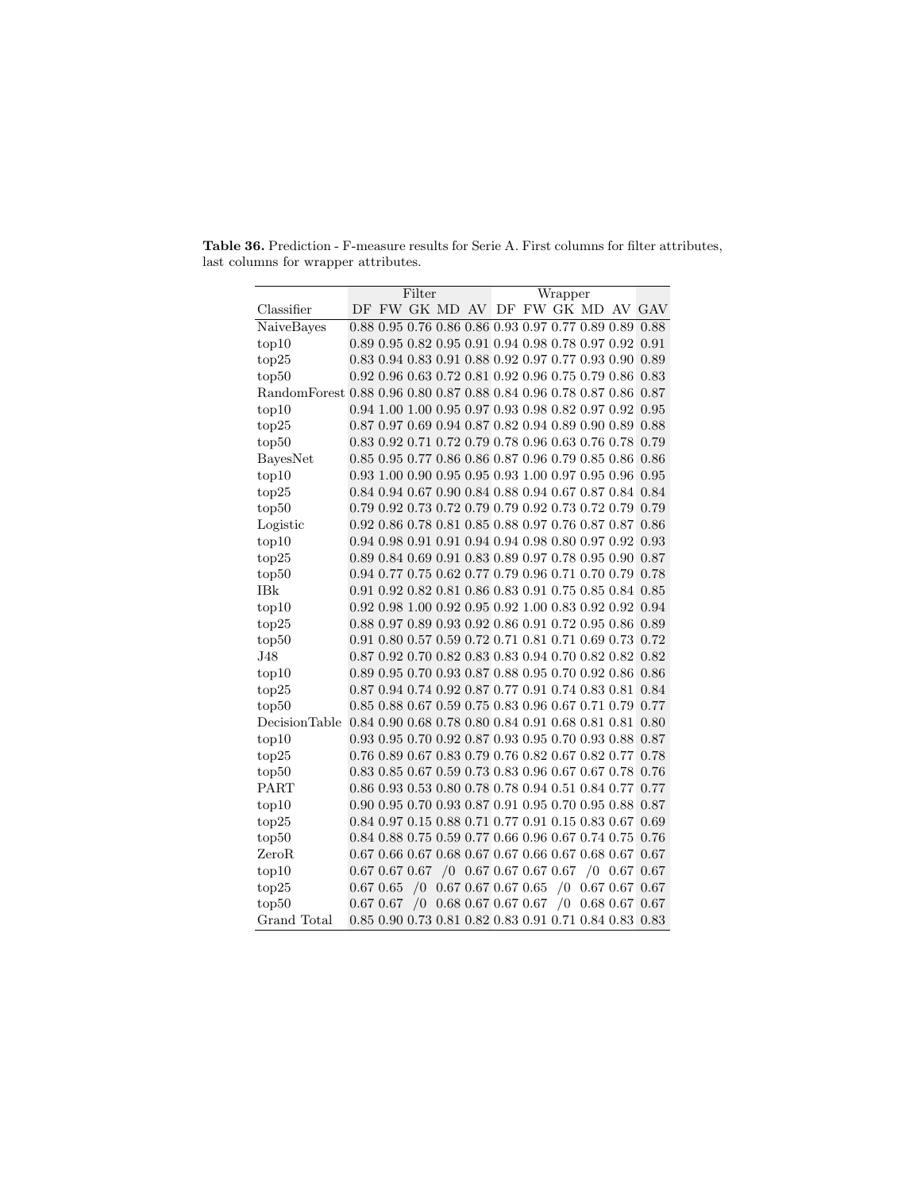**Table 36.** Prediction - F-measure results for Serie A. First columns for filter attributes, last columns for wrapper attributes.

| | Filter | | | | | Wrapper | | | | | |
|---|---|---|---|---|---|---|---|---|---|---|---|
| Classifier | DF | FW | GK | MD | AV | DF | FW | GK | MD | AV | GAV |
| NaiveBayes | 0.88 | 0.95 | 0.76 | 0.86 | 0.86 | 0.93 | 0.97 | 0.77 | 0.89 | 0.89 | 0.88 |
| top10 | 0.89 | 0.95 | 0.82 | 0.95 | 0.91 | 0.94 | 0.98 | 0.78 | 0.97 | 0.92 | 0.91 |
| top25 | 0.83 | 0.94 | 0.83 | 0.91 | 0.88 | 0.92 | 0.97 | 0.77 | 0.93 | 0.90 | 0.89 |
| top50 | 0.92 | 0.96 | 0.63 | 0.72 | 0.81 | 0.92 | 0.96 | 0.75 | 0.79 | 0.86 | 0.83 |
| RandomForest | 0.88 | 0.96 | 0.80 | 0.87 | 0.88 | 0.84 | 0.96 | 0.78 | 0.87 | 0.86 | 0.87 |
| top10 | 0.94 | 1.00 | 1.00 | 0.95 | 0.97 | 0.93 | 0.98 | 0.82 | 0.97 | 0.92 | 0.95 |
| top25 | 0.87 | 0.97 | 0.69 | 0.94 | 0.87 | 0.82 | 0.94 | 0.89 | 0.90 | 0.89 | 0.88 |
| top50 | 0.83 | 0.92 | 0.71 | 0.72 | 0.79 | 0.78 | 0.96 | 0.63 | 0.76 | 0.78 | 0.79 |
| BayesNet | 0.85 | 0.95 | 0.77 | 0.86 | 0.86 | 0.87 | 0.96 | 0.79 | 0.85 | 0.86 | 0.86 |
| top10 | 0.93 | 1.00 | 0.90 | 0.95 | 0.95 | 0.93 | 1.00 | 0.97 | 0.95 | 0.96 | 0.95 |
| top25 | 0.84 | 0.94 | 0.67 | 0.90 | 0.84 | 0.88 | 0.94 | 0.67 | 0.87 | 0.84 | 0.84 |
| top50 | 0.79 | 0.92 | 0.73 | 0.72 | 0.79 | 0.79 | 0.92 | 0.73 | 0.72 | 0.79 | 0.79 |
| Logistic | 0.92 | 0.86 | 0.78 | 0.81 | 0.85 | 0.88 | 0.97 | 0.76 | 0.87 | 0.87 | 0.86 |
| top10 | 0.94 | 0.98 | 0.91 | 0.91 | 0.94 | 0.94 | 0.98 | 0.80 | 0.97 | 0.92 | 0.93 |
| top25 | 0.89 | 0.84 | 0.69 | 0.91 | 0.83 | 0.89 | 0.97 | 0.78 | 0.95 | 0.90 | 0.87 |
| top50 | 0.94 | 0.77 | 0.75 | 0.62 | 0.77 | 0.79 | 0.96 | 0.71 | 0.70 | 0.79 | 0.78 |
| IBk | 0.91 | 0.92 | 0.82 | 0.81 | 0.86 | 0.83 | 0.91 | 0.75 | 0.85 | 0.84 | 0.85 |
| top10 | 0.92 | 0.98 | 1.00 | 0.92 | 0.95 | 0.92 | 1.00 | 0.83 | 0.92 | 0.92 | 0.94 |
| top25 | 0.88 | 0.97 | 0.89 | 0.93 | 0.92 | 0.86 | 0.91 | 0.72 | 0.95 | 0.86 | 0.89 |
| top50 | 0.91 | 0.80 | 0.57 | 0.59 | 0.72 | 0.71 | 0.81 | 0.71 | 0.69 | 0.73 | 0.72 |
| J48 | 0.87 | 0.92 | 0.70 | 0.82 | 0.83 | 0.83 | 0.94 | 0.70 | 0.82 | 0.82 | 0.82 |
| top10 | 0.89 | 0.95 | 0.70 | 0.93 | 0.87 | 0.88 | 0.95 | 0.70 | 0.92 | 0.86 | 0.86 |
| top25 | 0.87 | 0.94 | 0.74 | 0.92 | 0.87 | 0.77 | 0.91 | 0.74 | 0.83 | 0.81 | 0.84 |
| top50 | 0.85 | 0.88 | 0.67 | 0.59 | 0.75 | 0.83 | 0.96 | 0.67 | 0.71 | 0.79 | 0.77 |
| DecisionTable | 0.84 | 0.90 | 0.68 | 0.78 | 0.80 | 0.84 | 0.91 | 0.68 | 0.81 | 0.81 | 0.80 |
| top10 | 0.93 | 0.95 | 0.70 | 0.92 | 0.87 | 0.93 | 0.95 | 0.70 | 0.93 | 0.88 | 0.87 |
| top25 | 0.76 | 0.89 | 0.67 | 0.83 | 0.79 | 0.76 | 0.82 | 0.67 | 0.82 | 0.77 | 0.78 |
| top50 | 0.83 | 0.85 | 0.67 | 0.59 | 0.73 | 0.83 | 0.96 | 0.67 | 0.67 | 0.78 | 0.76 |
| PART | 0.86 | 0.93 | 0.53 | 0.80 | 0.78 | 0.78 | 0.94 | 0.51 | 0.84 | 0.77 | 0.77 |
| top10 | 0.90 | 0.95 | 0.70 | 0.93 | 0.87 | 0.91 | 0.95 | 0.70 | 0.95 | 0.88 | 0.87 |
| top25 | 0.84 | 0.97 | 0.15 | 0.88 | 0.71 | 0.77 | 0.91 | 0.15 | 0.83 | 0.67 | 0.69 |
| top50 | 0.84 | 0.88 | 0.75 | 0.59 | 0.77 | 0.66 | 0.96 | 0.67 | 0.74 | 0.75 | 0.76 |
| ZeroR | 0.67 | 0.66 | 0.67 | 0.68 | 0.67 | 0.67 | 0.66 | 0.67 | 0.68 | 0.67 | 0.67 |
| top10 | 0.67 | 0.67 | 0.67 | /0 | 0.67 | 0.67 | 0.67 | 0.67 | /0 | 0.67 | 0.67 |
| top25 | 0.67 | 0.65 | /0 | 0.67 | 0.67 | 0.67 | 0.65 | /0 | 0.67 | 0.67 | 0.67 |
| top50 | 0.67 | 0.67 | /0 | 0.68 | 0.67 | 0.67 | 0.67 | /0 | 0.68 | 0.67 | 0.67 |
| Grand Total | 0.85 | 0.90 | 0.73 | 0.81 | 0.82 | 0.83 | 0.91 | 0.71 | 0.84 | 0.83 | 0.83 |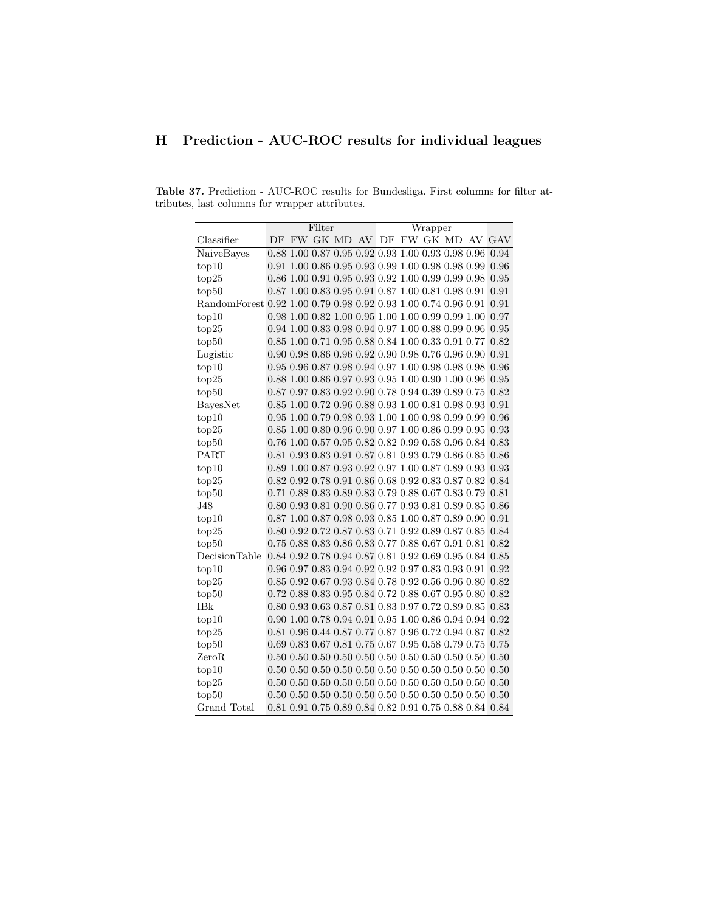# H Prediction - AUC-ROC results for individual leagues

**Table 37.** Prediction - AUC-ROC results for Bundesliga. First columns for filter attributes, last columns for wrapper attributes.

| | Filter | | | | | Wrapper | | | | | |
|---|---|---|---|---|---|---|---|---|---|---|---|
| Classifier | DF | FW | GK | MD | AV | DF | FW | GK | MD | AV | GAV |
| NaiveBayes | 0.88 | 1.00 | 0.87 | 0.95 | 0.92 | 0.93 | 1.00 | 0.93 | 0.98 | 0.96 | 0.94 |
| top10 | 0.91 | 1.00 | 0.86 | 0.95 | 0.93 | 0.99 | 1.00 | 0.98 | 0.98 | 0.99 | 0.96 |
| top25 | 0.86 | 1.00 | 0.91 | 0.95 | 0.93 | 0.92 | 1.00 | 0.99 | 0.99 | 0.98 | 0.95 |
| top50 | 0.87 | 1.00 | 0.83 | 0.95 | 0.91 | 0.87 | 1.00 | 0.81 | 0.98 | 0.91 | 0.91 |
| RandomForest | 0.92 | 1.00 | 0.79 | 0.98 | 0.92 | 0.93 | 1.00 | 0.74 | 0.96 | 0.91 | 0.91 |
| top10 | 0.98 | 1.00 | 0.82 | 1.00 | 0.95 | 1.00 | 1.00 | 0.99 | 0.99 | 1.00 | 0.97 |
| top25 | 0.94 | 1.00 | 0.83 | 0.98 | 0.94 | 0.97 | 1.00 | 0.88 | 0.99 | 0.96 | 0.95 |
| top50 | 0.85 | 1.00 | 0.71 | 0.95 | 0.88 | 0.84 | 1.00 | 0.33 | 0.91 | 0.77 | 0.82 |
| Logistic | 0.90 | 0.98 | 0.86 | 0.96 | 0.92 | 0.90 | 0.98 | 0.76 | 0.96 | 0.90 | 0.91 |
| top10 | 0.95 | 0.96 | 0.87 | 0.98 | 0.94 | 0.97 | 1.00 | 0.98 | 0.98 | 0.98 | 0.96 |
| top25 | 0.88 | 1.00 | 0.86 | 0.97 | 0.93 | 0.95 | 1.00 | 0.90 | 1.00 | 0.96 | 0.95 |
| top50 | 0.87 | 0.97 | 0.83 | 0.92 | 0.90 | 0.78 | 0.94 | 0.39 | 0.89 | 0.75 | 0.82 |
| BayesNet | 0.85 | 1.00 | 0.72 | 0.96 | 0.88 | 0.93 | 1.00 | 0.81 | 0.98 | 0.93 | 0.91 |
| top10 | 0.95 | 1.00 | 0.79 | 0.98 | 0.93 | 1.00 | 1.00 | 0.98 | 0.99 | 0.99 | 0.96 |
| top25 | 0.85 | 1.00 | 0.80 | 0.96 | 0.90 | 0.97 | 1.00 | 0.86 | 0.99 | 0.95 | 0.93 |
| top50 | 0.76 | 1.00 | 0.57 | 0.95 | 0.82 | 0.82 | 0.99 | 0.58 | 0.96 | 0.84 | 0.83 |
| PART | 0.81 | 0.93 | 0.83 | 0.91 | 0.87 | 0.81 | 0.93 | 0.79 | 0.86 | 0.85 | 0.86 |
| top10 | 0.89 | 1.00 | 0.87 | 0.93 | 0.92 | 0.97 | 1.00 | 0.87 | 0.89 | 0.93 | 0.93 |
| top25 | 0.82 | 0.92 | 0.78 | 0.91 | 0.86 | 0.68 | 0.92 | 0.83 | 0.87 | 0.82 | 0.84 |
| top50 | 0.71 | 0.88 | 0.83 | 0.89 | 0.83 | 0.79 | 0.88 | 0.67 | 0.83 | 0.79 | 0.81 |
| J48 | 0.80 | 0.93 | 0.81 | 0.90 | 0.86 | 0.77 | 0.93 | 0.81 | 0.89 | 0.85 | 0.86 |
| top10 | 0.87 | 1.00 | 0.87 | 0.98 | 0.93 | 0.85 | 1.00 | 0.87 | 0.89 | 0.90 | 0.91 |
| top25 | 0.80 | 0.92 | 0.72 | 0.87 | 0.83 | 0.71 | 0.92 | 0.89 | 0.87 | 0.85 | 0.84 |
| top50 | 0.75 | 0.88 | 0.83 | 0.86 | 0.83 | 0.77 | 0.88 | 0.67 | 0.91 | 0.81 | 0.82 |
| DecisionTable | 0.84 | 0.92 | 0.78 | 0.94 | 0.87 | 0.81 | 0.92 | 0.69 | 0.95 | 0.84 | 0.85 |
| top10 | 0.96 | 0.97 | 0.83 | 0.94 | 0.92 | 0.92 | 0.97 | 0.83 | 0.93 | 0.91 | 0.92 |
| top25 | 0.85 | 0.92 | 0.67 | 0.93 | 0.84 | 0.78 | 0.92 | 0.56 | 0.96 | 0.80 | 0.82 |
| top50 | 0.72 | 0.88 | 0.83 | 0.95 | 0.84 | 0.72 | 0.88 | 0.67 | 0.95 | 0.80 | 0.82 |
| IBk | 0.80 | 0.93 | 0.63 | 0.87 | 0.81 | 0.83 | 0.97 | 0.72 | 0.89 | 0.85 | 0.83 |
| top10 | 0.90 | 1.00 | 0.78 | 0.94 | 0.91 | 0.95 | 1.00 | 0.86 | 0.94 | 0.94 | 0.92 |
| top25 | 0.81 | 0.96 | 0.44 | 0.87 | 0.77 | 0.87 | 0.96 | 0.72 | 0.94 | 0.87 | 0.82 |
| top50 | 0.69 | 0.83 | 0.67 | 0.81 | 0.75 | 0.67 | 0.95 | 0.58 | 0.79 | 0.75 | 0.75 |
| ZeroR | 0.50 | 0.50 | 0.50 | 0.50 | 0.50 | 0.50 | 0.50 | 0.50 | 0.50 | 0.50 | 0.50 |
| top10 | 0.50 | 0.50 | 0.50 | 0.50 | 0.50 | 0.50 | 0.50 | 0.50 | 0.50 | 0.50 | 0.50 |
| top25 | 0.50 | 0.50 | 0.50 | 0.50 | 0.50 | 0.50 | 0.50 | 0.50 | 0.50 | 0.50 | 0.50 |
| top50 | 0.50 | 0.50 | 0.50 | 0.50 | 0.50 | 0.50 | 0.50 | 0.50 | 0.50 | 0.50 | 0.50 |
| Grand Total | 0.81 | 0.91 | 0.75 | 0.89 | 0.84 | 0.82 | 0.91 | 0.75 | 0.88 | 0.84 | 0.84 |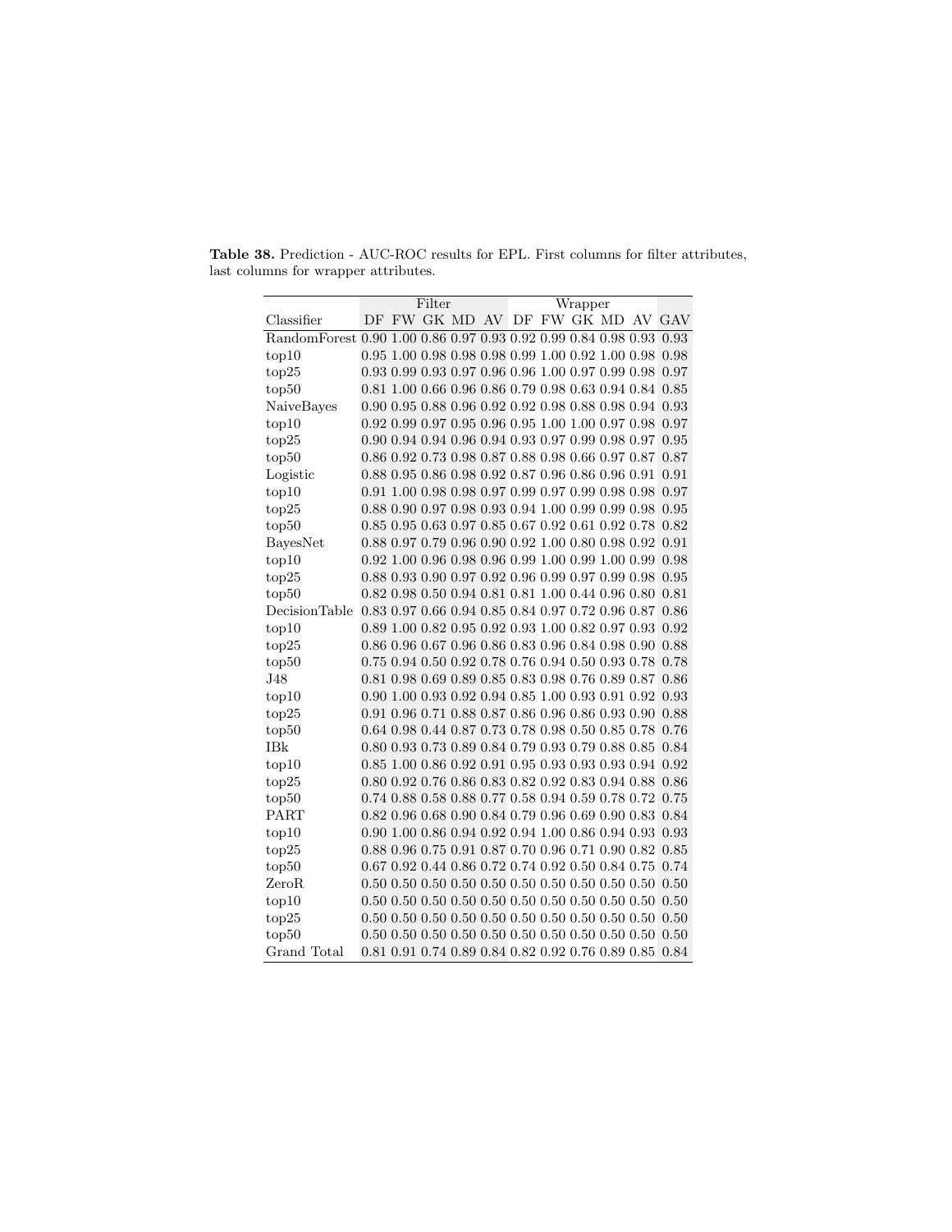**Table 38.** Prediction - AUC-ROC results for EPL. First columns for filter attributes, last columns for wrapper attributes.

| | Filter | | | | | Wrapper | | | | | |
|---|---|---|---|---|---|---|---|---|---|---|---|
| Classifier | DF | FW | GK | MD | AV | DF | FW | GK | MD | AV | GAV |
| RandomForest | 0.90 | 1.00 | 0.86 | 0.97 | 0.93 | 0.92 | 0.99 | 0.84 | 0.98 | 0.93 | 0.93 |
| top10 | 0.95 | 1.00 | 0.98 | 0.98 | 0.98 | 0.99 | 1.00 | 0.92 | 1.00 | 0.98 | 0.98 |
| top25 | 0.93 | 0.99 | 0.93 | 0.97 | 0.96 | 0.96 | 1.00 | 0.97 | 0.99 | 0.98 | 0.97 |
| top50 | 0.81 | 1.00 | 0.66 | 0.96 | 0.86 | 0.79 | 0.98 | 0.63 | 0.94 | 0.84 | 0.85 |
| NaiveBayes | 0.90 | 0.95 | 0.88 | 0.96 | 0.92 | 0.92 | 0.98 | 0.88 | 0.98 | 0.94 | 0.93 |
| top10 | 0.92 | 0.99 | 0.97 | 0.95 | 0.96 | 0.95 | 1.00 | 1.00 | 0.97 | 0.98 | 0.97 |
| top25 | 0.90 | 0.94 | 0.94 | 0.96 | 0.94 | 0.93 | 0.97 | 0.99 | 0.98 | 0.97 | 0.95 |
| top50 | 0.86 | 0.92 | 0.73 | 0.98 | 0.87 | 0.88 | 0.98 | 0.66 | 0.97 | 0.87 | 0.87 |
| Logistic | 0.88 | 0.95 | 0.86 | 0.98 | 0.92 | 0.87 | 0.96 | 0.86 | 0.96 | 0.91 | 0.91 |
| top10 | 0.91 | 1.00 | 0.98 | 0.98 | 0.97 | 0.99 | 0.97 | 0.99 | 0.98 | 0.98 | 0.97 |
| top25 | 0.88 | 0.90 | 0.97 | 0.98 | 0.93 | 0.94 | 1.00 | 0.99 | 0.99 | 0.98 | 0.95 |
| top50 | 0.85 | 0.95 | 0.63 | 0.97 | 0.85 | 0.67 | 0.92 | 0.61 | 0.92 | 0.78 | 0.82 |
| BayesNet | 0.88 | 0.97 | 0.79 | 0.96 | 0.90 | 0.92 | 1.00 | 0.80 | 0.98 | 0.92 | 0.91 |
| top10 | 0.92 | 1.00 | 0.96 | 0.98 | 0.96 | 0.99 | 1.00 | 0.99 | 1.00 | 0.99 | 0.98 |
| top25 | 0.88 | 0.93 | 0.90 | 0.97 | 0.92 | 0.96 | 0.99 | 0.97 | 0.99 | 0.98 | 0.95 |
| top50 | 0.82 | 0.98 | 0.50 | 0.94 | 0.81 | 0.81 | 1.00 | 0.44 | 0.96 | 0.80 | 0.81 |
| DecisionTable | 0.83 | 0.97 | 0.66 | 0.94 | 0.85 | 0.84 | 0.97 | 0.72 | 0.96 | 0.87 | 0.86 |
| top10 | 0.89 | 1.00 | 0.82 | 0.95 | 0.92 | 0.93 | 1.00 | 0.82 | 0.97 | 0.93 | 0.92 |
| top25 | 0.86 | 0.96 | 0.67 | 0.96 | 0.86 | 0.83 | 0.96 | 0.84 | 0.98 | 0.90 | 0.88 |
| top50 | 0.75 | 0.94 | 0.50 | 0.92 | 0.78 | 0.76 | 0.94 | 0.50 | 0.93 | 0.78 | 0.78 |
| J48 | 0.81 | 0.98 | 0.69 | 0.89 | 0.85 | 0.83 | 0.98 | 0.76 | 0.89 | 0.87 | 0.86 |
| top10 | 0.90 | 1.00 | 0.93 | 0.92 | 0.94 | 0.85 | 1.00 | 0.93 | 0.91 | 0.92 | 0.93 |
| top25 | 0.91 | 0.96 | 0.71 | 0.88 | 0.87 | 0.86 | 0.96 | 0.86 | 0.93 | 0.90 | 0.88 |
| top50 | 0.64 | 0.98 | 0.44 | 0.87 | 0.73 | 0.78 | 0.98 | 0.50 | 0.85 | 0.78 | 0.76 |
| IBk | 0.80 | 0.93 | 0.73 | 0.89 | 0.84 | 0.79 | 0.93 | 0.79 | 0.88 | 0.85 | 0.84 |
| top10 | 0.85 | 1.00 | 0.86 | 0.92 | 0.91 | 0.95 | 0.93 | 0.93 | 0.93 | 0.94 | 0.92 |
| top25 | 0.80 | 0.92 | 0.76 | 0.86 | 0.83 | 0.82 | 0.92 | 0.83 | 0.94 | 0.88 | 0.86 |
| top50 | 0.74 | 0.88 | 0.58 | 0.88 | 0.77 | 0.58 | 0.94 | 0.59 | 0.78 | 0.72 | 0.75 |
| PART | 0.82 | 0.96 | 0.68 | 0.90 | 0.84 | 0.79 | 0.96 | 0.69 | 0.90 | 0.83 | 0.84 |
| top10 | 0.90 | 1.00 | 0.86 | 0.94 | 0.92 | 0.94 | 1.00 | 0.86 | 0.94 | 0.93 | 0.93 |
| top25 | 0.88 | 0.96 | 0.75 | 0.91 | 0.87 | 0.70 | 0.96 | 0.71 | 0.90 | 0.82 | 0.85 |
| top50 | 0.67 | 0.92 | 0.44 | 0.86 | 0.72 | 0.74 | 0.92 | 0.50 | 0.84 | 0.75 | 0.74 |
| ZeroR | 0.50 | 0.50 | 0.50 | 0.50 | 0.50 | 0.50 | 0.50 | 0.50 | 0.50 | 0.50 | 0.50 |
| top10 | 0.50 | 0.50 | 0.50 | 0.50 | 0.50 | 0.50 | 0.50 | 0.50 | 0.50 | 0.50 | 0.50 |
| top25 | 0.50 | 0.50 | 0.50 | 0.50 | 0.50 | 0.50 | 0.50 | 0.50 | 0.50 | 0.50 | 0.50 |
| top50 | 0.50 | 0.50 | 0.50 | 0.50 | 0.50 | 0.50 | 0.50 | 0.50 | 0.50 | 0.50 | 0.50 |
| Grand Total | 0.81 | 0.91 | 0.74 | 0.89 | 0.84 | 0.82 | 0.92 | 0.76 | 0.89 | 0.85 | 0.84 |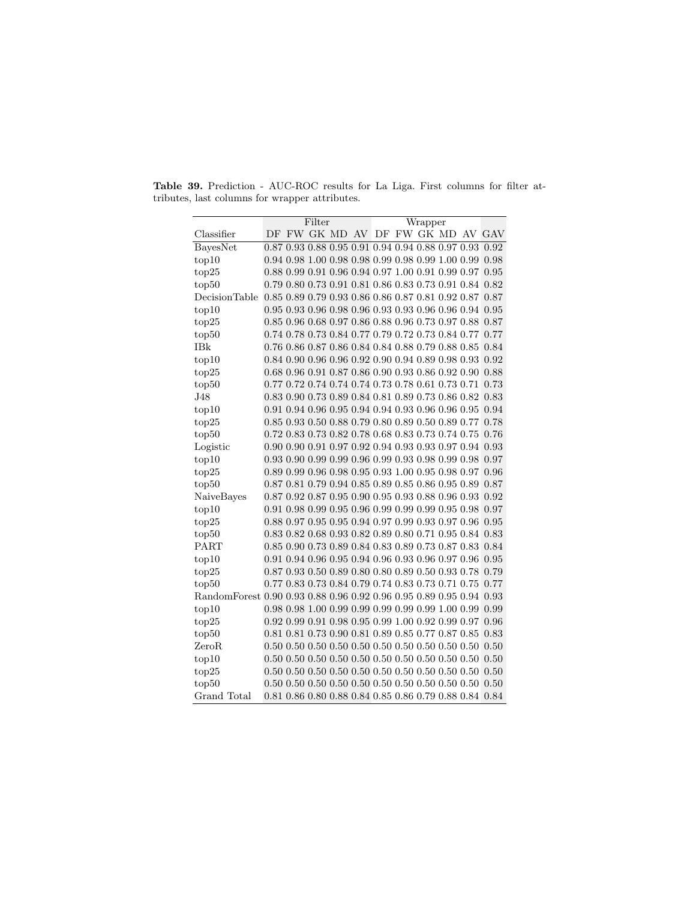**Table 39.** Prediction - AUC-ROC results for La Liga. First columns for filter attributes, last columns for wrapper attributes.

| | Filter | | | | | Wrapper | | | | | |
|---|---|---|---|---|---|---|---|---|---|---|---|
| Classifier | DF | FW | GK | MD | AV | DF | FW | GK | MD | AV | GAV |
| BayesNet | 0.87 | 0.93 | 0.88 | 0.95 | 0.91 | 0.94 | 0.94 | 0.88 | 0.97 | 0.93 | 0.92 |
| top10 | 0.94 | 0.98 | 1.00 | 0.98 | 0.98 | 0.99 | 0.98 | 0.99 | 1.00 | 0.99 | 0.98 |
| top25 | 0.88 | 0.99 | 0.91 | 0.96 | 0.94 | 0.97 | 1.00 | 0.91 | 0.99 | 0.97 | 0.95 |
| top50 | 0.79 | 0.80 | 0.73 | 0.91 | 0.81 | 0.86 | 0.83 | 0.73 | 0.91 | 0.84 | 0.82 |
| DecisionTable | 0.85 | 0.89 | 0.79 | 0.93 | 0.86 | 0.86 | 0.87 | 0.81 | 0.92 | 0.87 | 0.87 |
| top10 | 0.95 | 0.93 | 0.96 | 0.98 | 0.96 | 0.93 | 0.93 | 0.96 | 0.96 | 0.94 | 0.95 |
| top25 | 0.85 | 0.96 | 0.68 | 0.97 | 0.86 | 0.88 | 0.96 | 0.73 | 0.97 | 0.88 | 0.87 |
| top50 | 0.74 | 0.78 | 0.73 | 0.84 | 0.77 | 0.79 | 0.72 | 0.73 | 0.84 | 0.77 | 0.77 |
| IBk | 0.76 | 0.86 | 0.87 | 0.86 | 0.84 | 0.84 | 0.88 | 0.79 | 0.88 | 0.85 | 0.84 |
| top10 | 0.84 | 0.90 | 0.96 | 0.96 | 0.92 | 0.90 | 0.94 | 0.89 | 0.98 | 0.93 | 0.92 |
| top25 | 0.68 | 0.96 | 0.91 | 0.87 | 0.86 | 0.90 | 0.93 | 0.86 | 0.92 | 0.90 | 0.88 |
| top50 | 0.77 | 0.72 | 0.74 | 0.74 | 0.74 | 0.73 | 0.78 | 0.61 | 0.73 | 0.71 | 0.73 |
| J48 | 0.83 | 0.90 | 0.73 | 0.89 | 0.84 | 0.81 | 0.89 | 0.73 | 0.86 | 0.82 | 0.83 |
| top10 | 0.91 | 0.94 | 0.96 | 0.95 | 0.94 | 0.94 | 0.93 | 0.96 | 0.96 | 0.95 | 0.94 |
| top25 | 0.85 | 0.93 | 0.50 | 0.88 | 0.79 | 0.80 | 0.89 | 0.50 | 0.89 | 0.77 | 0.78 |
| top50 | 0.72 | 0.83 | 0.73 | 0.82 | 0.78 | 0.68 | 0.83 | 0.73 | 0.74 | 0.75 | 0.76 |
| Logistic | 0.90 | 0.90 | 0.91 | 0.97 | 0.92 | 0.94 | 0.93 | 0.93 | 0.97 | 0.94 | 0.93 |
| top10 | 0.93 | 0.90 | 0.99 | 0.99 | 0.96 | 0.99 | 0.93 | 0.98 | 0.99 | 0.98 | 0.97 |
| top25 | 0.89 | 0.99 | 0.96 | 0.98 | 0.95 | 0.93 | 1.00 | 0.95 | 0.98 | 0.97 | 0.96 |
| top50 | 0.87 | 0.81 | 0.79 | 0.94 | 0.85 | 0.89 | 0.85 | 0.86 | 0.95 | 0.89 | 0.87 |
| NaiveBayes | 0.87 | 0.92 | 0.87 | 0.95 | 0.90 | 0.95 | 0.93 | 0.88 | 0.96 | 0.93 | 0.92 |
| top10 | 0.91 | 0.98 | 0.99 | 0.95 | 0.96 | 0.99 | 0.99 | 0.99 | 0.95 | 0.98 | 0.97 |
| top25 | 0.88 | 0.97 | 0.95 | 0.95 | 0.94 | 0.97 | 0.99 | 0.93 | 0.97 | 0.96 | 0.95 |
| top50 | 0.83 | 0.82 | 0.68 | 0.93 | 0.82 | 0.89 | 0.80 | 0.71 | 0.95 | 0.84 | 0.83 |
| PART | 0.85 | 0.90 | 0.73 | 0.89 | 0.84 | 0.83 | 0.89 | 0.73 | 0.87 | 0.83 | 0.84 |
| top10 | 0.91 | 0.94 | 0.96 | 0.95 | 0.94 | 0.96 | 0.93 | 0.96 | 0.97 | 0.96 | 0.95 |
| top25 | 0.87 | 0.93 | 0.50 | 0.89 | 0.80 | 0.80 | 0.89 | 0.50 | 0.93 | 0.78 | 0.79 |
| top50 | 0.77 | 0.83 | 0.73 | 0.84 | 0.79 | 0.74 | 0.83 | 0.73 | 0.71 | 0.75 | 0.77 |
| RandomForest | 0.90 | 0.93 | 0.88 | 0.96 | 0.92 | 0.96 | 0.95 | 0.89 | 0.95 | 0.94 | 0.93 |
| top10 | 0.98 | 0.98 | 1.00 | 0.99 | 0.99 | 0.99 | 0.99 | 0.99 | 1.00 | 0.99 | 0.99 |
| top25 | 0.92 | 0.99 | 0.91 | 0.98 | 0.95 | 0.99 | 1.00 | 0.92 | 0.99 | 0.97 | 0.96 |
| top50 | 0.81 | 0.81 | 0.73 | 0.90 | 0.81 | 0.89 | 0.85 | 0.77 | 0.87 | 0.85 | 0.83 |
| ZeroR | 0.50 | 0.50 | 0.50 | 0.50 | 0.50 | 0.50 | 0.50 | 0.50 | 0.50 | 0.50 | 0.50 |
| top10 | 0.50 | 0.50 | 0.50 | 0.50 | 0.50 | 0.50 | 0.50 | 0.50 | 0.50 | 0.50 | 0.50 |
| top25 | 0.50 | 0.50 | 0.50 | 0.50 | 0.50 | 0.50 | 0.50 | 0.50 | 0.50 | 0.50 | 0.50 |
| top50 | 0.50 | 0.50 | 0.50 | 0.50 | 0.50 | 0.50 | 0.50 | 0.50 | 0.50 | 0.50 | 0.50 |
| Grand Total | 0.81 | 0.86 | 0.80 | 0.88 | 0.84 | 0.85 | 0.86 | 0.79 | 0.88 | 0.84 | 0.84 |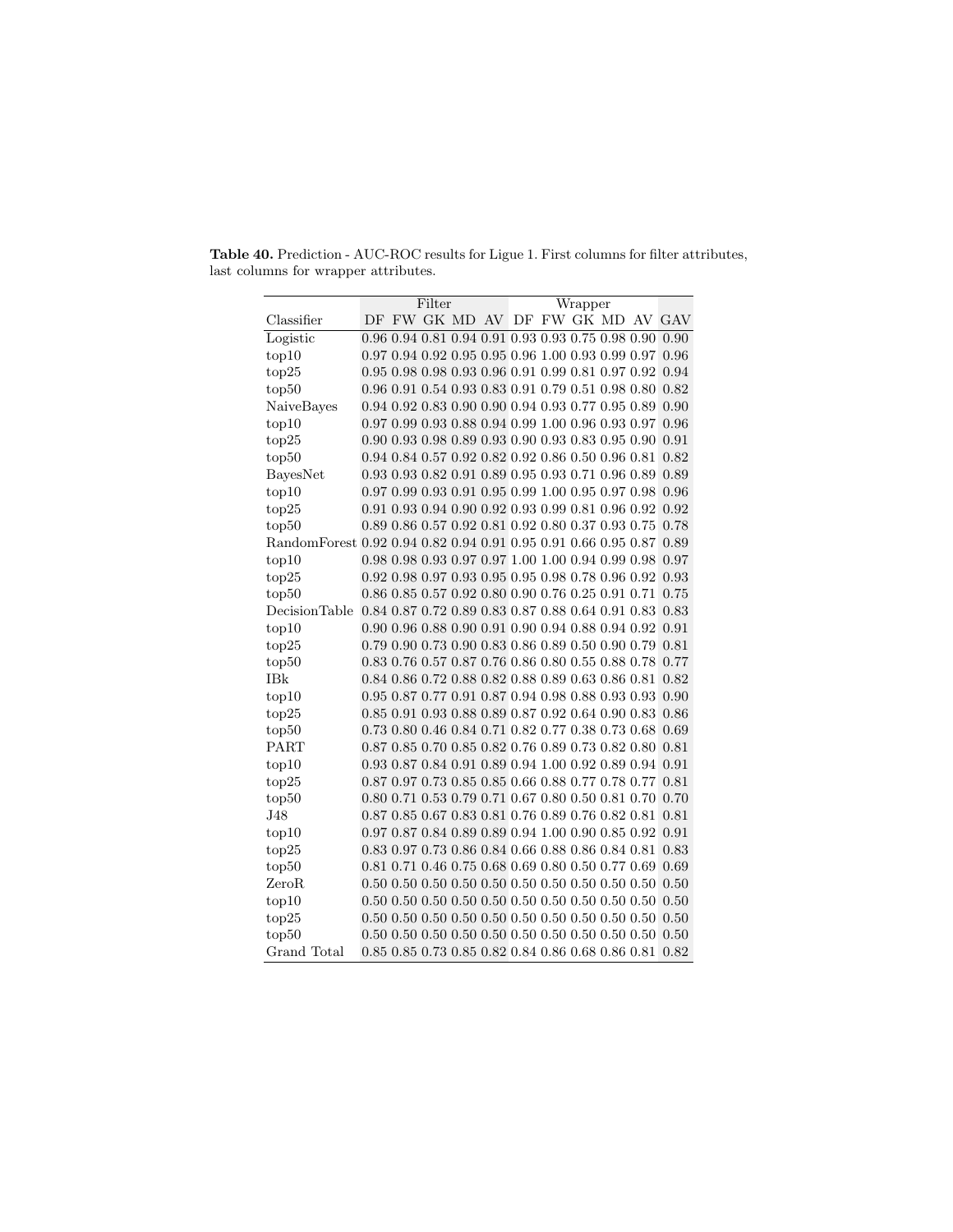**Table 40.** Prediction - AUC-ROC results for Ligue 1. First columns for filter attributes, last columns for wrapper attributes.

| | Filter | | | | | Wrapper | | | | | |
|---|---|---|---|---|---|---|---|---|---|---|---|
| Classifier | DF | FW | GK | MD | AV | DF | FW | GK | MD | AV | GAV |
| Logistic | 0.96 | 0.94 | 0.81 | 0.94 | 0.91 | 0.93 | 0.93 | 0.75 | 0.98 | 0.90 | 0.90 |
| top10 | 0.97 | 0.94 | 0.92 | 0.95 | 0.95 | 0.96 | 1.00 | 0.93 | 0.99 | 0.97 | 0.96 |
| top25 | 0.95 | 0.98 | 0.98 | 0.93 | 0.96 | 0.91 | 0.99 | 0.81 | 0.97 | 0.92 | 0.94 |
| top50 | 0.96 | 0.91 | 0.54 | 0.93 | 0.83 | 0.91 | 0.79 | 0.51 | 0.98 | 0.80 | 0.82 |
| NaiveBayes | 0.94 | 0.92 | 0.83 | 0.90 | 0.90 | 0.94 | 0.93 | 0.77 | 0.95 | 0.89 | 0.90 |
| top10 | 0.97 | 0.99 | 0.93 | 0.88 | 0.94 | 0.99 | 1.00 | 0.96 | 0.93 | 0.97 | 0.96 |
| top25 | 0.90 | 0.93 | 0.98 | 0.89 | 0.93 | 0.90 | 0.93 | 0.83 | 0.95 | 0.90 | 0.91 |
| top50 | 0.94 | 0.84 | 0.57 | 0.92 | 0.82 | 0.92 | 0.86 | 0.50 | 0.96 | 0.81 | 0.82 |
| BayesNet | 0.93 | 0.93 | 0.82 | 0.91 | 0.89 | 0.95 | 0.93 | 0.71 | 0.96 | 0.89 | 0.89 |
| top10 | 0.97 | 0.99 | 0.93 | 0.91 | 0.95 | 0.99 | 1.00 | 0.95 | 0.97 | 0.98 | 0.96 |
| top25 | 0.91 | 0.93 | 0.94 | 0.90 | 0.92 | 0.93 | 0.99 | 0.81 | 0.96 | 0.92 | 0.92 |
| top50 | 0.89 | 0.86 | 0.57 | 0.92 | 0.81 | 0.92 | 0.80 | 0.37 | 0.93 | 0.75 | 0.78 |
| RandomForest | 0.92 | 0.94 | 0.82 | 0.94 | 0.91 | 0.95 | 0.91 | 0.66 | 0.95 | 0.87 | 0.89 |
| top10 | 0.98 | 0.98 | 0.93 | 0.97 | 0.97 | 1.00 | 1.00 | 0.94 | 0.99 | 0.98 | 0.97 |
| top25 | 0.92 | 0.98 | 0.97 | 0.93 | 0.95 | 0.95 | 0.98 | 0.78 | 0.96 | 0.92 | 0.93 |
| top50 | 0.86 | 0.85 | 0.57 | 0.92 | 0.80 | 0.90 | 0.76 | 0.25 | 0.91 | 0.71 | 0.75 |
| DecisionTable | 0.84 | 0.87 | 0.72 | 0.89 | 0.83 | 0.87 | 0.88 | 0.64 | 0.91 | 0.83 | 0.83 |
| top10 | 0.90 | 0.96 | 0.88 | 0.90 | 0.91 | 0.90 | 0.94 | 0.88 | 0.94 | 0.92 | 0.91 |
| top25 | 0.79 | 0.90 | 0.73 | 0.90 | 0.83 | 0.86 | 0.89 | 0.50 | 0.90 | 0.79 | 0.81 |
| top50 | 0.83 | 0.76 | 0.57 | 0.87 | 0.76 | 0.86 | 0.80 | 0.55 | 0.88 | 0.78 | 0.77 |
| IBk | 0.84 | 0.86 | 0.72 | 0.88 | 0.82 | 0.88 | 0.89 | 0.63 | 0.86 | 0.81 | 0.82 |
| top10 | 0.95 | 0.87 | 0.77 | 0.91 | 0.87 | 0.94 | 0.98 | 0.88 | 0.93 | 0.93 | 0.90 |
| top25 | 0.85 | 0.91 | 0.93 | 0.88 | 0.89 | 0.87 | 0.92 | 0.64 | 0.90 | 0.83 | 0.86 |
| top50 | 0.73 | 0.80 | 0.46 | 0.84 | 0.71 | 0.82 | 0.77 | 0.38 | 0.73 | 0.68 | 0.69 |
| PART | 0.87 | 0.85 | 0.70 | 0.85 | 0.82 | 0.76 | 0.89 | 0.73 | 0.82 | 0.80 | 0.81 |
| top10 | 0.93 | 0.87 | 0.84 | 0.91 | 0.89 | 0.94 | 1.00 | 0.92 | 0.89 | 0.94 | 0.91 |
| top25 | 0.87 | 0.97 | 0.73 | 0.85 | 0.85 | 0.66 | 0.88 | 0.77 | 0.78 | 0.77 | 0.81 |
| top50 | 0.80 | 0.71 | 0.53 | 0.79 | 0.71 | 0.67 | 0.80 | 0.50 | 0.81 | 0.70 | 0.70 |
| J48 | 0.87 | 0.85 | 0.67 | 0.83 | 0.81 | 0.76 | 0.89 | 0.76 | 0.82 | 0.81 | 0.81 |
| top10 | 0.97 | 0.87 | 0.84 | 0.89 | 0.89 | 0.94 | 1.00 | 0.90 | 0.85 | 0.92 | 0.91 |
| top25 | 0.83 | 0.97 | 0.73 | 0.86 | 0.84 | 0.66 | 0.88 | 0.86 | 0.84 | 0.81 | 0.83 |
| top50 | 0.81 | 0.71 | 0.46 | 0.75 | 0.68 | 0.69 | 0.80 | 0.50 | 0.77 | 0.69 | 0.69 |
| ZeroR | 0.50 | 0.50 | 0.50 | 0.50 | 0.50 | 0.50 | 0.50 | 0.50 | 0.50 | 0.50 | 0.50 |
| top10 | 0.50 | 0.50 | 0.50 | 0.50 | 0.50 | 0.50 | 0.50 | 0.50 | 0.50 | 0.50 | 0.50 |
| top25 | 0.50 | 0.50 | 0.50 | 0.50 | 0.50 | 0.50 | 0.50 | 0.50 | 0.50 | 0.50 | 0.50 |
| top50 | 0.50 | 0.50 | 0.50 | 0.50 | 0.50 | 0.50 | 0.50 | 0.50 | 0.50 | 0.50 | 0.50 |
| Grand Total | 0.85 | 0.85 | 0.73 | 0.85 | 0.82 | 0.84 | 0.86 | 0.68 | 0.86 | 0.81 | 0.82 |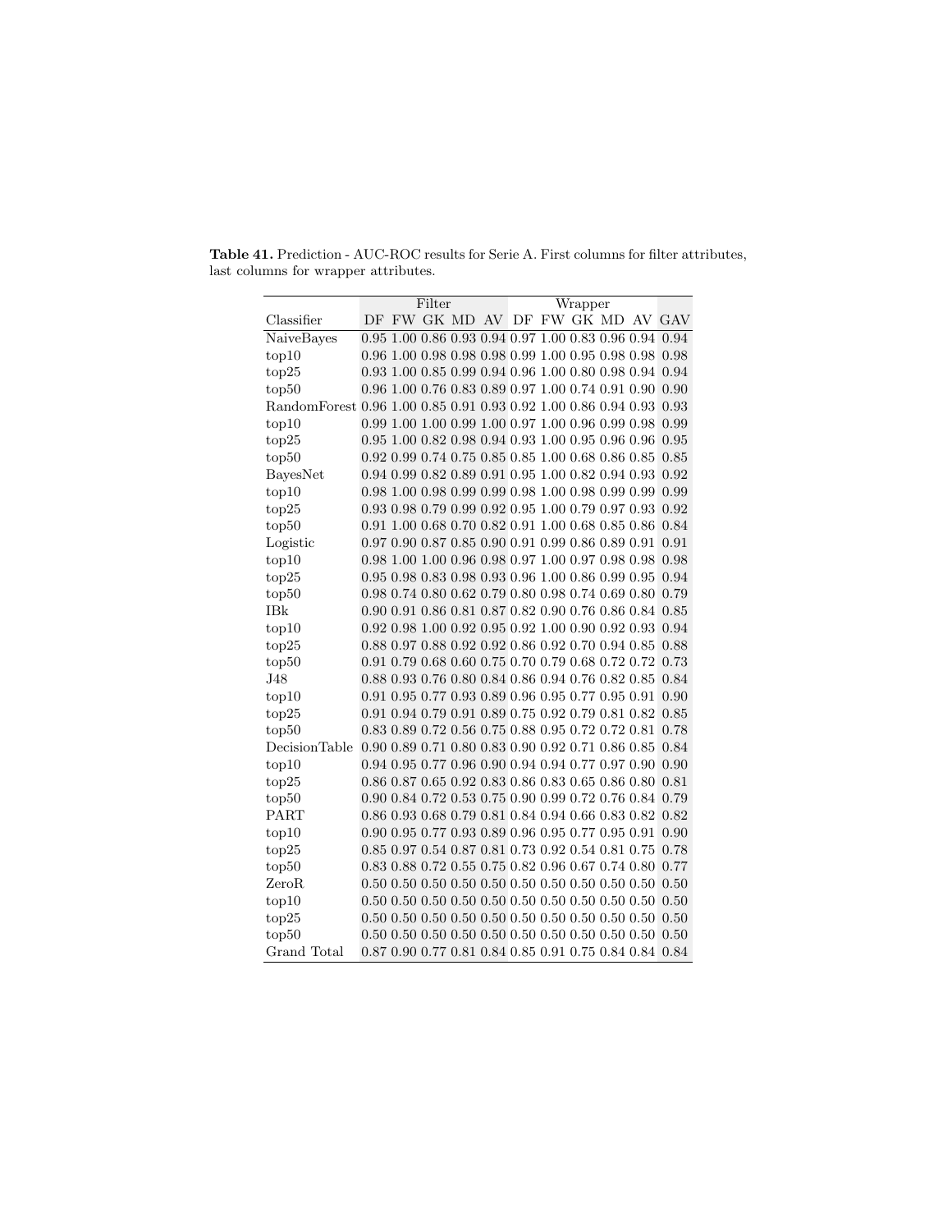**Table 41.** Prediction - AUC-ROC results for Serie A. First columns for filter attributes, last columns for wrapper attributes.

| | Filter | | | | | Wrapper | | | | | |
|---|---|---|---|---|---|---|---|---|---|---|---|
| Classifier | DF | FW | GK | MD | AV | DF | FW | GK | MD | AV | GAV |
| NaiveBayes | 0.95 | 1.00 | 0.86 | 0.93 | 0.94 | 0.97 | 1.00 | 0.83 | 0.96 | 0.94 | 0.94 |
| top10 | 0.96 | 1.00 | 0.98 | 0.98 | 0.98 | 0.99 | 1.00 | 0.95 | 0.98 | 0.98 | 0.98 |
| top25 | 0.93 | 1.00 | 0.85 | 0.99 | 0.94 | 0.96 | 1.00 | 0.80 | 0.98 | 0.94 | 0.94 |
| top50 | 0.96 | 1.00 | 0.76 | 0.83 | 0.89 | 0.97 | 1.00 | 0.74 | 0.91 | 0.90 | 0.90 |
| RandomForest | 0.96 | 1.00 | 0.85 | 0.91 | 0.93 | 0.92 | 1.00 | 0.86 | 0.94 | 0.93 | 0.93 |
| top10 | 0.99 | 1.00 | 1.00 | 0.99 | 1.00 | 0.97 | 1.00 | 0.96 | 0.99 | 0.98 | 0.99 |
| top25 | 0.95 | 1.00 | 0.82 | 0.98 | 0.94 | 0.93 | 1.00 | 0.95 | 0.96 | 0.96 | 0.95 |
| top50 | 0.92 | 0.99 | 0.74 | 0.75 | 0.85 | 0.85 | 1.00 | 0.68 | 0.86 | 0.85 | 0.85 |
| BayesNet | 0.94 | 0.99 | 0.82 | 0.89 | 0.91 | 0.95 | 1.00 | 0.82 | 0.94 | 0.93 | 0.92 |
| top10 | 0.98 | 1.00 | 0.98 | 0.99 | 0.99 | 0.98 | 1.00 | 0.98 | 0.99 | 0.99 | 0.99 |
| top25 | 0.93 | 0.98 | 0.79 | 0.99 | 0.92 | 0.95 | 1.00 | 0.79 | 0.97 | 0.93 | 0.92 |
| top50 | 0.91 | 1.00 | 0.68 | 0.70 | 0.82 | 0.91 | 1.00 | 0.68 | 0.85 | 0.86 | 0.84 |
| Logistic | 0.97 | 0.90 | 0.87 | 0.85 | 0.90 | 0.91 | 0.99 | 0.86 | 0.89 | 0.91 | 0.91 |
| top10 | 0.98 | 1.00 | 1.00 | 0.96 | 0.98 | 0.97 | 1.00 | 0.97 | 0.98 | 0.98 | 0.98 |
| top25 | 0.95 | 0.98 | 0.83 | 0.98 | 0.93 | 0.96 | 1.00 | 0.86 | 0.99 | 0.95 | 0.94 |
| top50 | 0.98 | 0.74 | 0.80 | 0.62 | 0.79 | 0.80 | 0.98 | 0.74 | 0.69 | 0.80 | 0.79 |
| IBk | 0.90 | 0.91 | 0.86 | 0.81 | 0.87 | 0.82 | 0.90 | 0.76 | 0.86 | 0.84 | 0.85 |
| top10 | 0.92 | 0.98 | 1.00 | 0.92 | 0.95 | 0.92 | 1.00 | 0.90 | 0.92 | 0.93 | 0.94 |
| top25 | 0.88 | 0.97 | 0.88 | 0.92 | 0.92 | 0.86 | 0.92 | 0.70 | 0.94 | 0.85 | 0.88 |
| top50 | 0.91 | 0.79 | 0.68 | 0.60 | 0.75 | 0.70 | 0.79 | 0.68 | 0.72 | 0.72 | 0.73 |
| J48 | 0.88 | 0.93 | 0.76 | 0.80 | 0.84 | 0.86 | 0.94 | 0.76 | 0.82 | 0.85 | 0.84 |
| top10 | 0.91 | 0.95 | 0.77 | 0.93 | 0.89 | 0.96 | 0.95 | 0.77 | 0.95 | 0.91 | 0.90 |
| top25 | 0.91 | 0.94 | 0.79 | 0.91 | 0.89 | 0.75 | 0.92 | 0.79 | 0.81 | 0.82 | 0.85 |
| top50 | 0.83 | 0.89 | 0.72 | 0.56 | 0.75 | 0.88 | 0.95 | 0.72 | 0.72 | 0.81 | 0.78 |
| DecisionTable | 0.90 | 0.89 | 0.71 | 0.80 | 0.83 | 0.90 | 0.92 | 0.71 | 0.86 | 0.85 | 0.84 |
| top10 | 0.94 | 0.95 | 0.77 | 0.96 | 0.90 | 0.94 | 0.94 | 0.77 | 0.97 | 0.90 | 0.90 |
| top25 | 0.86 | 0.87 | 0.65 | 0.92 | 0.83 | 0.86 | 0.83 | 0.65 | 0.86 | 0.80 | 0.81 |
| top50 | 0.90 | 0.84 | 0.72 | 0.53 | 0.75 | 0.90 | 0.99 | 0.72 | 0.76 | 0.84 | 0.79 |
| PART | 0.86 | 0.93 | 0.68 | 0.79 | 0.81 | 0.84 | 0.94 | 0.66 | 0.83 | 0.82 | 0.82 |
| top10 | 0.90 | 0.95 | 0.77 | 0.93 | 0.89 | 0.96 | 0.95 | 0.77 | 0.95 | 0.91 | 0.90 |
| top25 | 0.85 | 0.97 | 0.54 | 0.87 | 0.81 | 0.73 | 0.92 | 0.54 | 0.81 | 0.75 | 0.78 |
| top50 | 0.83 | 0.88 | 0.72 | 0.55 | 0.75 | 0.82 | 0.96 | 0.67 | 0.74 | 0.80 | 0.77 |
| ZeroR | 0.50 | 0.50 | 0.50 | 0.50 | 0.50 | 0.50 | 0.50 | 0.50 | 0.50 | 0.50 | 0.50 |
| top10 | 0.50 | 0.50 | 0.50 | 0.50 | 0.50 | 0.50 | 0.50 | 0.50 | 0.50 | 0.50 | 0.50 |
| top25 | 0.50 | 0.50 | 0.50 | 0.50 | 0.50 | 0.50 | 0.50 | 0.50 | 0.50 | 0.50 | 0.50 |
| top50 | 0.50 | 0.50 | 0.50 | 0.50 | 0.50 | 0.50 | 0.50 | 0.50 | 0.50 | 0.50 | 0.50 |
| Grand Total | 0.87 | 0.90 | 0.77 | 0.81 | 0.84 | 0.85 | 0.91 | 0.75 | 0.84 | 0.84 | 0.84 |